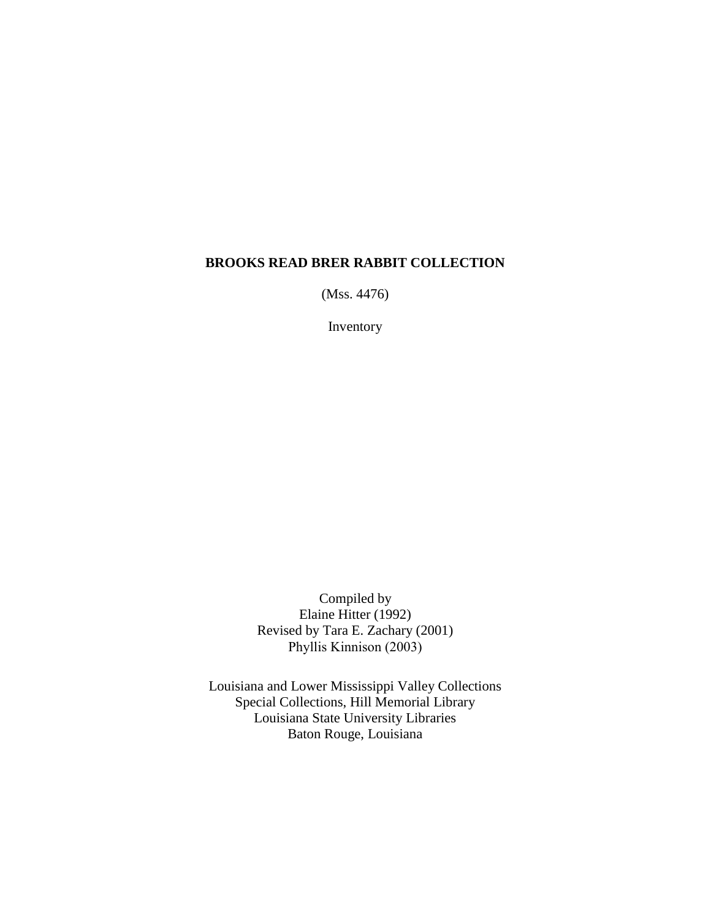# BROOKS READ BRER RABBIT COLLECTION

(Mss. 4476)

Inventory

Compiled by
Elaine Hitter (1992)
Revised by Tara E. Zachary (2001)
Phyllis Kinnison (2003)

Louisiana and Lower Mississippi Valley Collections
Special Collections, Hill Memorial Library
Louisiana State University Libraries
Baton Rouge, Louisiana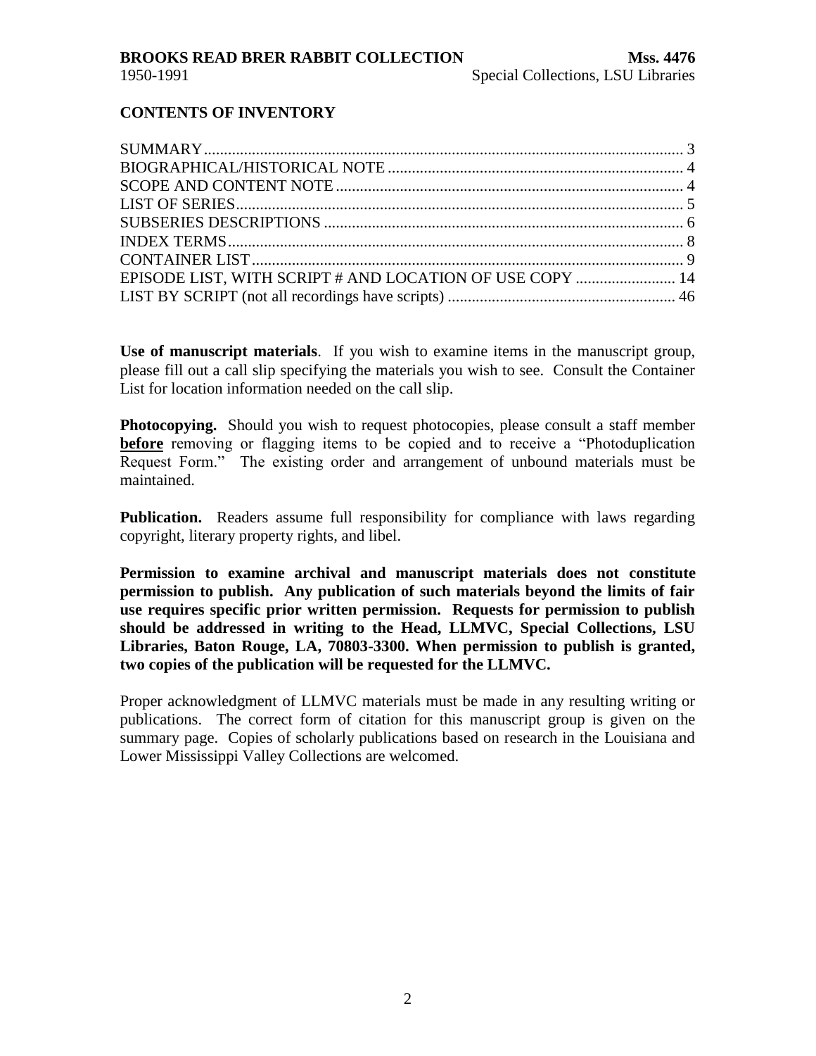## CONTENTS OF INVENTORY

| | |
|---|---|
| SUMMARY | 3 |
| BIOGRAPHICAL/HISTORICAL NOTE | 4 |
| SCOPE AND CONTENT NOTE | 4 |
| LIST OF SERIES | 5 |
| SUBSERIES DESCRIPTIONS | 6 |
| INDEX TERMS | 8 |
| CONTAINER LIST | 9 |
| EPISODE LIST, WITH SCRIPT # AND LOCATION OF USE COPY | 14 |
| LIST BY SCRIPT (not all recordings have scripts) | 46 |

**Use of manuscript materials**. If you wish to examine items in the manuscript group, please fill out a call slip specifying the materials you wish to see. Consult the Container List for location information needed on the call slip.

**Photocopying.** Should you wish to request photocopies, please consult a staff member **before** removing or flagging items to be copied and to receive a "Photoduplication Request Form." The existing order and arrangement of unbound materials must be maintained.

**Publication.** Readers assume full responsibility for compliance with laws regarding copyright, literary property rights, and libel.

**Permission to examine archival and manuscript materials does not constitute permission to publish. Any publication of such materials beyond the limits of fair use requires specific prior written permission. Requests for permission to publish should be addressed in writing to the Head, LLMVC, Special Collections, LSU Libraries, Baton Rouge, LA, 70803-3300. When permission to publish is granted, two copies of the publication will be requested for the LLMVC.**

Proper acknowledgment of LLMVC materials must be made in any resulting writing or publications. The correct form of citation for this manuscript group is given on the summary page. Copies of scholarly publications based on research in the Louisiana and Lower Mississippi Valley Collections are welcomed.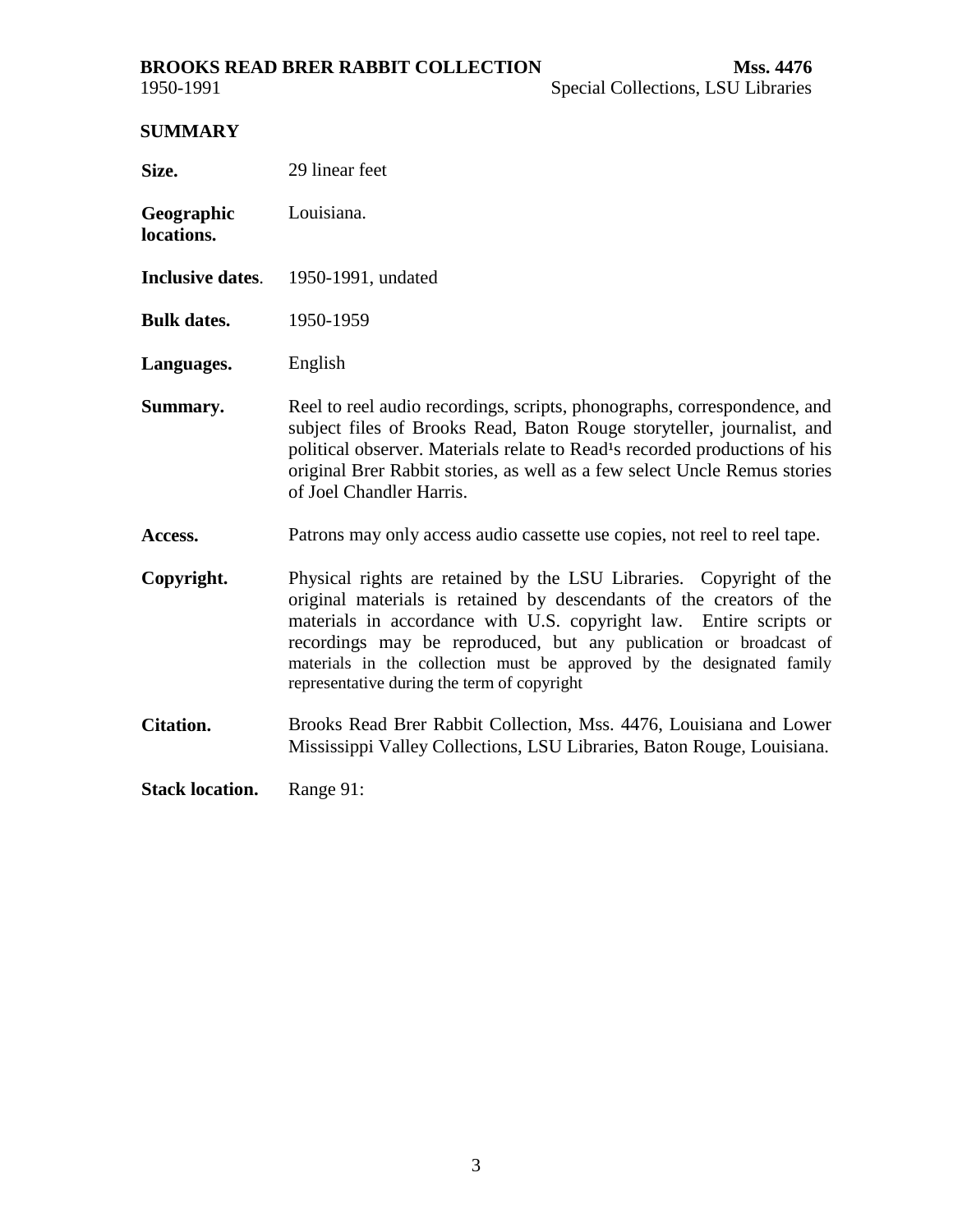## SUMMARY

**Size.** 29 linear feet

**Geographic locations.** Louisiana.

**Inclusive dates.** 1950-1991, undated

**Bulk dates.** 1950-1959

**Languages.** English

**Summary.** Reel to reel audio recordings, scripts, phonographs, correspondence, and subject files of Brooks Read, Baton Rouge storyteller, journalist, and political observer. Materials relate to Read¹s recorded productions of his original Brer Rabbit stories, as well as a few select Uncle Remus stories of Joel Chandler Harris.

**Access.** Patrons may only access audio cassette use copies, not reel to reel tape.

**Copyright.** Physical rights are retained by the LSU Libraries. Copyright of the original materials is retained by descendants of the creators of the materials in accordance with U.S. copyright law. Entire scripts or recordings may be reproduced, but any publication or broadcast of materials in the collection must be approved by the designated family representative during the term of copyright

**Citation.** Brooks Read Brer Rabbit Collection, Mss. 4476, Louisiana and Lower Mississippi Valley Collections, LSU Libraries, Baton Rouge, Louisiana.

**Stack location.** Range 91: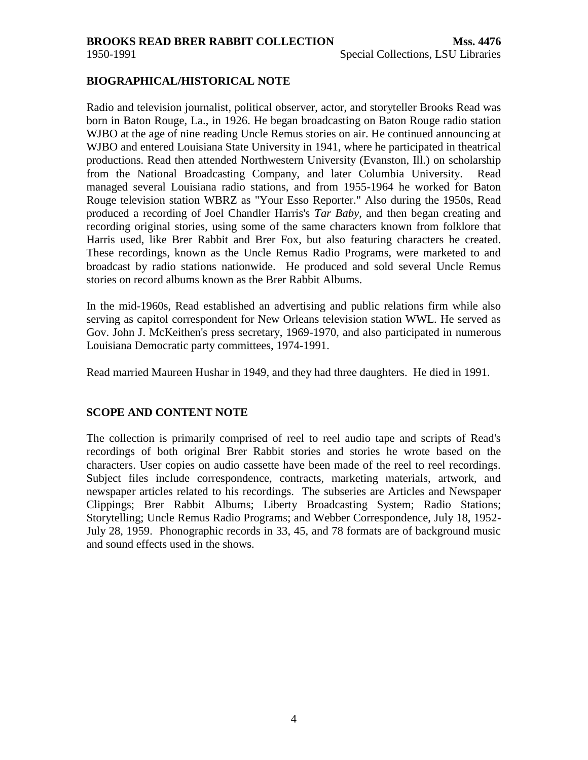## BIOGRAPHICAL/HISTORICAL NOTE

Radio and television journalist, political observer, actor, and storyteller Brooks Read was born in Baton Rouge, La., in 1926. He began broadcasting on Baton Rouge radio station WJBO at the age of nine reading Uncle Remus stories on air. He continued announcing at WJBO and entered Louisiana State University in 1941, where he participated in theatrical productions. Read then attended Northwestern University (Evanston, Ill.) on scholarship from the National Broadcasting Company, and later Columbia University. Read managed several Louisiana radio stations, and from 1955-1964 he worked for Baton Rouge television station WBRZ as "Your Esso Reporter." Also during the 1950s, Read produced a recording of Joel Chandler Harris's *Tar Baby*, and then began creating and recording original stories, using some of the same characters known from folklore that Harris used, like Brer Rabbit and Brer Fox, but also featuring characters he created. These recordings, known as the Uncle Remus Radio Programs, were marketed to and broadcast by radio stations nationwide. He produced and sold several Uncle Remus stories on record albums known as the Brer Rabbit Albums.

In the mid-1960s, Read established an advertising and public relations firm while also serving as capitol correspondent for New Orleans television station WWL. He served as Gov. John J. McKeithen's press secretary, 1969-1970, and also participated in numerous Louisiana Democratic party committees, 1974-1991.

Read married Maureen Hushar in 1949, and they had three daughters. He died in 1991.

## SCOPE AND CONTENT NOTE

The collection is primarily comprised of reel to reel audio tape and scripts of Read's recordings of both original Brer Rabbit stories and stories he wrote based on the characters. User copies on audio cassette have been made of the reel to reel recordings. Subject files include correspondence, contracts, marketing materials, artwork, and newspaper articles related to his recordings. The subseries are Articles and Newspaper Clippings; Brer Rabbit Albums; Liberty Broadcasting System; Radio Stations; Storytelling; Uncle Remus Radio Programs; and Webber Correspondence, July 18, 1952-July 28, 1959. Phonographic records in 33, 45, and 78 formats are of background music and sound effects used in the shows.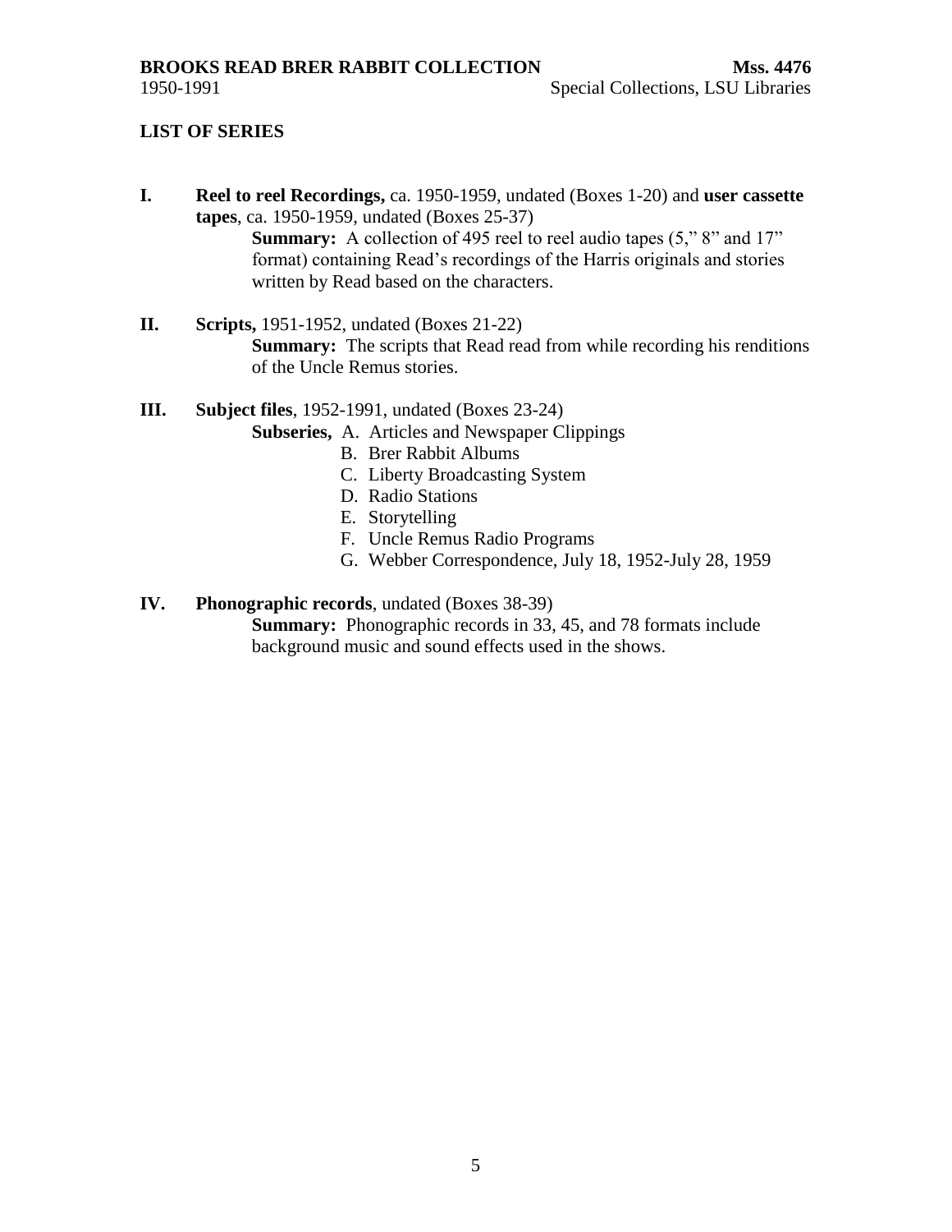## LIST OF SERIES

**I.** **Reel to reel Recordings,** ca. 1950-1959, undated (Boxes 1-20) and **user cassette tapes**, ca. 1950-1959, undated (Boxes 25-37)

**Summary:** A collection of 495 reel to reel audio tapes (5," 8" and 17" format) containing Read's recordings of the Harris originals and stories written by Read based on the characters.

**II.** **Scripts,** 1951-1952, undated (Boxes 21-22)

**Summary:** The scripts that Read read from while recording his renditions of the Uncle Remus stories.

**III.** **Subject files**, 1952-1991, undated (Boxes 23-24)

**Subseries,**
- A. Articles and Newspaper Clippings
- B. Brer Rabbit Albums
- C. Liberty Broadcasting System
- D. Radio Stations
- E. Storytelling
- F. Uncle Remus Radio Programs
- G. Webber Correspondence, July 18, 1952-July 28, 1959

**IV.** **Phonographic records**, undated (Boxes 38-39)

**Summary:** Phonographic records in 33, 45, and 78 formats include background music and sound effects used in the shows.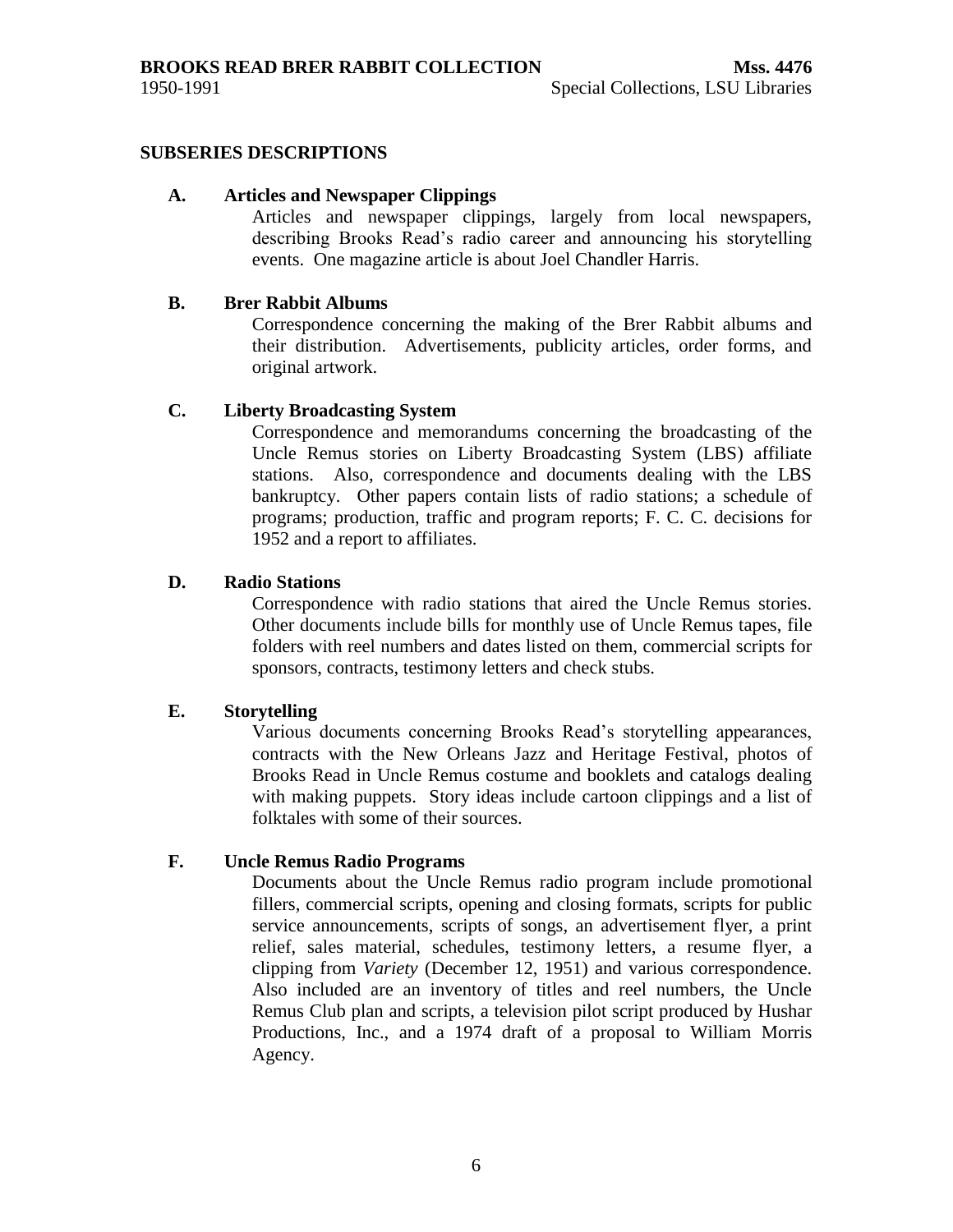## SUBSERIES DESCRIPTIONS

**A. Articles and Newspaper Clippings**

Articles and newspaper clippings, largely from local newspapers, describing Brooks Read's radio career and announcing his storytelling events. One magazine article is about Joel Chandler Harris.

**B. Brer Rabbit Albums**

Correspondence concerning the making of the Brer Rabbit albums and their distribution. Advertisements, publicity articles, order forms, and original artwork.

**C. Liberty Broadcasting System**

Correspondence and memorandums concerning the broadcasting of the Uncle Remus stories on Liberty Broadcasting System (LBS) affiliate stations. Also, correspondence and documents dealing with the LBS bankruptcy. Other papers contain lists of radio stations; a schedule of programs; production, traffic and program reports; F. C. C. decisions for 1952 and a report to affiliates.

**D. Radio Stations**

Correspondence with radio stations that aired the Uncle Remus stories. Other documents include bills for monthly use of Uncle Remus tapes, file folders with reel numbers and dates listed on them, commercial scripts for sponsors, contracts, testimony letters and check stubs.

**E. Storytelling**

Various documents concerning Brooks Read's storytelling appearances, contracts with the New Orleans Jazz and Heritage Festival, photos of Brooks Read in Uncle Remus costume and booklets and catalogs dealing with making puppets. Story ideas include cartoon clippings and a list of folktales with some of their sources.

**F. Uncle Remus Radio Programs**

Documents about the Uncle Remus radio program include promotional fillers, commercial scripts, opening and closing formats, scripts for public service announcements, scripts of songs, an advertisement flyer, a print relief, sales material, schedules, testimony letters, a resume flyer, a clipping from *Variety* (December 12, 1951) and various correspondence. Also included are an inventory of titles and reel numbers, the Uncle Remus Club plan and scripts, a television pilot script produced by Hushar Productions, Inc., and a 1974 draft of a proposal to William Morris Agency.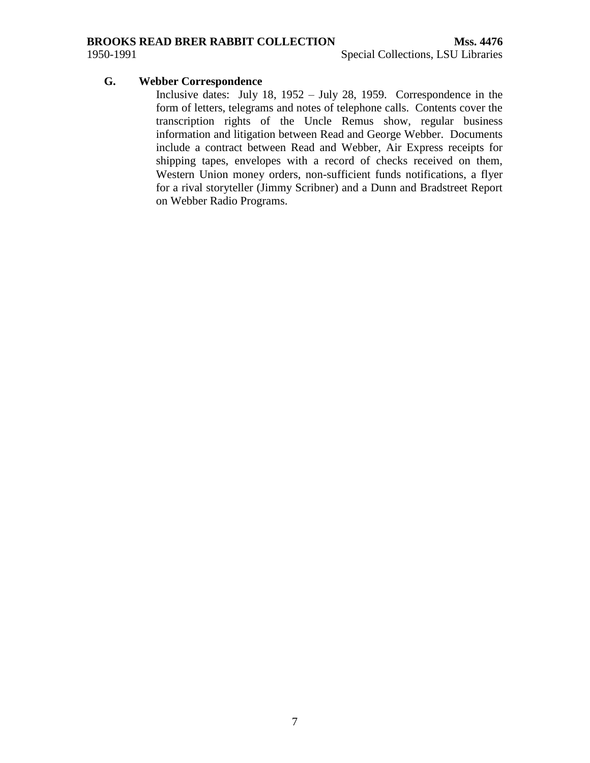### G. Webber Correspondence

Inclusive dates: July 18, 1952 – July 28, 1959. Correspondence in the form of letters, telegrams and notes of telephone calls. Contents cover the transcription rights of the Uncle Remus show, regular business information and litigation between Read and George Webber. Documents include a contract between Read and Webber, Air Express receipts for shipping tapes, envelopes with a record of checks received on them, Western Union money orders, non-sufficient funds notifications, a flyer for a rival storyteller (Jimmy Scribner) and a Dunn and Bradstreet Report on Webber Radio Programs.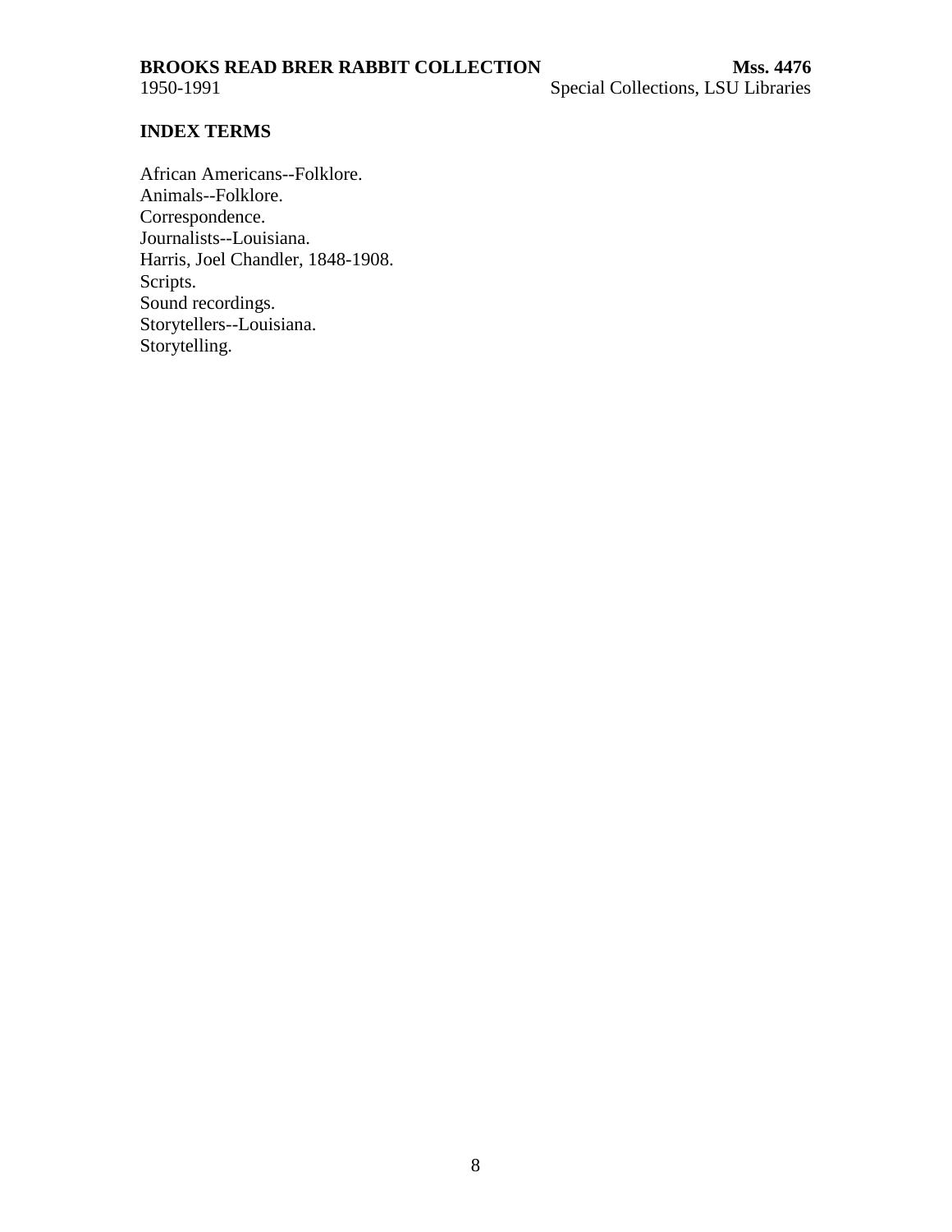## INDEX TERMS

African Americans--Folklore.
Animals--Folklore.
Correspondence.
Journalists--Louisiana.
Harris, Joel Chandler, 1848-1908.
Scripts.
Sound recordings.
Storytellers--Louisiana.
Storytelling.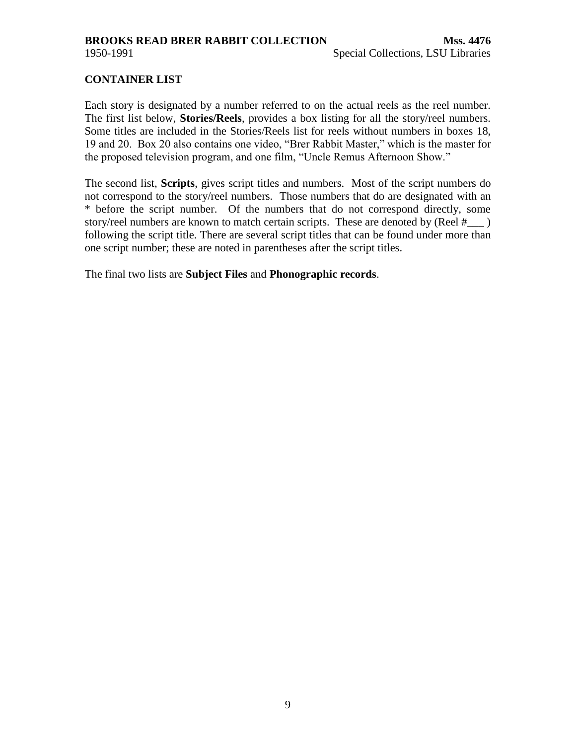## CONTAINER LIST

Each story is designated by a number referred to on the actual reels as the reel number. The first list below, **Stories/Reels**, provides a box listing for all the story/reel numbers. Some titles are included in the Stories/Reels list for reels without numbers in boxes 18, 19 and 20. Box 20 also contains one video, "Brer Rabbit Master," which is the master for the proposed television program, and one film, "Uncle Remus Afternoon Show."

The second list, **Scripts**, gives script titles and numbers. Most of the script numbers do not correspond to the story/reel numbers. Those numbers that do are designated with an * before the script number. Of the numbers that do not correspond directly, some story/reel numbers are known to match certain scripts. These are denoted by (Reel #___ ) following the script title. There are several script titles that can be found under more than one script number; these are noted in parentheses after the script titles.

The final two lists are **Subject Files** and **Phonographic records**.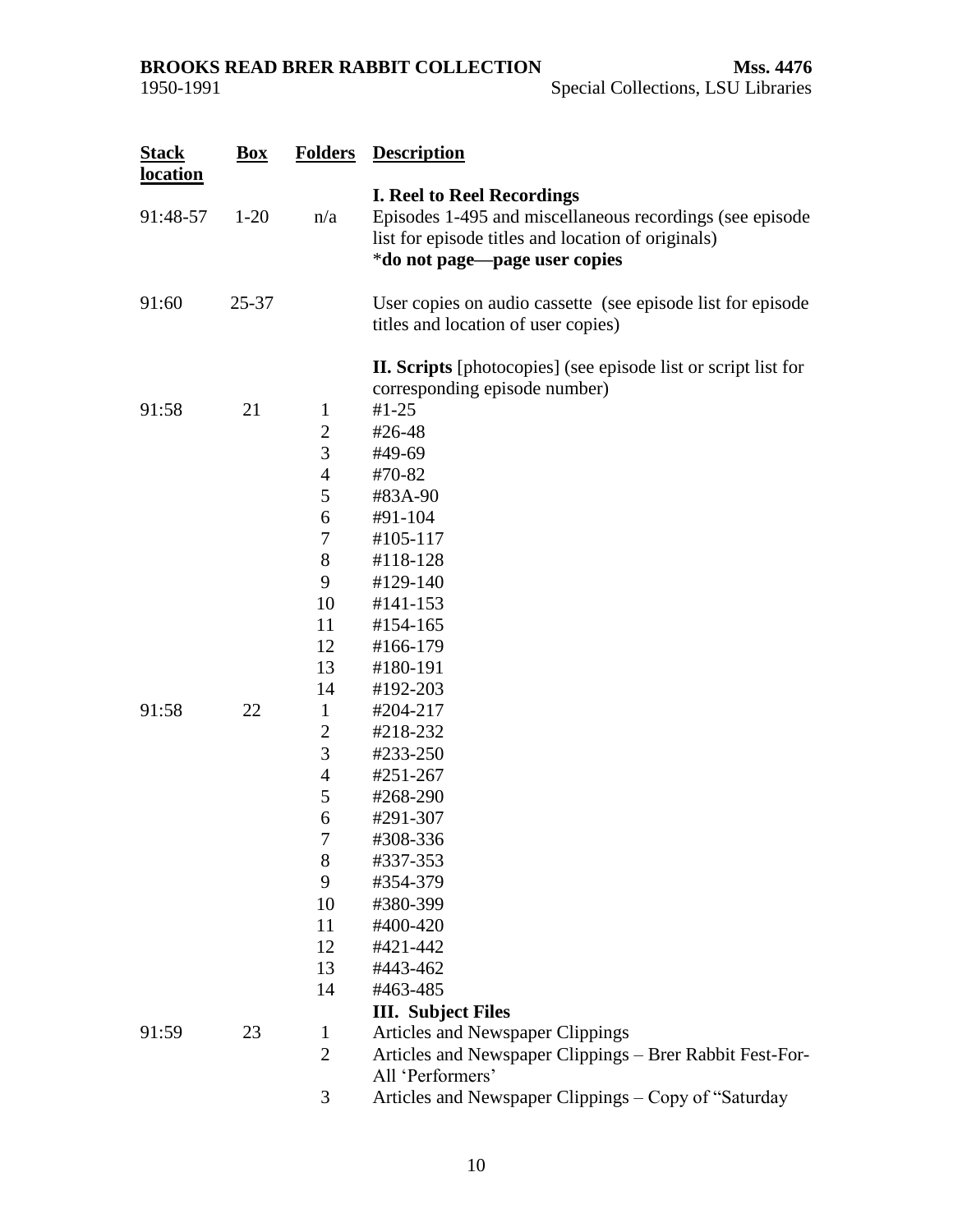| Stack location | Box | Folders | Description |
|---|---|---|---|
| | | | **I. Reel to Reel Recordings** |
| 91:48-57 | 1-20 | n/a | Episodes 1-495 and miscellaneous recordings (see episode list for episode titles and location of originals) *<br>**do not page—page user copies** |
| 91:60 | 25-37 | | User copies on audio cassette (see episode list for episode titles and location of user copies) |
| | | | **II. Scripts** [photocopies] (see episode list or script list for corresponding episode number) |
| 91:58 | 21 | 1 | #1-25 |
| | | 2 | #26-48 |
| | | 3 | #49-69 |
| | | 4 | #70-82 |
| | | 5 | #83A-90 |
| | | 6 | #91-104 |
| | | 7 | #105-117 |
| | | 8 | #118-128 |
| | | 9 | #129-140 |
| | | 10 | #141-153 |
| | | 11 | #154-165 |
| | | 12 | #166-179 |
| | | 13 | #180-191 |
| | | 14 | #192-203 |
| 91:58 | 22 | 1 | #204-217 |
| | | 2 | #218-232 |
| | | 3 | #233-250 |
| | | 4 | #251-267 |
| | | 5 | #268-290 |
| | | 6 | #291-307 |
| | | 7 | #308-336 |
| | | 8 | #337-353 |
| | | 9 | #354-379 |
| | | 10 | #380-399 |
| | | 11 | #400-420 |
| | | 12 | #421-442 |
| | | 13 | #443-462 |
| | | 14 | #463-485 |
| | | | **III. Subject Files** |
| 91:59 | 23 | 1 | Articles and Newspaper Clippings |
| | | 2 | Articles and Newspaper Clippings – Brer Rabbit Fest-For-All 'Performers' |
| | | 3 | Articles and Newspaper Clippings – Copy of "Saturday |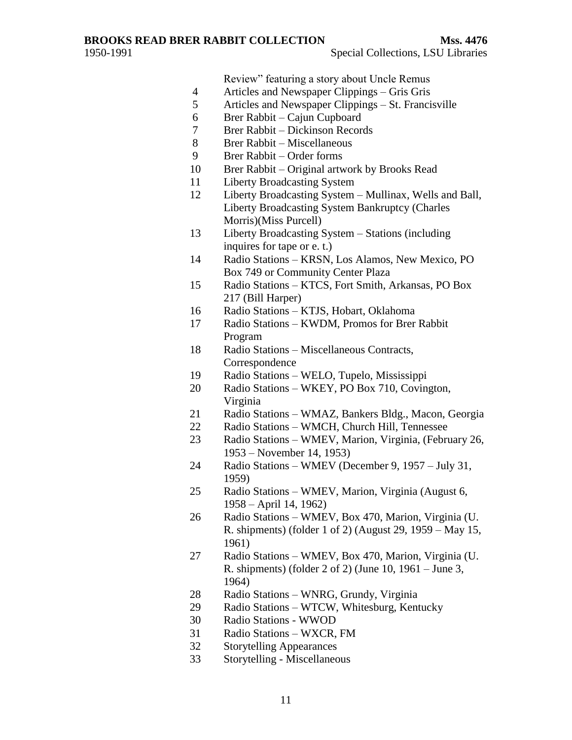| | |
|---|---|
| | Review" featuring a story about Uncle Remus |
| 4 | Articles and Newspaper Clippings – Gris Gris |
| 5 | Articles and Newspaper Clippings – St. Francisville |
| 6 | Brer Rabbit – Cajun Cupboard |
| 7 | Brer Rabbit – Dickinson Records |
| 8 | Brer Rabbit – Miscellaneous |
| 9 | Brer Rabbit – Order forms |
| 10 | Brer Rabbit – Original artwork by Brooks Read |
| 11 | Liberty Broadcasting System |
| 12 | Liberty Broadcasting System – Mullinax, Wells and Ball, Liberty Broadcasting System Bankruptcy (Charles Morris)(Miss Purcell) |
| 13 | Liberty Broadcasting System – Stations (including inquires for tape or e. t.) |
| 14 | Radio Stations – KRSN, Los Alamos, New Mexico, PO Box 749 or Community Center Plaza |
| 15 | Radio Stations – KTCS, Fort Smith, Arkansas, PO Box 217 (Bill Harper) |
| 16 | Radio Stations – KTJS, Hobart, Oklahoma |
| 17 | Radio Stations – KWDM, Promos for Brer Rabbit Program |
| 18 | Radio Stations – Miscellaneous Contracts, Correspondence |
| 19 | Radio Stations – WELO, Tupelo, Mississippi |
| 20 | Radio Stations – WKEY, PO Box 710, Covington, Virginia |
| 21 | Radio Stations – WMAZ, Bankers Bldg., Macon, Georgia |
| 22 | Radio Stations – WMCH, Church Hill, Tennessee |
| 23 | Radio Stations – WMEV, Marion, Virginia, (February 26, 1953 – November 14, 1953) |
| 24 | Radio Stations – WMEV (December 9, 1957 – July 31, 1959) |
| 25 | Radio Stations – WMEV, Marion, Virginia (August 6, 1958 – April 14, 1962) |
| 26 | Radio Stations – WMEV, Box 470, Marion, Virginia (U. R. shipments) (folder 1 of 2) (August 29, 1959 – May 15, 1961) |
| 27 | Radio Stations – WMEV, Box 470, Marion, Virginia (U. R. shipments) (folder 2 of 2) (June 10, 1961 – June 3, 1964) |
| 28 | Radio Stations – WNRG, Grundy, Virginia |
| 29 | Radio Stations – WTCW, Whitesburg, Kentucky |
| 30 | Radio Stations - WWOD |
| 31 | Radio Stations – WXCR, FM |
| 32 | Storytelling Appearances |
| 33 | Storytelling - Miscellaneous |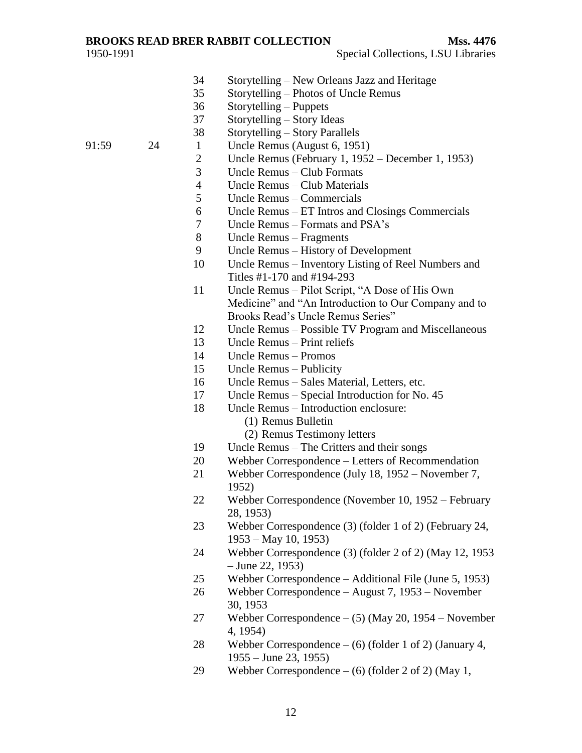| | | | |
|---|---|---|---|
| | | 34 | Storytelling – New Orleans Jazz and Heritage |
| | | 35 | Storytelling – Photos of Uncle Remus |
| | | 36 | Storytelling – Puppets |
| | | 37 | Storytelling – Story Ideas |
| | | 38 | Storytelling – Story Parallels |
| 91:59 | 24 | 1 | Uncle Remus (August 6, 1951) |
| | | 2 | Uncle Remus (February 1, 1952 – December 1, 1953) |
| | | 3 | Uncle Remus – Club Formats |
| | | 4 | Uncle Remus – Club Materials |
| | | 5 | Uncle Remus – Commercials |
| | | 6 | Uncle Remus – ET Intros and Closings Commercials |
| | | 7 | Uncle Remus – Formats and PSA's |
| | | 8 | Uncle Remus – Fragments |
| | | 9 | Uncle Remus – History of Development |
| | | 10 | Uncle Remus – Inventory Listing of Reel Numbers and Titles #1-170 and #194-293 |
| | | 11 | Uncle Remus – Pilot Script, "A Dose of His Own Medicine" and "An Introduction to Our Company and to Brooks Read's Uncle Remus Series" |
| | | 12 | Uncle Remus – Possible TV Program and Miscellaneous |
| | | 13 | Uncle Remus – Print reliefs |
| | | 14 | Uncle Remus – Promos |
| | | 15 | Uncle Remus – Publicity |
| | | 16 | Uncle Remus – Sales Material, Letters, etc. |
| | | 17 | Uncle Remus – Special Introduction for No. 45 |
| | | 18 | Uncle Remus – Introduction enclosure: (1) Remus Bulletin (2) Remus Testimony letters |
| | | 19 | Uncle Remus – The Critters and their songs |
| | | 20 | Webber Correspondence – Letters of Recommendation |
| | | 21 | Webber Correspondence (July 18, 1952 – November 7, 1952) |
| | | 22 | Webber Correspondence (November 10, 1952 – February 28, 1953) |
| | | 23 | Webber Correspondence (3) (folder 1 of 2) (February 24, 1953 – May 10, 1953) |
| | | 24 | Webber Correspondence (3) (folder 2 of 2) (May 12, 1953 – June 22, 1953) |
| | | 25 | Webber Correspondence – Additional File (June 5, 1953) |
| | | 26 | Webber Correspondence – August 7, 1953 – November 30, 1953 |
| | | 27 | Webber Correspondence – (5) (May 20, 1954 – November 4, 1954) |
| | | 28 | Webber Correspondence – (6) (folder 1 of 2) (January 4, 1955 – June 23, 1955) |
| | | 29 | Webber Correspondence – (6) (folder 2 of 2) (May 1, |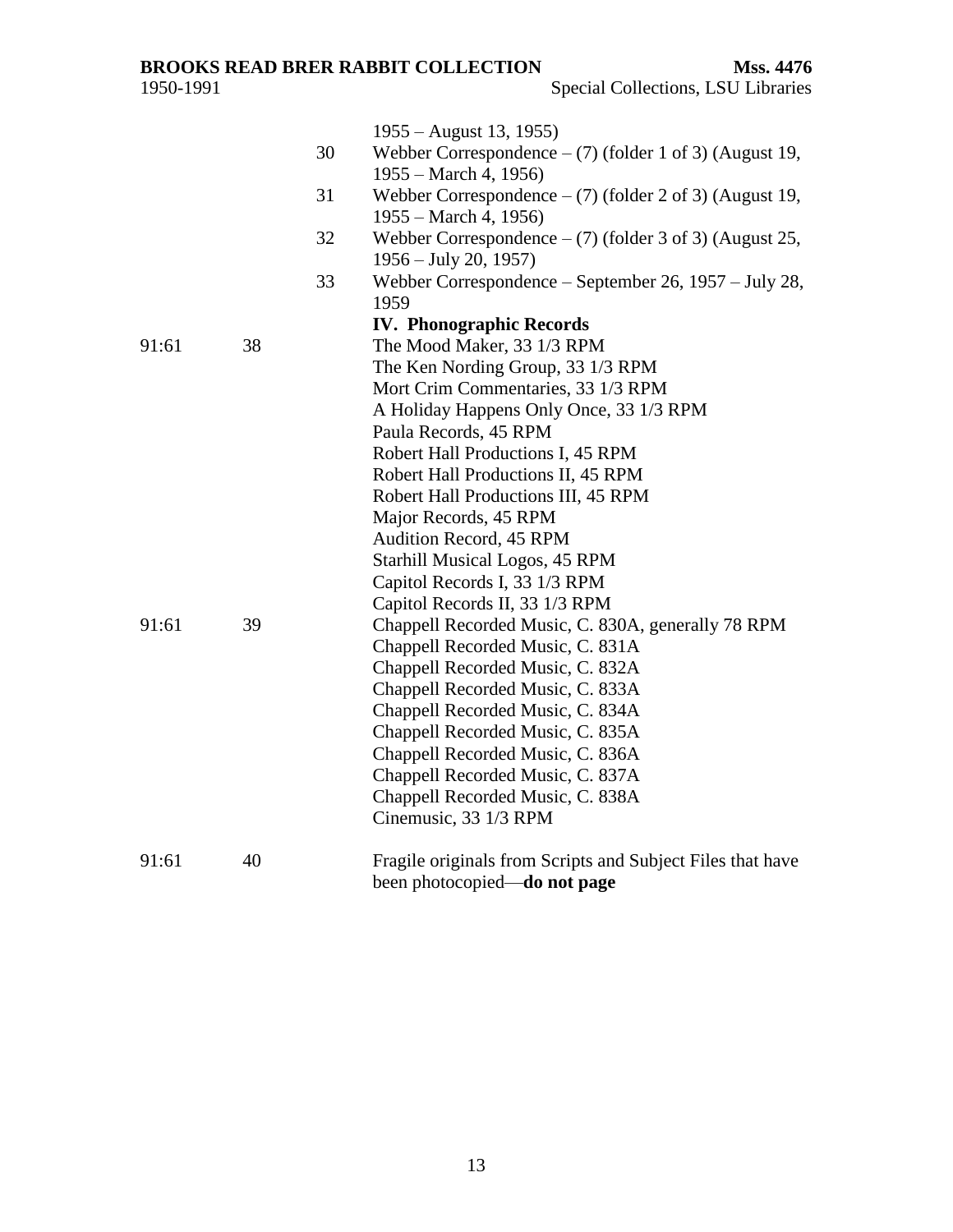| | | | |
|---|---|---|---|
| | | | 1955 – August 13, 1955) |
| | | 30 | Webber Correspondence – (7) (folder 1 of 3) (August 19, 1955 – March 4, 1956) |
| | | 31 | Webber Correspondence – (7) (folder 2 of 3) (August 19, 1955 – March 4, 1956) |
| | | 32 | Webber Correspondence – (7) (folder 3 of 3) (August 25, 1956 – July 20, 1957) |
| | | 33 | Webber Correspondence – September 26, 1957 – July 28, 1959 |
| | | | **IV. Phonographic Records** |
| 91:61 | 38 | | The Mood Maker, 33 1/3 RPM |
| | | | The Ken Nording Group, 33 1/3 RPM |
| | | | Mort Crim Commentaries, 33 1/3 RPM |
| | | | A Holiday Happens Only Once, 33 1/3 RPM |
| | | | Paula Records, 45 RPM |
| | | | Robert Hall Productions I, 45 RPM |
| | | | Robert Hall Productions II, 45 RPM |
| | | | Robert Hall Productions III, 45 RPM |
| | | | Major Records, 45 RPM |
| | | | Audition Record, 45 RPM |
| | | | Starhill Musical Logos, 45 RPM |
| | | | Capitol Records I, 33 1/3 RPM |
| | | | Capitol Records II, 33 1/3 RPM |
| 91:61 | 39 | | Chappell Recorded Music, C. 830A, generally 78 RPM |
| | | | Chappell Recorded Music, C. 831A |
| | | | Chappell Recorded Music, C. 832A |
| | | | Chappell Recorded Music, C. 833A |
| | | | Chappell Recorded Music, C. 834A |
| | | | Chappell Recorded Music, C. 835A |
| | | | Chappell Recorded Music, C. 836A |
| | | | Chappell Recorded Music, C. 837A |
| | | | Chappell Recorded Music, C. 838A |
| | | | Cinemusic, 33 1/3 RPM |
| 91:61 | 40 | | Fragile originals from Scripts and Subject Files that have been photocopied—**do not page** |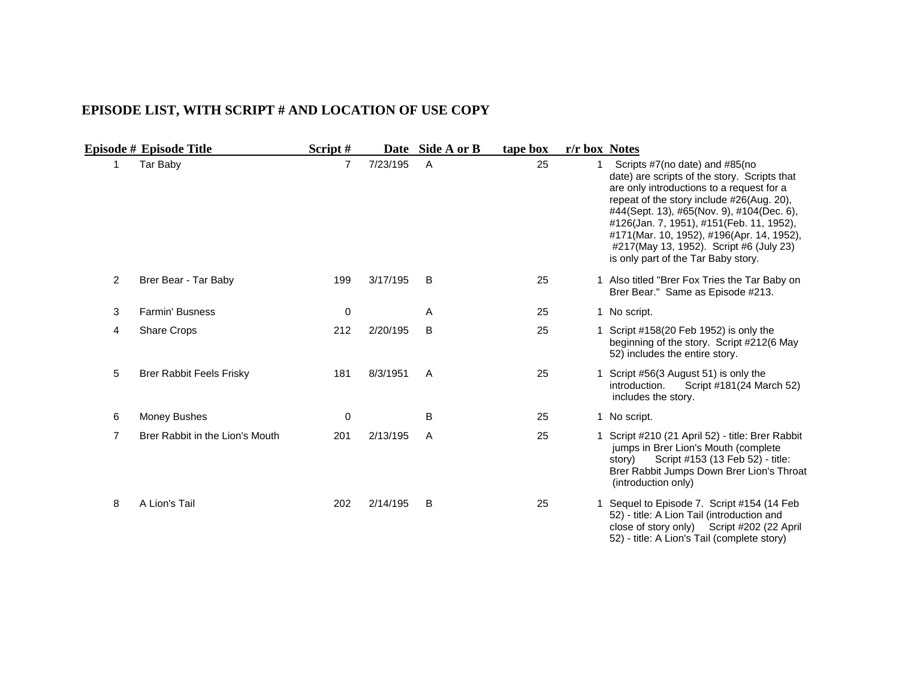## EPISODE LIST, WITH SCRIPT # AND LOCATION OF USE COPY

| Episode # | Episode Title | Script # | Date | Side A or B | tape box | r/r box | Notes |
|---|---|---|---|---|---|---|---|
| 1 | Tar Baby | 7 | 7/23/195 | A | 25 | 1 | Scripts #7(no date) and #85(no date) are scripts of the story. Scripts that are only introductions to a request for a repeat of the story include #26(Aug. 20), #44(Sept. 13), #65(Nov. 9), #104(Dec. 6), #126(Jan. 7, 1951), #151(Feb. 11, 1952), #171(Mar. 10, 1952), #196(Apr. 14, 1952), #217(May 13, 1952). Script #6 (July 23) is only part of the Tar Baby story. |
| 2 | Brer Bear - Tar Baby | 199 | 3/17/195 | B | 25 | 1 | Also titled "Brer Fox Tries the Tar Baby on Brer Bear." Same as Episode #213. |
| 3 | Farmin' Busness | 0 | | A | 25 | 1 | No script. |
| 4 | Share Crops | 212 | 2/20/195 | B | 25 | 1 | Script #158(20 Feb 1952) is only the beginning of the story. Script #212(6 May 52) includes the entire story. |
| 5 | Brer Rabbit Feels Frisky | 181 | 8/3/1951 | A | 25 | 1 | Script #56(3 August 51) is only the introduction. Script #181(24 March 52) includes the story. |
| 6 | Money Bushes | 0 | | B | 25 | 1 | No script. |
| 7 | Brer Rabbit in the Lion's Mouth | 201 | 2/13/195 | A | 25 | 1 | Script #210 (21 April 52) - title: Brer Rabbit jumps in Brer Lion's Mouth (complete story) Script #153 (13 Feb 52) - title: Brer Rabbit Jumps Down Brer Lion's Throat (introduction only) |
| 8 | A Lion's Tail | 202 | 2/14/195 | B | 25 | 1 | Sequel to Episode 7. Script #154 (14 Feb 52) - title: A Lion Tail (introduction and close of story only) Script #202 (22 April 52) - title: A Lion's Tail (complete story) |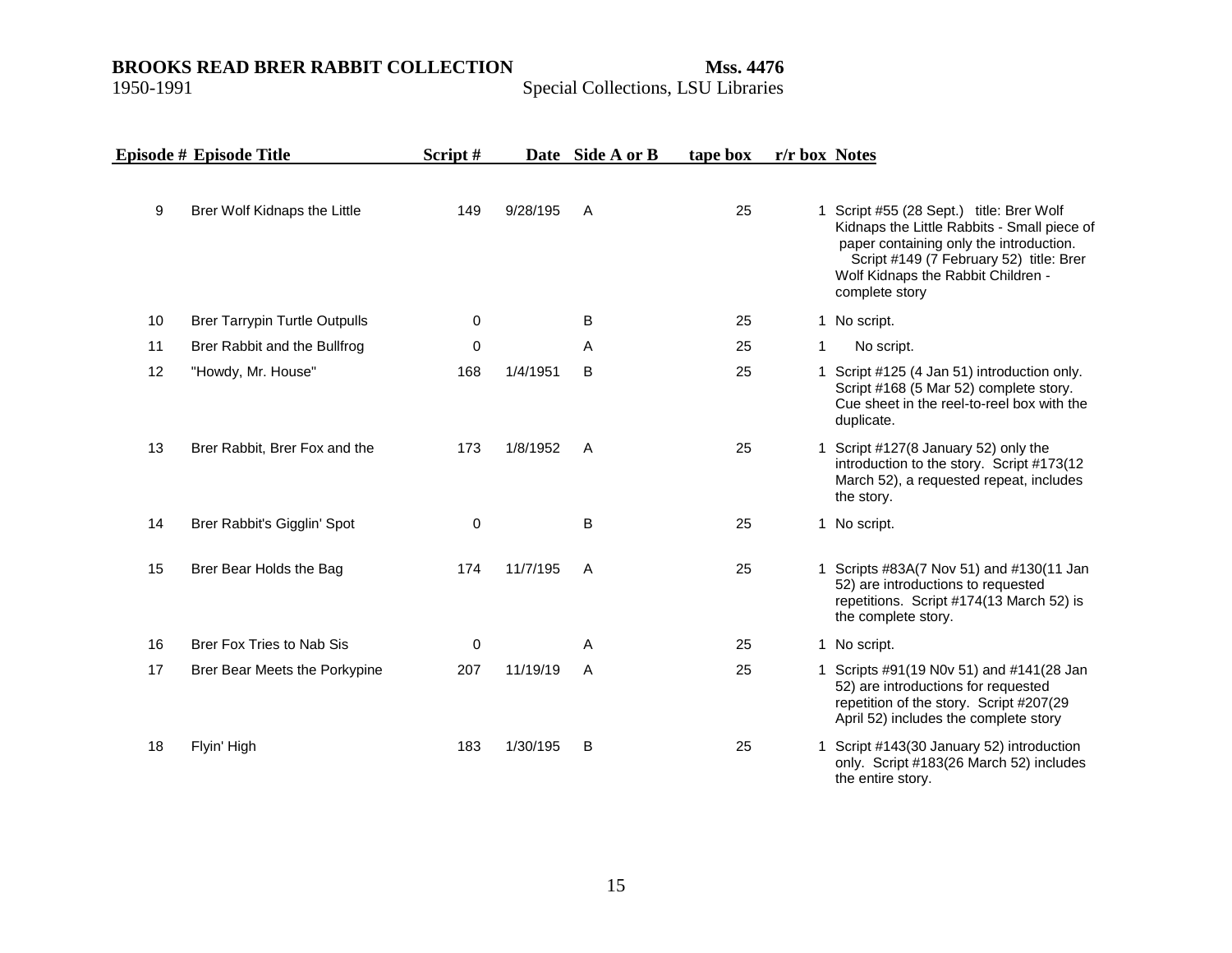| Episode # | Episode Title | Script # | Date | Side A or B | tape box | r/r box | Notes |
|---|---|---|---|---|---|---|---|
| 9 | Brer Wolf Kidnaps the Little | 149 | 9/28/195 | A | 25 | 1 | Script #55 (28 Sept.) title: Brer Wolf Kidnaps the Little Rabbits - Small piece of paper containing only the introduction. Script #149 (7 February 52) title: Brer Wolf Kidnaps the Rabbit Children - complete story |
| 10 | Brer Tarrypin Turtle Outpulls | 0 | | B | 25 | 1 | No script. |
| 11 | Brer Rabbit and the Bullfrog | 0 | | A | 25 | 1 | No script. |
| 12 | "Howdy, Mr. House" | 168 | 1/4/1951 | B | 25 | 1 | Script #125 (4 Jan 51) introduction only. Script #168 (5 Mar 52) complete story. Cue sheet in the reel-to-reel box with the duplicate. |
| 13 | Brer Rabbit, Brer Fox and the | 173 | 1/8/1952 | A | 25 | 1 | Script #127(8 January 52) only the introduction to the story. Script #173(12 March 52), a requested repeat, includes the story. |
| 14 | Brer Rabbit's Gigglin' Spot | 0 | | B | 25 | 1 | No script. |
| 15 | Brer Bear Holds the Bag | 174 | 11/7/195 | A | 25 | 1 | Scripts #83A(7 Nov 51) and #130(11 Jan 52) are introductions to requested repetitions. Script #174(13 March 52) is the complete story. |
| 16 | Brer Fox Tries to Nab Sis | 0 | | A | 25 | 1 | No script. |
| 17 | Brer Bear Meets the Porkypine | 207 | 11/19/19 | A | 25 | 1 | Scripts #91(19 N0v 51) and #141(28 Jan 52) are introductions for requested repetition of the story. Script #207(29 April 52) includes the complete story |
| 18 | Flyin' High | 183 | 1/30/195 | B | 25 | 1 | Script #143(30 January 52) introduction only. Script #183(26 March 52) includes the entire story. |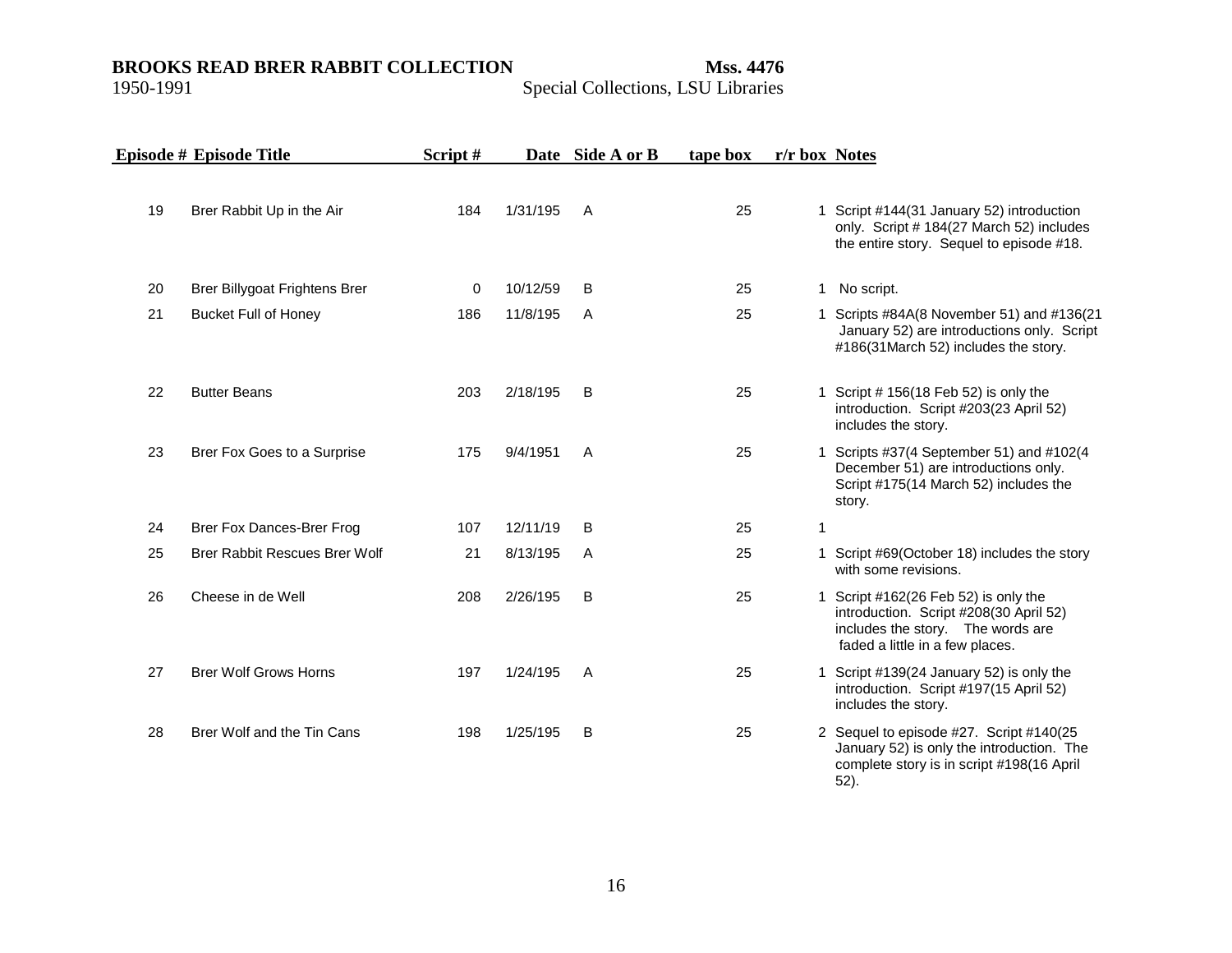| Episode # | Episode Title | Script # | Date | Side A or B | tape box | r/r box | Notes |
|---|---|---|---|---|---|---|---|
| 19 | Brer Rabbit Up in the Air | 184 | 1/31/195 | A | 25 | 1 | Script #144(31 January 52) introduction only. Script # 184(27 March 52) includes the entire story. Sequel to episode #18. |
| 20 | Brer Billygoat Frightens Brer | 0 | 10/12/59 | B | 25 | 1 | No script. |
| 21 | Bucket Full of Honey | 186 | 11/8/195 | A | 25 | 1 | Scripts #84A(8 November 51) and #136(21 January 52) are introductions only. Script #186(31March 52) includes the story. |
| 22 | Butter Beans | 203 | 2/18/195 | B | 25 | 1 | Script # 156(18 Feb 52) is only the introduction. Script #203(23 April 52) includes the story. |
| 23 | Brer Fox Goes to a Surprise | 175 | 9/4/1951 | A | 25 | 1 | Scripts #37(4 September 51) and #102(4 December 51) are introductions only. Script #175(14 March 52) includes the story. |
| 24 | Brer Fox Dances-Brer Frog | 107 | 12/11/19 | B | 25 | 1 | |
| 25 | Brer Rabbit Rescues Brer Wolf | 21 | 8/13/195 | A | 25 | 1 | Script #69(October 18) includes the story with some revisions. |
| 26 | Cheese in de Well | 208 | 2/26/195 | B | 25 | 1 | Script #162(26 Feb 52) is only the introduction. Script #208(30 April 52) includes the story. The words are faded a little in a few places. |
| 27 | Brer Wolf Grows Horns | 197 | 1/24/195 | A | 25 | 1 | Script #139(24 January 52) is only the introduction. Script #197(15 April 52) includes the story. |
| 28 | Brer Wolf and the Tin Cans | 198 | 1/25/195 | B | 25 | 2 | Sequel to episode #27. Script #140(25 January 52) is only the introduction. The complete story is in script #198(16 April 52). |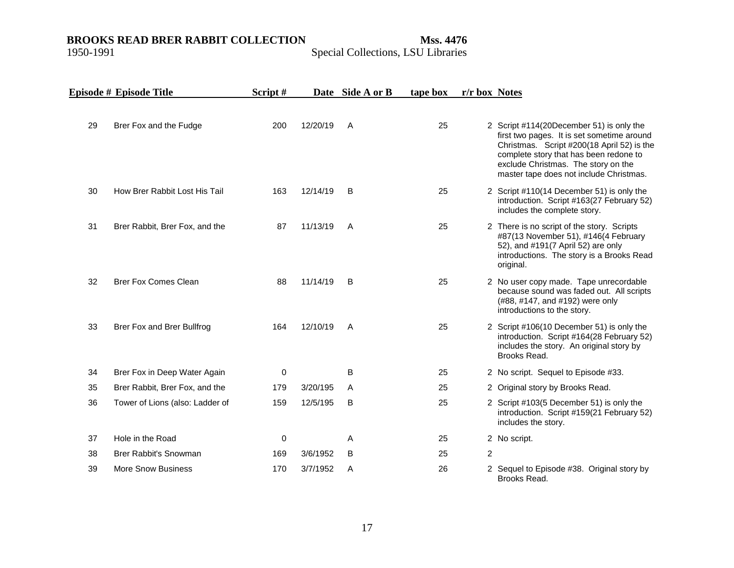| Episode # | Episode Title | Script # | Date | Side A or B | tape box | r/r box | Notes |
|---|---|---|---|---|---|---|---|
| 29 | Brer Fox and the Fudge | 200 | 12/20/19 | A | 25 | 2 | Script #114(20December 51) is only the first two pages. It is set sometime around Christmas. Script #200(18 April 52) is the complete story that has been redone to exclude Christmas. The story on the master tape does not include Christmas. |
| 30 | How Brer Rabbit Lost His Tail | 163 | 12/14/19 | B | 25 | 2 | Script #110(14 December 51) is only the introduction. Script #163(27 February 52) includes the complete story. |
| 31 | Brer Rabbit, Brer Fox, and the | 87 | 11/13/19 | A | 25 | 2 | There is no script of the story. Scripts #87(13 November 51), #146(4 February 52), and #191(7 April 52) are only introductions. The story is a Brooks Read original. |
| 32 | Brer Fox Comes Clean | 88 | 11/14/19 | B | 25 | 2 | No user copy made. Tape unrecordable because sound was faded out. All scripts (#88, #147, and #192) were only introductions to the story. |
| 33 | Brer Fox and Brer Bullfrog | 164 | 12/10/19 | A | 25 | 2 | Script #106(10 December 51) is only the introduction. Script #164(28 February 52) includes the story. An original story by Brooks Read. |
| 34 | Brer Fox in Deep Water Again | 0 | | B | 25 | 2 | No script. Sequel to Episode #33. |
| 35 | Brer Rabbit, Brer Fox, and the | 179 | 3/20/195 | A | 25 | 2 | Original story by Brooks Read. |
| 36 | Tower of Lions (also: Ladder of | 159 | 12/5/195 | B | 25 | 2 | Script #103(5 December 51) is only the introduction. Script #159(21 February 52) includes the story. |
| 37 | Hole in the Road | 0 | | A | 25 | 2 | No script. |
| 38 | Brer Rabbit's Snowman | 169 | 3/6/1952 | B | 25 | 2 | |
| 39 | More Snow Business | 170 | 3/7/1952 | A | 26 | 2 | Sequel to Episode #38. Original story by Brooks Read. |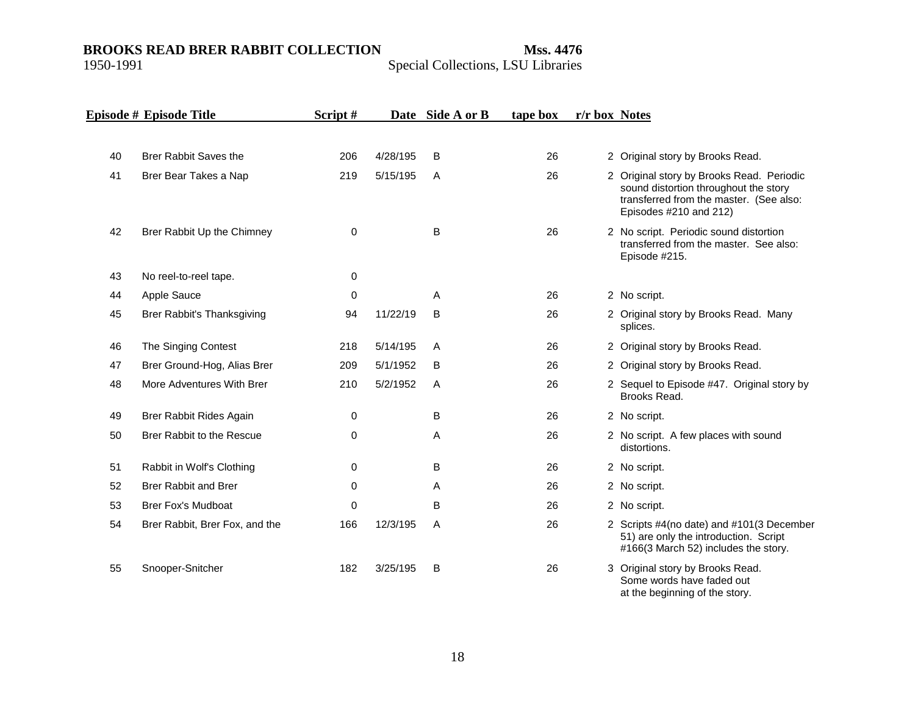| Episode # | Episode Title | Script # | Date | Side A or B | tape box | r/r box | Notes |
|---|---|---|---|---|---|---|---|
| 40 | Brer Rabbit Saves the | 206 | 4/28/195 | B | 26 | 2 | Original story by Brooks Read. |
| 41 | Brer Bear Takes a Nap | 219 | 5/15/195 | A | 26 | 2 | Original story by Brooks Read. Periodic sound distortion throughout the story transferred from the master. (See also: Episodes #210 and 212) |
| 42 | Brer Rabbit Up the Chimney | 0 | | B | 26 | 2 | No script. Periodic sound distortion transferred from the master. See also: Episode #215. |
| 43 | No reel-to-reel tape. | 0 | | | | | |
| 44 | Apple Sauce | 0 | | A | 26 | 2 | No script. |
| 45 | Brer Rabbit's Thanksgiving | 94 | 11/22/19 | B | 26 | 2 | Original story by Brooks Read. Many splices. |
| 46 | The Singing Contest | 218 | 5/14/195 | A | 26 | 2 | Original story by Brooks Read. |
| 47 | Brer Ground-Hog, Alias Brer | 209 | 5/1/1952 | B | 26 | 2 | Original story by Brooks Read. |
| 48 | More Adventures With Brer | 210 | 5/2/1952 | A | 26 | 2 | Sequel to Episode #47. Original story by Brooks Read. |
| 49 | Brer Rabbit Rides Again | 0 | | B | 26 | 2 | No script. |
| 50 | Brer Rabbit to the Rescue | 0 | | A | 26 | 2 | No script. A few places with sound distortions. |
| 51 | Rabbit in Wolf's Clothing | 0 | | B | 26 | 2 | No script. |
| 52 | Brer Rabbit and Brer | 0 | | A | 26 | 2 | No script. |
| 53 | Brer Fox's Mudboat | 0 | | B | 26 | 2 | No script. |
| 54 | Brer Rabbit, Brer Fox, and the | 166 | 12/3/195 | A | 26 | 2 | Scripts #4(no date) and #101(3 December 51) are only the introduction. Script #166(3 March 52) includes the story. |
| 55 | Snooper-Snitcher | 182 | 3/25/195 | B | 26 | 3 | Original story by Brooks Read. Some words have faded out at the beginning of the story. |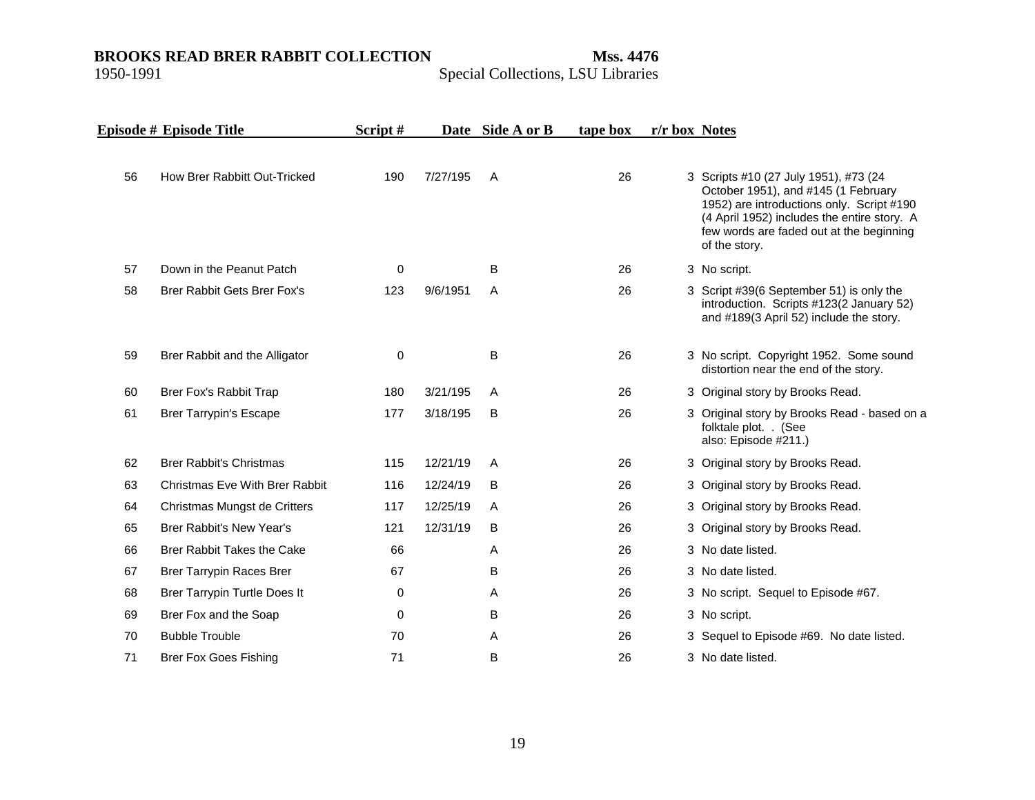| Episode # | Episode Title | Script # | Date | Side A or B | tape box | r/r box | Notes |
|---|---|---|---|---|---|---|---|
| 56 | How Brer Rabbitt Out-Tricked | 190 | 7/27/195 | A | 26 | 3 | Scripts #10 (27 July 1951), #73 (24 October 1951), and #145 (1 February 1952) are introductions only. Script #190 (4 April 1952) includes the entire story. A few words are faded out at the beginning of the story. |
| 57 | Down in the Peanut Patch | 0 | | B | 26 | 3 | No script. |
| 58 | Brer Rabbit Gets Brer Fox's | 123 | 9/6/1951 | A | 26 | 3 | Script #39(6 September 51) is only the introduction. Scripts #123(2 January 52) and #189(3 April 52) include the story. |
| 59 | Brer Rabbit and the Alligator | 0 | | B | 26 | 3 | No script. Copyright 1952. Some sound distortion near the end of the story. |
| 60 | Brer Fox's Rabbit Trap | 180 | 3/21/195 | A | 26 | 3 | Original story by Brooks Read. |
| 61 | Brer Tarrypin's Escape | 177 | 3/18/195 | B | 26 | 3 | Original story by Brooks Read - based on a folktale plot. . (See also: Episode #211.) |
| 62 | Brer Rabbit's Christmas | 115 | 12/21/19 | A | 26 | 3 | Original story by Brooks Read. |
| 63 | Christmas Eve With Brer Rabbit | 116 | 12/24/19 | B | 26 | 3 | Original story by Brooks Read. |
| 64 | Christmas Mungst de Critters | 117 | 12/25/19 | A | 26 | 3 | Original story by Brooks Read. |
| 65 | Brer Rabbit's New Year's | 121 | 12/31/19 | B | 26 | 3 | Original story by Brooks Read. |
| 66 | Brer Rabbit Takes the Cake | 66 | | A | 26 | 3 | No date listed. |
| 67 | Brer Tarrypin Races Brer | 67 | | B | 26 | 3 | No date listed. |
| 68 | Brer Tarrypin Turtle Does It | 0 | | A | 26 | 3 | No script. Sequel to Episode #67. |
| 69 | Brer Fox and the Soap | 0 | | B | 26 | 3 | No script. |
| 70 | Bubble Trouble | 70 | | A | 26 | 3 | Sequel to Episode #69. No date listed. |
| 71 | Brer Fox Goes Fishing | 71 | | B | 26 | 3 | No date listed. |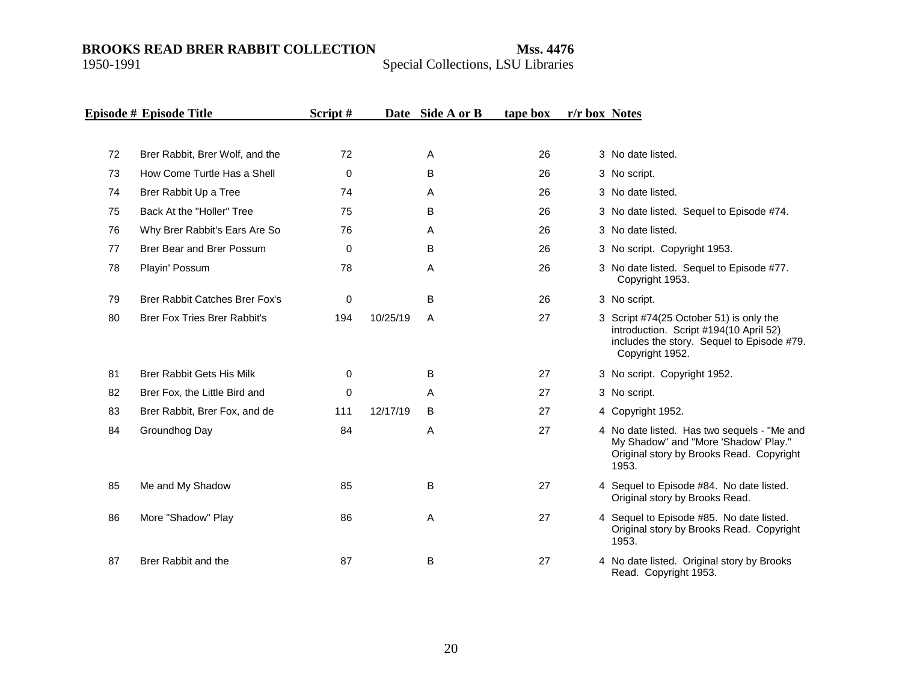| Episode # | Episode Title | Script # | Date | Side A or B | tape box | r/r box | Notes |
|---|---|---|---|---|---|---|---|
| 72 | Brer Rabbit, Brer Wolf, and the | 72 | | A | 26 | 3 | No date listed. |
| 73 | How Come Turtle Has a Shell | 0 | | B | 26 | 3 | No script. |
| 74 | Brer Rabbit Up a Tree | 74 | | A | 26 | 3 | No date listed. |
| 75 | Back At the "Holler" Tree | 75 | | B | 26 | 3 | No date listed. Sequel to Episode #74. |
| 76 | Why Brer Rabbit's Ears Are So | 76 | | A | 26 | 3 | No date listed. |
| 77 | Brer Bear and Brer Possum | 0 | | B | 26 | 3 | No script. Copyright 1953. |
| 78 | Playin' Possum | 78 | | A | 26 | 3 | No date listed. Sequel to Episode #77. Copyright 1953. |
| 79 | Brer Rabbit Catches Brer Fox's | 0 | | B | 26 | 3 | No script. |
| 80 | Brer Fox Tries Brer Rabbit's | 194 | 10/25/19 | A | 27 | 3 | Script #74(25 October 51) is only the introduction. Script #194(10 April 52) includes the story. Sequel to Episode #79. Copyright 1952. |
| 81 | Brer Rabbit Gets His Milk | 0 | | B | 27 | 3 | No script. Copyright 1952. |
| 82 | Brer Fox, the Little Bird and | 0 | | A | 27 | 3 | No script. |
| 83 | Brer Rabbit, Brer Fox, and de | 111 | 12/17/19 | B | 27 | 4 | Copyright 1952. |
| 84 | Groundhog Day | 84 | | A | 27 | 4 | No date listed. Has two sequels - "Me and My Shadow" and "More 'Shadow' Play." Original story by Brooks Read. Copyright 1953. |
| 85 | Me and My Shadow | 85 | | B | 27 | 4 | Sequel to Episode #84. No date listed. Original story by Brooks Read. |
| 86 | More "Shadow" Play | 86 | | A | 27 | 4 | Sequel to Episode #85. No date listed. Original story by Brooks Read. Copyright 1953. |
| 87 | Brer Rabbit and the | 87 | | B | 27 | 4 | No date listed. Original story by Brooks Read. Copyright 1953. |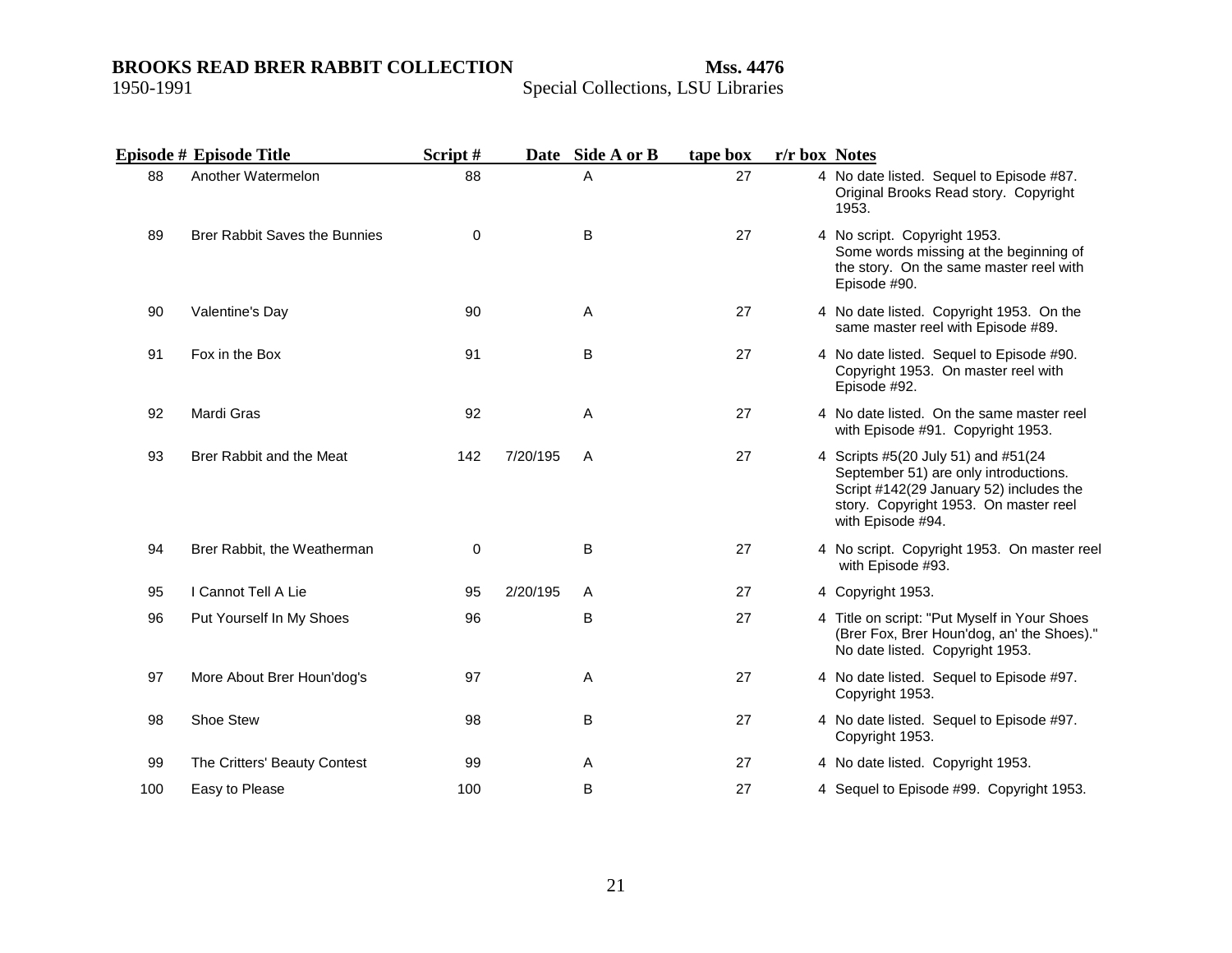| Episode # | Episode Title | Script # | Date | Side A or B | tape box | r/r box | Notes |
|---|---|---|---|---|---|---|---|
| 88 | Another Watermelon | 88 | | A | 27 | 4 | No date listed. Sequel to Episode #87. Original Brooks Read story. Copyright 1953. |
| 89 | Brer Rabbit Saves the Bunnies | 0 | | B | 27 | 4 | No script. Copyright 1953. Some words missing at the beginning of the story. On the same master reel with Episode #90. |
| 90 | Valentine's Day | 90 | | A | 27 | 4 | No date listed. Copyright 1953. On the same master reel with Episode #89. |
| 91 | Fox in the Box | 91 | | B | 27 | 4 | No date listed. Sequel to Episode #90. Copyright 1953. On master reel with Episode #92. |
| 92 | Mardi Gras | 92 | | A | 27 | 4 | No date listed. On the same master reel with Episode #91. Copyright 1953. |
| 93 | Brer Rabbit and the Meat | 142 | 7/20/195 | A | 27 | 4 | Scripts #5(20 July 51) and #51(24 September 51) are only introductions. Script #142(29 January 52) includes the story. Copyright 1953. On master reel with Episode #94. |
| 94 | Brer Rabbit, the Weatherman | 0 | | B | 27 | 4 | No script. Copyright 1953. On master reel with Episode #93. |
| 95 | I Cannot Tell A Lie | 95 | 2/20/195 | A | 27 | 4 | Copyright 1953. |
| 96 | Put Yourself In My Shoes | 96 | | B | 27 | 4 | Title on script: "Put Myself in Your Shoes (Brer Fox, Brer Houn'dog, an' the Shoes)." No date listed. Copyright 1953. |
| 97 | More About Brer Houn'dog's | 97 | | A | 27 | 4 | No date listed. Sequel to Episode #97. Copyright 1953. |
| 98 | Shoe Stew | 98 | | B | 27 | 4 | No date listed. Sequel to Episode #97. Copyright 1953. |
| 99 | The Critters' Beauty Contest | 99 | | A | 27 | 4 | No date listed. Copyright 1953. |
| 100 | Easy to Please | 100 | | B | 27 | 4 | Sequel to Episode #99. Copyright 1953. |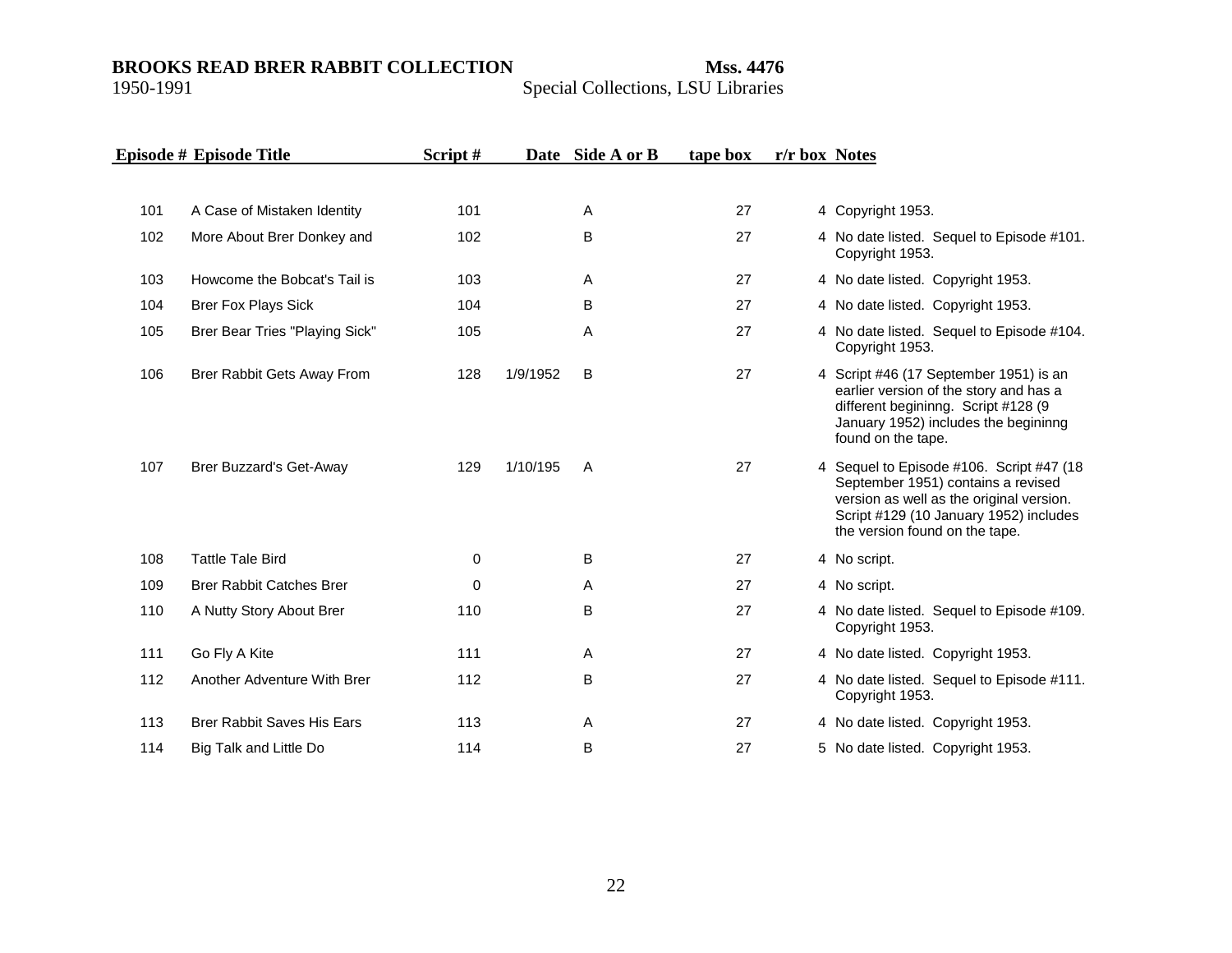| Episode # | Episode Title | Script # | Date | Side A or B | tape box | r/r box | Notes |
|---|---|---|---|---|---|---|---|
| 101 | A Case of Mistaken Identity | 101 | | A | 27 | 4 | Copyright 1953. |
| 102 | More About Brer Donkey and | 102 | | B | 27 | 4 | No date listed. Sequel to Episode #101. Copyright 1953. |
| 103 | Howcome the Bobcat's Tail is | 103 | | A | 27 | 4 | No date listed. Copyright 1953. |
| 104 | Brer Fox Plays Sick | 104 | | B | 27 | 4 | No date listed. Copyright 1953. |
| 105 | Brer Bear Tries "Playing Sick" | 105 | | A | 27 | 4 | No date listed. Sequel to Episode #104. Copyright 1953. |
| 106 | Brer Rabbit Gets Away From | 128 | 1/9/1952 | B | 27 | 4 | Script #46 (17 September 1951) is an earlier version of the story and has a different begininng. Script #128 (9 January 1952) includes the begininng found on the tape. |
| 107 | Brer Buzzard's Get-Away | 129 | 1/10/195 | A | 27 | 4 | Sequel to Episode #106. Script #47 (18 September 1951) contains a revised version as well as the original version. Script #129 (10 January 1952) includes the version found on the tape. |
| 108 | Tattle Tale Bird | 0 | | B | 27 | 4 | No script. |
| 109 | Brer Rabbit Catches Brer | 0 | | A | 27 | 4 | No script. |
| 110 | A Nutty Story About Brer | 110 | | B | 27 | 4 | No date listed. Sequel to Episode #109. Copyright 1953. |
| 111 | Go Fly A Kite | 111 | | A | 27 | 4 | No date listed. Copyright 1953. |
| 112 | Another Adventure With Brer | 112 | | B | 27 | 4 | No date listed. Sequel to Episode #111. Copyright 1953. |
| 113 | Brer Rabbit Saves His Ears | 113 | | A | 27 | 4 | No date listed. Copyright 1953. |
| 114 | Big Talk and Little Do | 114 | | B | 27 | 5 | No date listed. Copyright 1953. |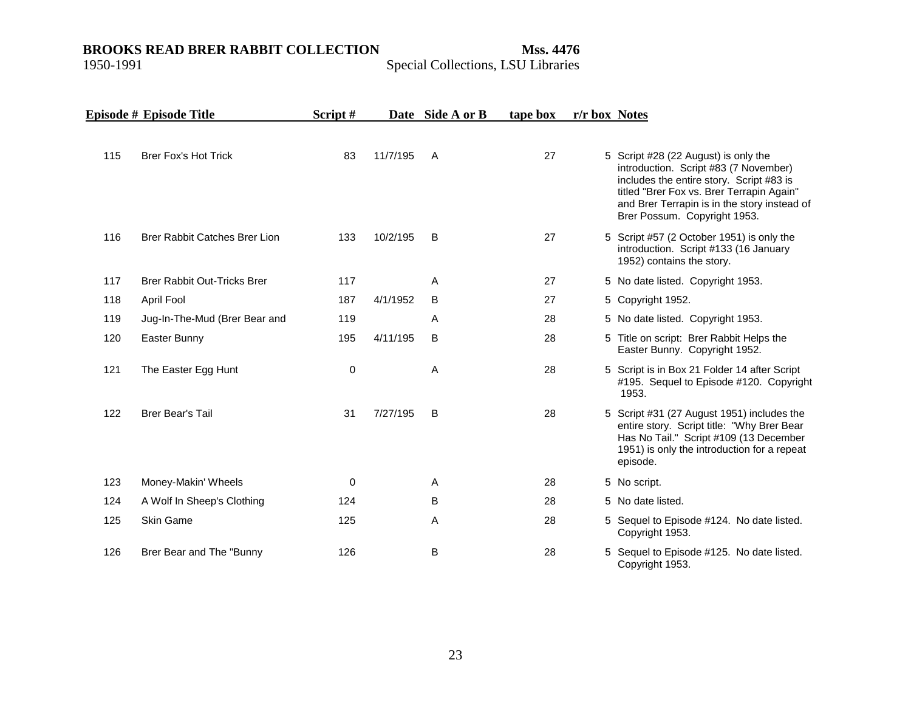| Episode # | Episode Title | Script # | Date | Side A or B | tape box | r/r box | Notes |
|---|---|---|---|---|---|---|---|
| 115 | Brer Fox's Hot Trick | 83 | 11/7/195 | A | 27 | 5 | Script #28 (22 August) is only the introduction. Script #83 (7 November) includes the entire story. Script #83 is titled "Brer Fox vs. Brer Terrapin Again" and Brer Terrapin is in the story instead of Brer Possum. Copyright 1953. |
| 116 | Brer Rabbit Catches Brer Lion | 133 | 10/2/195 | B | 27 | 5 | Script #57 (2 October 1951) is only the introduction. Script #133 (16 January 1952) contains the story. |
| 117 | Brer Rabbit Out-Tricks Brer | 117 | | A | 27 | 5 | No date listed. Copyright 1953. |
| 118 | April Fool | 187 | 4/1/1952 | B | 27 | 5 | Copyright 1952. |
| 119 | Jug-In-The-Mud (Brer Bear and | 119 | | A | 28 | 5 | No date listed. Copyright 1953. |
| 120 | Easter Bunny | 195 | 4/11/195 | B | 28 | 5 | Title on script: Brer Rabbit Helps the Easter Bunny. Copyright 1952. |
| 121 | The Easter Egg Hunt | 0 | | A | 28 | 5 | Script is in Box 21 Folder 14 after Script #195. Sequel to Episode #120. Copyright 1953. |
| 122 | Brer Bear's Tail | 31 | 7/27/195 | B | 28 | 5 | Script #31 (27 August 1951) includes the entire story. Script title: "Why Brer Bear Has No Tail." Script #109 (13 December 1951) is only the introduction for a repeat episode. |
| 123 | Money-Makin' Wheels | 0 | | A | 28 | 5 | No script. |
| 124 | A Wolf In Sheep's Clothing | 124 | | B | 28 | 5 | No date listed. |
| 125 | Skin Game | 125 | | A | 28 | 5 | Sequel to Episode #124. No date listed. Copyright 1953. |
| 126 | Brer Bear and The "Bunny | 126 | | B | 28 | 5 | Sequel to Episode #125. No date listed. Copyright 1953. |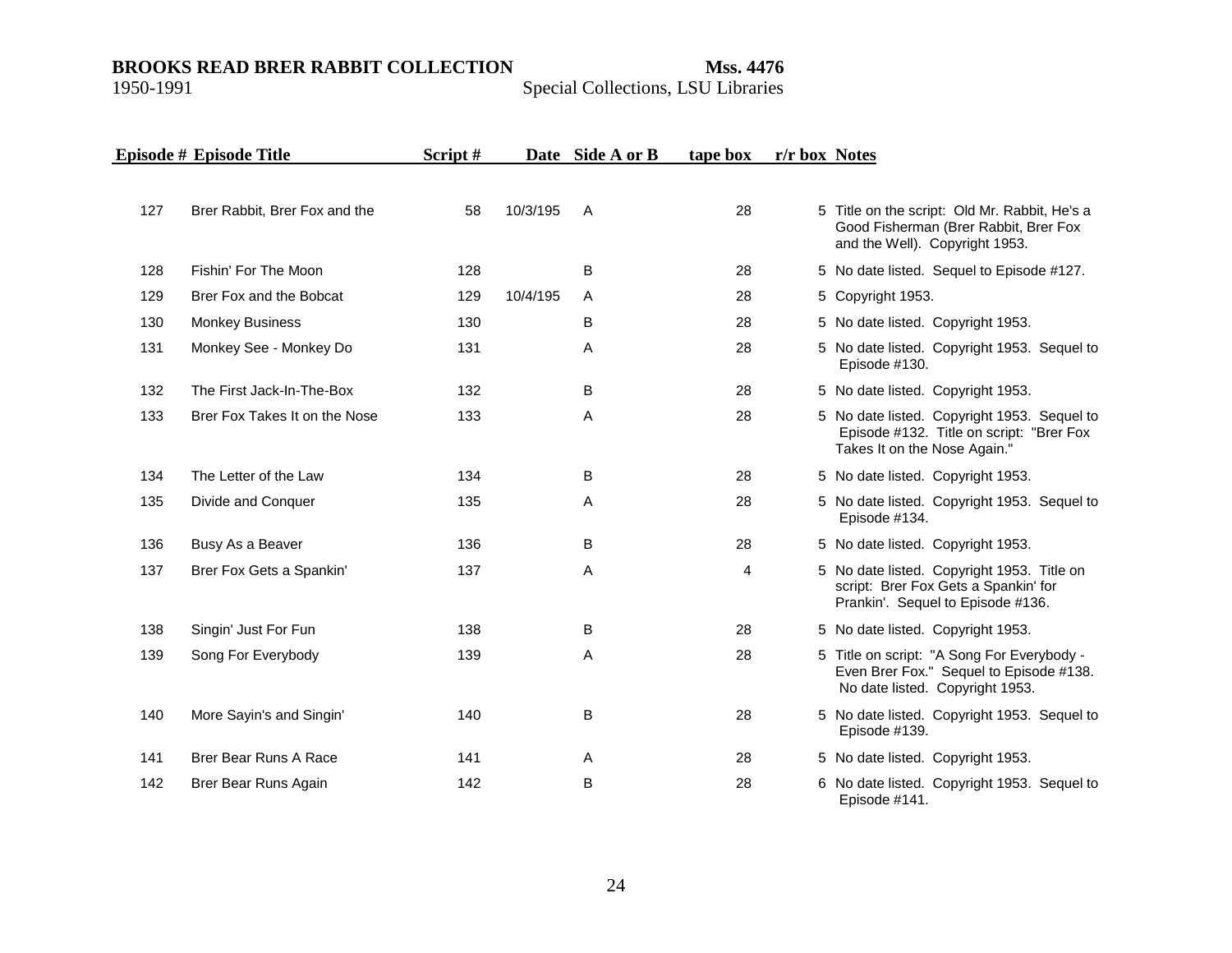| Episode # | Episode Title | Script # | Date | Side A or B | tape box | r/r box | Notes |
|---|---|---|---|---|---|---|---|
| 127 | Brer Rabbit, Brer Fox and the | 58 | 10/3/195 | A | 28 | 5 | Title on the script: Old Mr. Rabbit, He's a Good Fisherman (Brer Rabbit, Brer Fox and the Well). Copyright 1953. |
| 128 | Fishin' For The Moon | 128 | | B | 28 | 5 | No date listed. Sequel to Episode #127. |
| 129 | Brer Fox and the Bobcat | 129 | 10/4/195 | A | 28 | 5 | Copyright 1953. |
| 130 | Monkey Business | 130 | | B | 28 | 5 | No date listed. Copyright 1953. |
| 131 | Monkey See - Monkey Do | 131 | | A | 28 | 5 | No date listed. Copyright 1953. Sequel to Episode #130. |
| 132 | The First Jack-In-The-Box | 132 | | B | 28 | 5 | No date listed. Copyright 1953. |
| 133 | Brer Fox Takes It on the Nose | 133 | | A | 28 | 5 | No date listed. Copyright 1953. Sequel to Episode #132. Title on script: "Brer Fox Takes It on the Nose Again." |
| 134 | The Letter of the Law | 134 | | B | 28 | 5 | No date listed. Copyright 1953. |
| 135 | Divide and Conquer | 135 | | A | 28 | 5 | No date listed. Copyright 1953. Sequel to Episode #134. |
| 136 | Busy As a Beaver | 136 | | B | 28 | 5 | No date listed. Copyright 1953. |
| 137 | Brer Fox Gets a Spankin' | 137 | | A | 4 | 5 | No date listed. Copyright 1953. Title on script: Brer Fox Gets a Spankin' for Prankin'. Sequel to Episode #136. |
| 138 | Singin' Just For Fun | 138 | | B | 28 | 5 | No date listed. Copyright 1953. |
| 139 | Song For Everybody | 139 | | A | 28 | 5 | Title on script: "A Song For Everybody - Even Brer Fox." Sequel to Episode #138. No date listed. Copyright 1953. |
| 140 | More Sayin's and Singin' | 140 | | B | 28 | 5 | No date listed. Copyright 1953. Sequel to Episode #139. |
| 141 | Brer Bear Runs A Race | 141 | | A | 28 | 5 | No date listed. Copyright 1953. |
| 142 | Brer Bear Runs Again | 142 | | B | 28 | 6 | No date listed. Copyright 1953. Sequel to Episode #141. |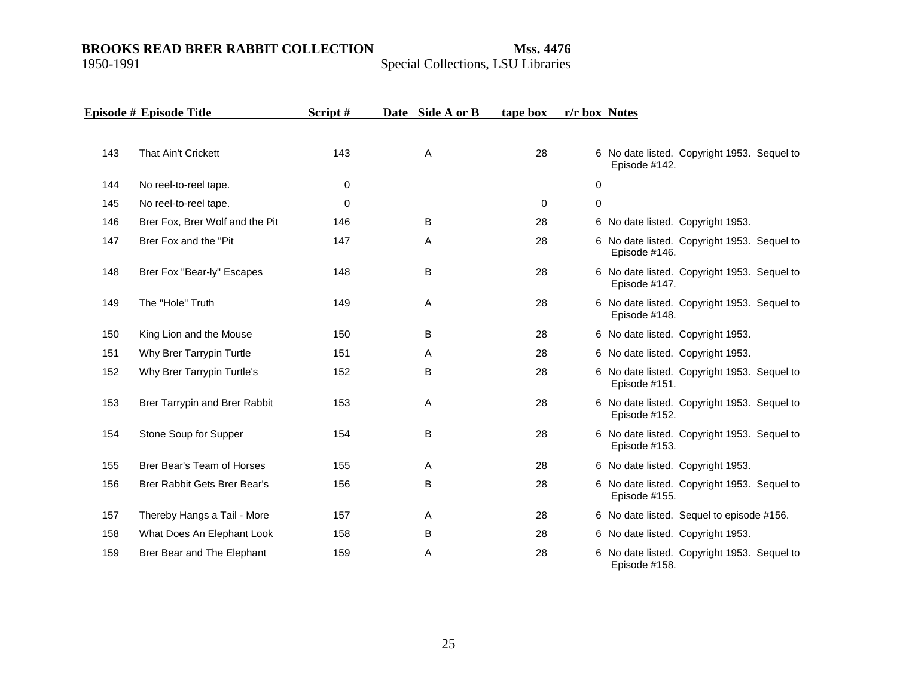| Episode # | Episode Title | Script # | Date | Side A or B | tape box | r/r box | Notes |
|---|---|---|---|---|---|---|---|
| 143 | That Ain't Crickett | 143 | | A | 28 | 6 | No date listed. Copyright 1953. Sequel to Episode #142. |
| 144 | No reel-to-reel tape. | 0 | | | | 0 | |
| 145 | No reel-to-reel tape. | 0 | | | 0 | 0 | |
| 146 | Brer Fox, Brer Wolf and the Pit | 146 | | B | 28 | 6 | No date listed. Copyright 1953. |
| 147 | Brer Fox and the "Pit | 147 | | A | 28 | 6 | No date listed. Copyright 1953. Sequel to Episode #146. |
| 148 | Brer Fox "Bear-ly" Escapes | 148 | | B | 28 | 6 | No date listed. Copyright 1953. Sequel to Episode #147. |
| 149 | The "Hole" Truth | 149 | | A | 28 | 6 | No date listed. Copyright 1953. Sequel to Episode #148. |
| 150 | King Lion and the Mouse | 150 | | B | 28 | 6 | No date listed. Copyright 1953. |
| 151 | Why Brer Tarrypin Turtle | 151 | | A | 28 | 6 | No date listed. Copyright 1953. |
| 152 | Why Brer Tarrypin Turtle's | 152 | | B | 28 | 6 | No date listed. Copyright 1953. Sequel to Episode #151. |
| 153 | Brer Tarrypin and Brer Rabbit | 153 | | A | 28 | 6 | No date listed. Copyright 1953. Sequel to Episode #152. |
| 154 | Stone Soup for Supper | 154 | | B | 28 | 6 | No date listed. Copyright 1953. Sequel to Episode #153. |
| 155 | Brer Bear's Team of Horses | 155 | | A | 28 | 6 | No date listed. Copyright 1953. |
| 156 | Brer Rabbit Gets Brer Bear's | 156 | | B | 28 | 6 | No date listed. Copyright 1953. Sequel to Episode #155. |
| 157 | Thereby Hangs a Tail - More | 157 | | A | 28 | 6 | No date listed. Sequel to episode #156. |
| 158 | What Does An Elephant Look | 158 | | B | 28 | 6 | No date listed. Copyright 1953. |
| 159 | Brer Bear and The Elephant | 159 | | A | 28 | 6 | No date listed. Copyright 1953. Sequel to Episode #158. |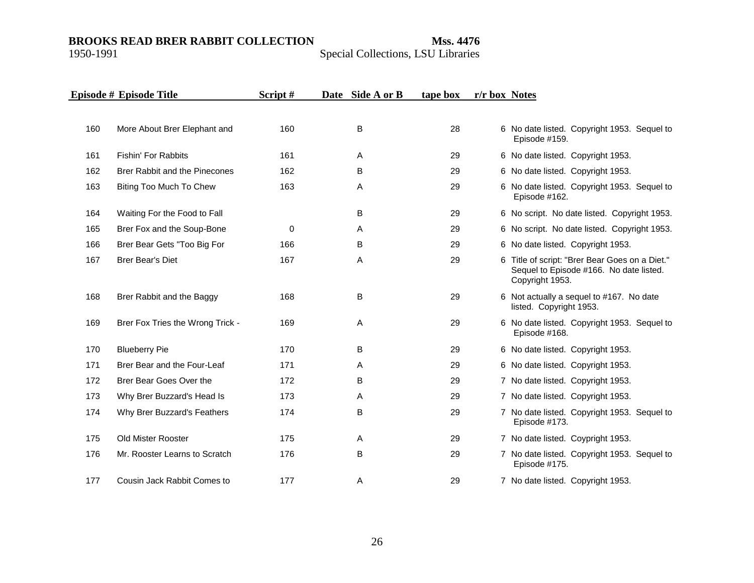| Episode # | Episode Title | Script # | Date | Side A or B | tape box | r/r box | Notes |
|---|---|---|---|---|---|---|---|
| 160 | More About Brer Elephant and | 160 | | B | 28 | 6 | No date listed. Copyright 1953. Sequel to Episode #159. |
| 161 | Fishin' For Rabbits | 161 | | A | 29 | 6 | No date listed. Copyright 1953. |
| 162 | Brer Rabbit and the Pinecones | 162 | | B | 29 | 6 | No date listed. Copyright 1953. |
| 163 | Biting Too Much To Chew | 163 | | A | 29 | 6 | No date listed. Copyright 1953. Sequel to Episode #162. |
| 164 | Waiting For the Food to Fall | | | B | 29 | 6 | No script. No date listed. Copyright 1953. |
| 165 | Brer Fox and the Soup-Bone | 0 | | A | 29 | 6 | No script. No date listed. Copyright 1953. |
| 166 | Brer Bear Gets "Too Big For | 166 | | B | 29 | 6 | No date listed. Copyright 1953. |
| 167 | Brer Bear's Diet | 167 | | A | 29 | 6 | Title of script: "Brer Bear Goes on a Diet." Sequel to Episode #166. No date listed. Copyright 1953. |
| 168 | Brer Rabbit and the Baggy | 168 | | B | 29 | 6 | Not actually a sequel to #167. No date listed. Copyright 1953. |
| 169 | Brer Fox Tries the Wrong Trick - | 169 | | A | 29 | 6 | No date listed. Copyright 1953. Sequel to Episode #168. |
| 170 | Blueberry Pie | 170 | | B | 29 | 6 | No date listed. Copyright 1953. |
| 171 | Brer Bear and the Four-Leaf | 171 | | A | 29 | 6 | No date listed. Copyright 1953. |
| 172 | Brer Bear Goes Over the | 172 | | B | 29 | 7 | No date listed. Copyright 1953. |
| 173 | Why Brer Buzzard's Head Is | 173 | | A | 29 | 7 | No date listed. Copyright 1953. |
| 174 | Why Brer Buzzard's Feathers | 174 | | B | 29 | 7 | No date listed. Copyright 1953. Sequel to Episode #173. |
| 175 | Old Mister Rooster | 175 | | A | 29 | 7 | No date listed. Coypright 1953. |
| 176 | Mr. Rooster Learns to Scratch | 176 | | B | 29 | 7 | No date listed. Copyright 1953. Sequel to Episode #175. |
| 177 | Cousin Jack Rabbit Comes to | 177 | | A | 29 | 7 | No date listed. Copyright 1953. |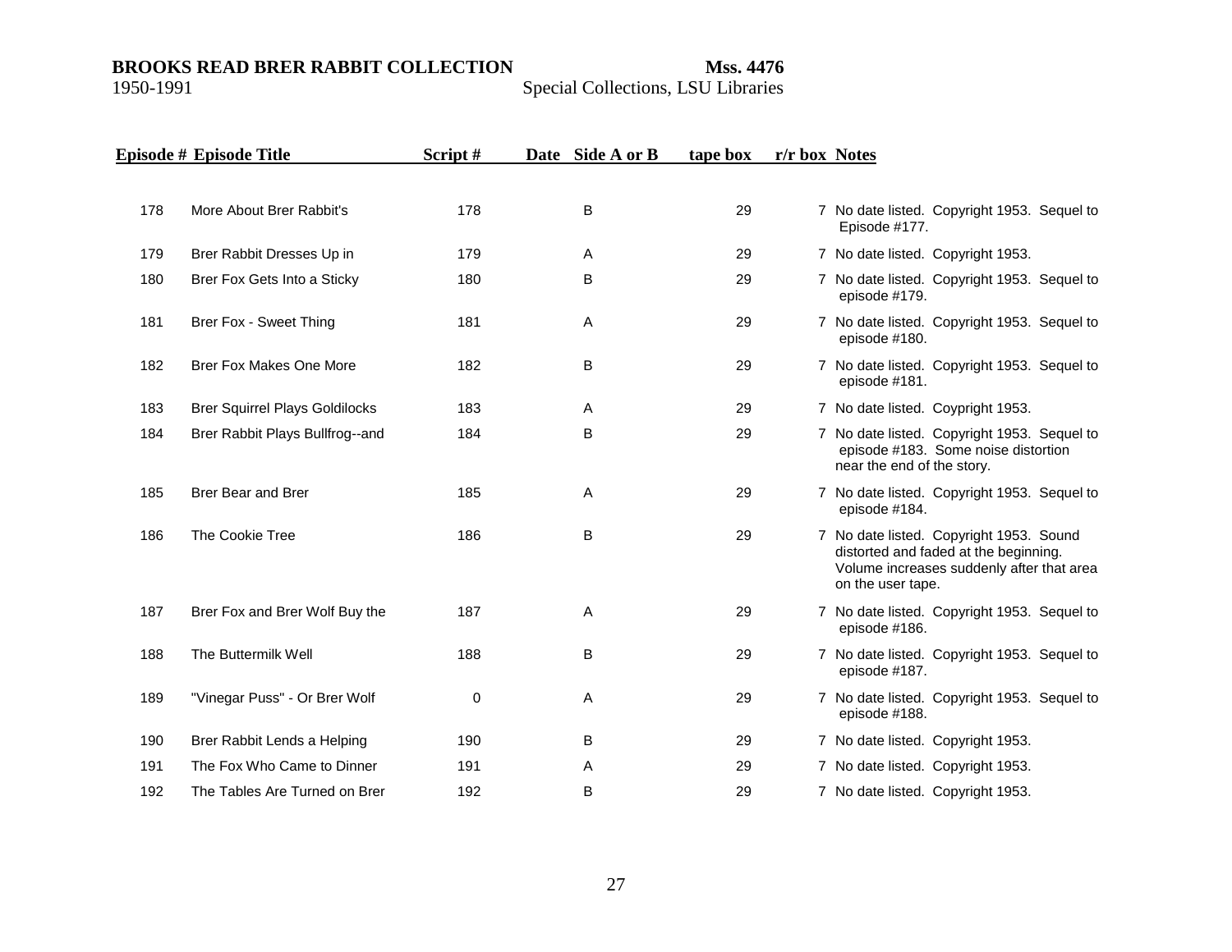| Episode # | Episode Title | Script # | Date | Side A or B | tape box | r/r box | Notes |
|---|---|---|---|---|---|---|---|
| 178 | More About Brer Rabbit's | 178 | | B | 29 | 7 | No date listed. Copyright 1953. Sequel to Episode #177. |
| 179 | Brer Rabbit Dresses Up in | 179 | | A | 29 | 7 | No date listed. Copyright 1953. |
| 180 | Brer Fox Gets Into a Sticky | 180 | | B | 29 | 7 | No date listed. Copyright 1953. Sequel to episode #179. |
| 181 | Brer Fox - Sweet Thing | 181 | | A | 29 | 7 | No date listed. Copyright 1953. Sequel to episode #180. |
| 182 | Brer Fox Makes One More | 182 | | B | 29 | 7 | No date listed. Copyright 1953. Sequel to episode #181. |
| 183 | Brer Squirrel Plays Goldilocks | 183 | | A | 29 | 7 | No date listed. Coypright 1953. |
| 184 | Brer Rabbit Plays Bullfrog--and | 184 | | B | 29 | 7 | No date listed. Copyright 1953. Sequel to episode #183. Some noise distortion near the end of the story. |
| 185 | Brer Bear and Brer | 185 | | A | 29 | 7 | No date listed. Copyright 1953. Sequel to episode #184. |
| 186 | The Cookie Tree | 186 | | B | 29 | 7 | No date listed. Copyright 1953. Sound distorted and faded at the beginning. Volume increases suddenly after that area on the user tape. |
| 187 | Brer Fox and Brer Wolf Buy the | 187 | | A | 29 | 7 | No date listed. Copyright 1953. Sequel to episode #186. |
| 188 | The Buttermilk Well | 188 | | B | 29 | 7 | No date listed. Copyright 1953. Sequel to episode #187. |
| 189 | "Vinegar Puss" - Or Brer Wolf | 0 | | A | 29 | 7 | No date listed. Copyright 1953. Sequel to episode #188. |
| 190 | Brer Rabbit Lends a Helping | 190 | | B | 29 | 7 | No date listed. Copyright 1953. |
| 191 | The Fox Who Came to Dinner | 191 | | A | 29 | 7 | No date listed. Copyright 1953. |
| 192 | The Tables Are Turned on Brer | 192 | | B | 29 | 7 | No date listed. Copyright 1953. |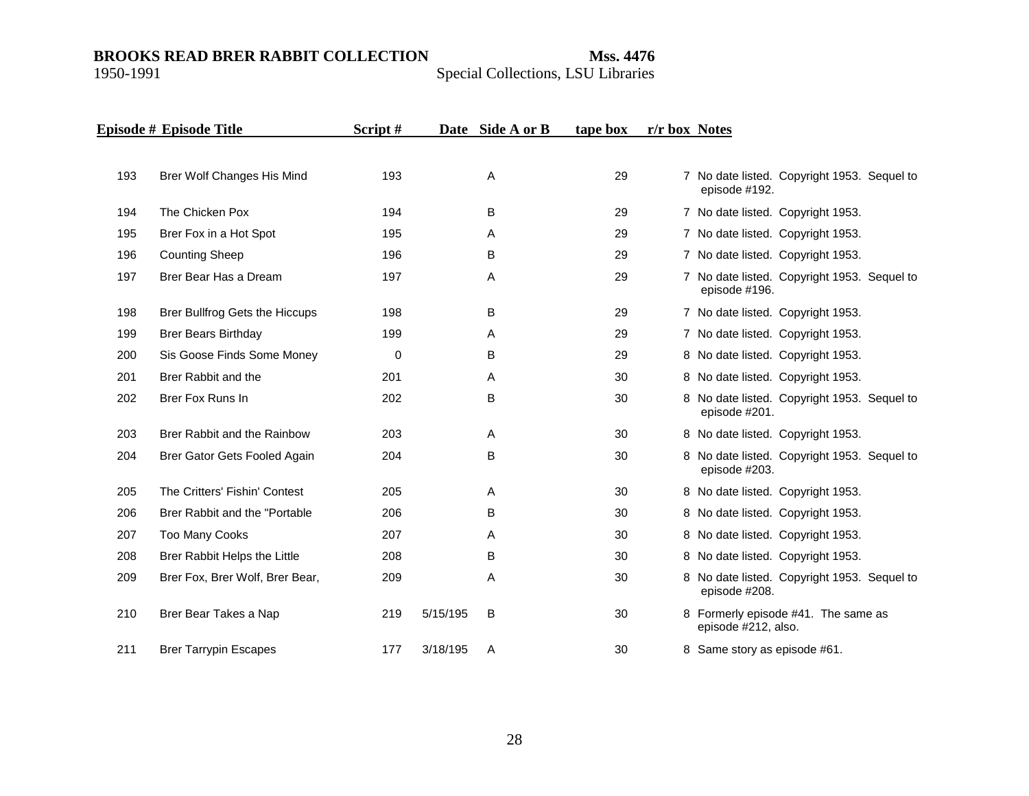**BROOKS READ BRER RABBIT COLLECTION** **Mss. 4476**
1950-1991 Special Collections, LSU Libraries

| Episode # | Episode Title | Script # | Date | Side A or B | tape box | r/r box | Notes |
|---|---|---|---|---|---|---|---|
| 193 | Brer Wolf Changes His Mind | 193 | | A | 29 | 7 | No date listed. Copyright 1953. Sequel to episode #192. |
| 194 | The Chicken Pox | 194 | | B | 29 | 7 | No date listed. Copyright 1953. |
| 195 | Brer Fox in a Hot Spot | 195 | | A | 29 | 7 | No date listed. Copyright 1953. |
| 196 | Counting Sheep | 196 | | B | 29 | 7 | No date listed. Copyright 1953. |
| 197 | Brer Bear Has a Dream | 197 | | A | 29 | 7 | No date listed. Copyright 1953. Sequel to episode #196. |
| 198 | Brer Bullfrog Gets the Hiccups | 198 | | B | 29 | 7 | No date listed. Copyright 1953. |
| 199 | Brer Bears Birthday | 199 | | A | 29 | 7 | No date listed. Copyright 1953. |
| 200 | Sis Goose Finds Some Money | 0 | | B | 29 | 8 | No date listed. Copyright 1953. |
| 201 | Brer Rabbit and the | 201 | | A | 30 | 8 | No date listed. Copyright 1953. |
| 202 | Brer Fox Runs In | 202 | | B | 30 | 8 | No date listed. Copyright 1953. Sequel to episode #201. |
| 203 | Brer Rabbit and the Rainbow | 203 | | A | 30 | 8 | No date listed. Copyright 1953. |
| 204 | Brer Gator Gets Fooled Again | 204 | | B | 30 | 8 | No date listed. Copyright 1953. Sequel to episode #203. |
| 205 | The Critters' Fishin' Contest | 205 | | A | 30 | 8 | No date listed. Copyright 1953. |
| 206 | Brer Rabbit and the "Portable | 206 | | B | 30 | 8 | No date listed. Copyright 1953. |
| 207 | Too Many Cooks | 207 | | A | 30 | 8 | No date listed. Copyright 1953. |
| 208 | Brer Rabbit Helps the Little | 208 | | B | 30 | 8 | No date listed. Copyright 1953. |
| 209 | Brer Fox, Brer Wolf, Brer Bear, | 209 | | A | 30 | 8 | No date listed. Copyright 1953. Sequel to episode #208. |
| 210 | Brer Bear Takes a Nap | 219 | 5/15/195 | B | 30 | 8 | Formerly episode #41. The same as episode #212, also. |
| 211 | Brer Tarrypin Escapes | 177 | 3/18/195 | A | 30 | 8 | Same story as episode #61. |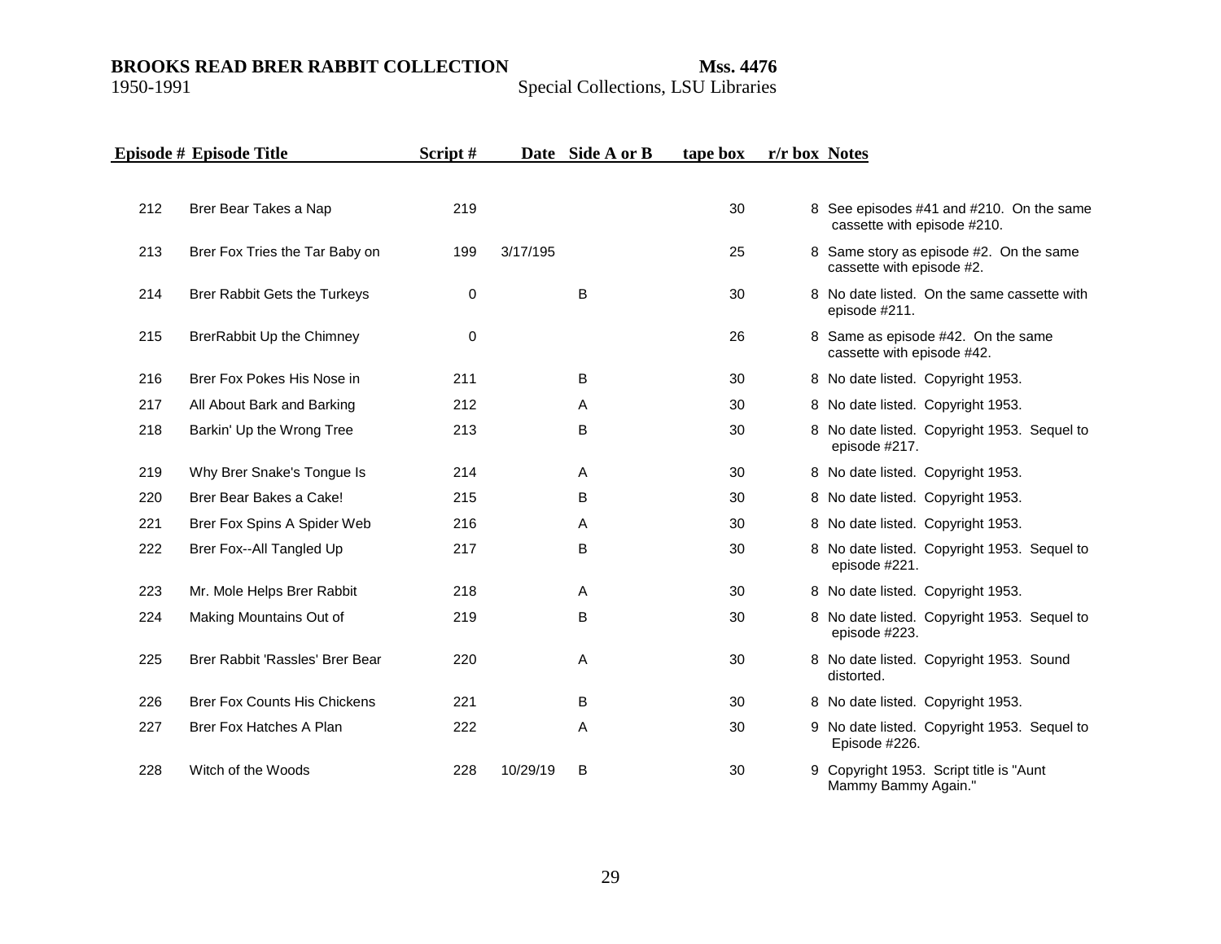| Episode # | Episode Title | Script # | Date | Side A or B | tape box | r/r box | Notes |
|---|---|---|---|---|---|---|---|
| 212 | Brer Bear Takes a Nap | 219 | | | 30 | 8 | See episodes #41 and #210. On the same cassette with episode #210. |
| 213 | Brer Fox Tries the Tar Baby on | 199 | 3/17/195 | | 25 | 8 | Same story as episode #2. On the same cassette with episode #2. |
| 214 | Brer Rabbit Gets the Turkeys | 0 | | B | 30 | 8 | No date listed. On the same cassette with episode #211. |
| 215 | BrerRabbit Up the Chimney | 0 | | | 26 | 8 | Same as episode #42. On the same cassette with episode #42. |
| 216 | Brer Fox Pokes His Nose in | 211 | | B | 30 | 8 | No date listed. Copyright 1953. |
| 217 | All About Bark and Barking | 212 | | A | 30 | 8 | No date listed. Copyright 1953. |
| 218 | Barkin' Up the Wrong Tree | 213 | | B | 30 | 8 | No date listed. Copyright 1953. Sequel to episode #217. |
| 219 | Why Brer Snake's Tongue Is | 214 | | A | 30 | 8 | No date listed. Copyright 1953. |
| 220 | Brer Bear Bakes a Cake! | 215 | | B | 30 | 8 | No date listed. Copyright 1953. |
| 221 | Brer Fox Spins A Spider Web | 216 | | A | 30 | 8 | No date listed. Copyright 1953. |
| 222 | Brer Fox--All Tangled Up | 217 | | B | 30 | 8 | No date listed. Copyright 1953. Sequel to episode #221. |
| 223 | Mr. Mole Helps Brer Rabbit | 218 | | A | 30 | 8 | No date listed. Copyright 1953. |
| 224 | Making Mountains Out of | 219 | | B | 30 | 8 | No date listed. Copyright 1953. Sequel to episode #223. |
| 225 | Brer Rabbit 'Rassles' Brer Bear | 220 | | A | 30 | 8 | No date listed. Copyright 1953. Sound distorted. |
| 226 | Brer Fox Counts His Chickens | 221 | | B | 30 | 8 | No date listed. Copyright 1953. |
| 227 | Brer Fox Hatches A Plan | 222 | | A | 30 | 9 | No date listed. Copyright 1953. Sequel to Episode #226. |
| 228 | Witch of the Woods | 228 | 10/29/19 | B | 30 | 9 | Copyright 1953. Script title is "Aunt Mammy Bammy Again." |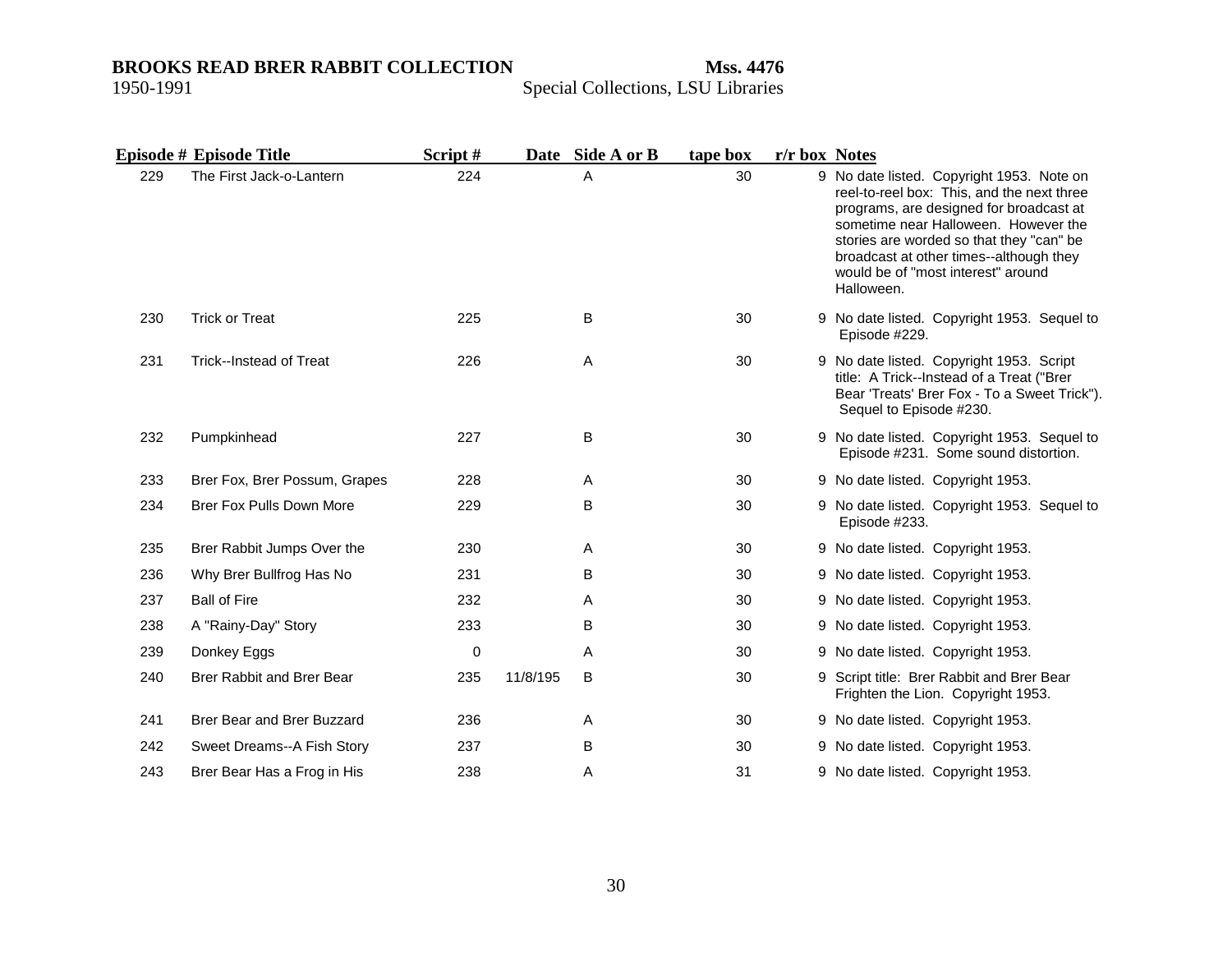| Episode # | Episode Title | Script # | Date | Side A or B | tape box | r/r box | Notes |
|---|---|---|---|---|---|---|---|
| 229 | The First Jack-o-Lantern | 224 | | A | 30 | 9 | No date listed. Copyright 1953. Note on reel-to-reel box: This, and the next three programs, are designed for broadcast at sometime near Halloween. However the stories are worded so that they "can" be broadcast at other times--although they would be of "most interest" around Halloween. |
| 230 | Trick or Treat | 225 | | B | 30 | 9 | No date listed. Copyright 1953. Sequel to Episode #229. |
| 231 | Trick--Instead of Treat | 226 | | A | 30 | 9 | No date listed. Copyright 1953. Script title: A Trick--Instead of a Treat ("Brer Bear 'Treats' Brer Fox - To a Sweet Trick"). Sequel to Episode #230. |
| 232 | Pumpkinhead | 227 | | B | 30 | 9 | No date listed. Copyright 1953. Sequel to Episode #231. Some sound distortion. |
| 233 | Brer Fox, Brer Possum, Grapes | 228 | | A | 30 | 9 | No date listed. Copyright 1953. |
| 234 | Brer Fox Pulls Down More | 229 | | B | 30 | 9 | No date listed. Copyright 1953. Sequel to Episode #233. |
| 235 | Brer Rabbit Jumps Over the | 230 | | A | 30 | 9 | No date listed. Copyright 1953. |
| 236 | Why Brer Bullfrog Has No | 231 | | B | 30 | 9 | No date listed. Copyright 1953. |
| 237 | Ball of Fire | 232 | | A | 30 | 9 | No date listed. Copyright 1953. |
| 238 | A "Rainy-Day" Story | 233 | | B | 30 | 9 | No date listed. Copyright 1953. |
| 239 | Donkey Eggs | 0 | | A | 30 | 9 | No date listed. Copyright 1953. |
| 240 | Brer Rabbit and Brer Bear | 235 | 11/8/195 | B | 30 | 9 | Script title: Brer Rabbit and Brer Bear Frighten the Lion. Copyright 1953. |
| 241 | Brer Bear and Brer Buzzard | 236 | | A | 30 | 9 | No date listed. Copyright 1953. |
| 242 | Sweet Dreams--A Fish Story | 237 | | B | 30 | 9 | No date listed. Copyright 1953. |
| 243 | Brer Bear Has a Frog in His | 238 | | A | 31 | 9 | No date listed. Copyright 1953. |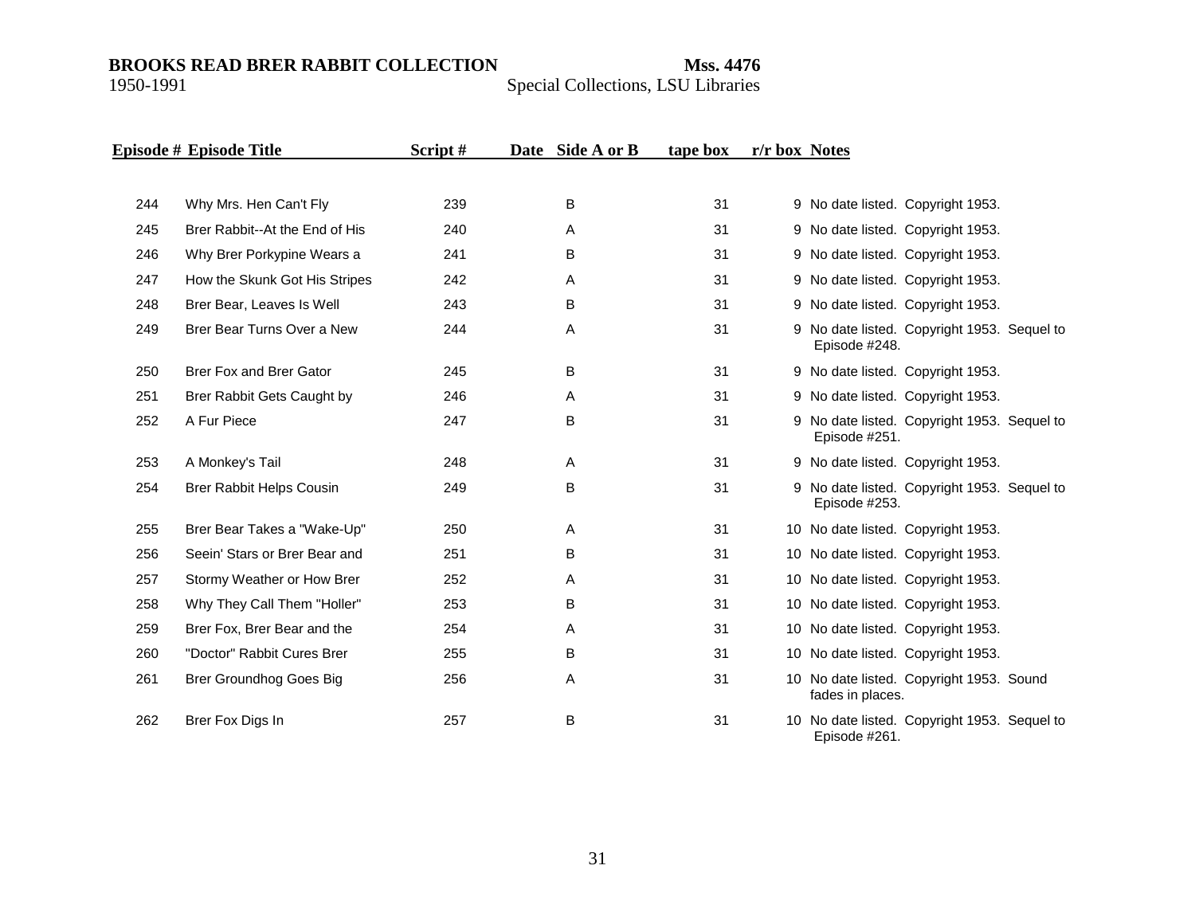| Episode # | Episode Title | Script # | Date | Side A or B | tape box | r/r box | Notes |
|---|---|---|---|---|---|---|---|
| 244 | Why Mrs. Hen Can't Fly | 239 | | B | 31 | 9 | No date listed. Copyright 1953. |
| 245 | Brer Rabbit--At the End of His | 240 | | A | 31 | 9 | No date listed. Copyright 1953. |
| 246 | Why Brer Porkypine Wears a | 241 | | B | 31 | 9 | No date listed. Copyright 1953. |
| 247 | How the Skunk Got His Stripes | 242 | | A | 31 | 9 | No date listed. Copyright 1953. |
| 248 | Brer Bear, Leaves Is Well | 243 | | B | 31 | 9 | No date listed. Copyright 1953. |
| 249 | Brer Bear Turns Over a New | 244 | | A | 31 | 9 | No date listed. Copyright 1953. Sequel to Episode #248. |
| 250 | Brer Fox and Brer Gator | 245 | | B | 31 | 9 | No date listed. Copyright 1953. |
| 251 | Brer Rabbit Gets Caught by | 246 | | A | 31 | 9 | No date listed. Copyright 1953. |
| 252 | A Fur Piece | 247 | | B | 31 | 9 | No date listed. Copyright 1953. Sequel to Episode #251. |
| 253 | A Monkey's Tail | 248 | | A | 31 | 9 | No date listed. Copyright 1953. |
| 254 | Brer Rabbit Helps Cousin | 249 | | B | 31 | 9 | No date listed. Copyright 1953. Sequel to Episode #253. |
| 255 | Brer Bear Takes a "Wake-Up" | 250 | | A | 31 | 10 | No date listed. Copyright 1953. |
| 256 | Seein' Stars or Brer Bear and | 251 | | B | 31 | 10 | No date listed. Copyright 1953. |
| 257 | Stormy Weather or How Brer | 252 | | A | 31 | 10 | No date listed. Copyright 1953. |
| 258 | Why They Call Them "Holler" | 253 | | B | 31 | 10 | No date listed. Copyright 1953. |
| 259 | Brer Fox, Brer Bear and the | 254 | | A | 31 | 10 | No date listed. Copyright 1953. |
| 260 | "Doctor" Rabbit Cures Brer | 255 | | B | 31 | 10 | No date listed. Copyright 1953. |
| 261 | Brer Groundhog Goes Big | 256 | | A | 31 | 10 | No date listed. Copyright 1953. Sound fades in places. |
| 262 | Brer Fox Digs In | 257 | | B | 31 | 10 | No date listed. Copyright 1953. Sequel to Episode #261. |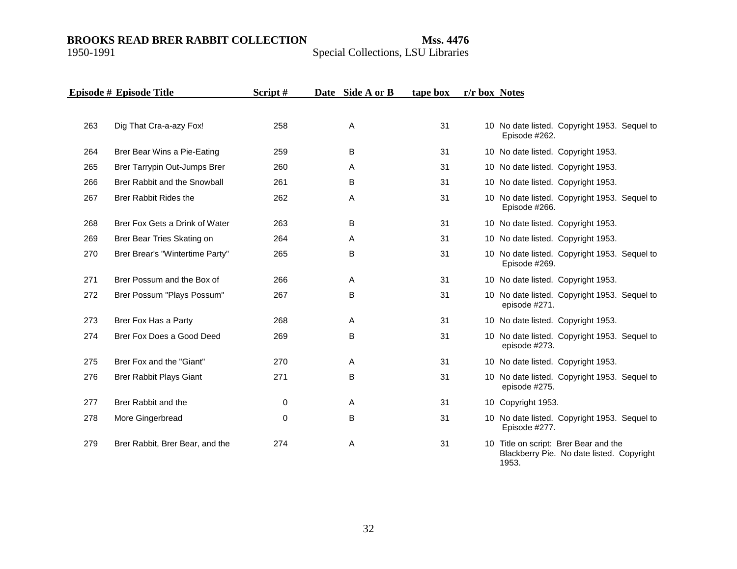| Episode # | Episode Title | Script # | Date | Side A or B | tape box | r/r box | Notes |
|---|---|---|---|---|---|---|---|
| 263 | Dig That Cra-a-azy Fox! | 258 | | A | 31 | 10 | No date listed. Copyright 1953. Sequel to Episode #262. |
| 264 | Brer Bear Wins a Pie-Eating | 259 | | B | 31 | 10 | No date listed. Copyright 1953. |
| 265 | Brer Tarrypin Out-Jumps Brer | 260 | | A | 31 | 10 | No date listed. Copyright 1953. |
| 266 | Brer Rabbit and the Snowball | 261 | | B | 31 | 10 | No date listed. Copyright 1953. |
| 267 | Brer Rabbit Rides the | 262 | | A | 31 | 10 | No date listed. Copyright 1953. Sequel to Episode #266. |
| 268 | Brer Fox Gets a Drink of Water | 263 | | B | 31 | 10 | No date listed. Copyright 1953. |
| 269 | Brer Bear Tries Skating on | 264 | | A | 31 | 10 | No date listed. Copyright 1953. |
| 270 | Brer Brear's "Wintertime Party" | 265 | | B | 31 | 10 | No date listed. Copyright 1953. Sequel to Episode #269. |
| 271 | Brer Possum and the Box of | 266 | | A | 31 | 10 | No date listed. Copyright 1953. |
| 272 | Brer Possum "Plays Possum" | 267 | | B | 31 | 10 | No date listed. Copyright 1953. Sequel to episode #271. |
| 273 | Brer Fox Has a Party | 268 | | A | 31 | 10 | No date listed. Copyright 1953. |
| 274 | Brer Fox Does a Good Deed | 269 | | B | 31 | 10 | No date listed. Copyright 1953. Sequel to episode #273. |
| 275 | Brer Fox and the "Giant" | 270 | | A | 31 | 10 | No date listed. Copyright 1953. |
| 276 | Brer Rabbit Plays Giant | 271 | | B | 31 | 10 | No date listed. Copyright 1953. Sequel to episode #275. |
| 277 | Brer Rabbit and the | 0 | | A | 31 | 10 | Copyright 1953. |
| 278 | More Gingerbread | 0 | | B | 31 | 10 | No date listed. Copyright 1953. Sequel to Episode #277. |
| 279 | Brer Rabbit, Brer Bear, and the | 274 | | A | 31 | 10 | Title on script: Brer Bear and the Blackberry Pie. No date listed. Copyright 1953. |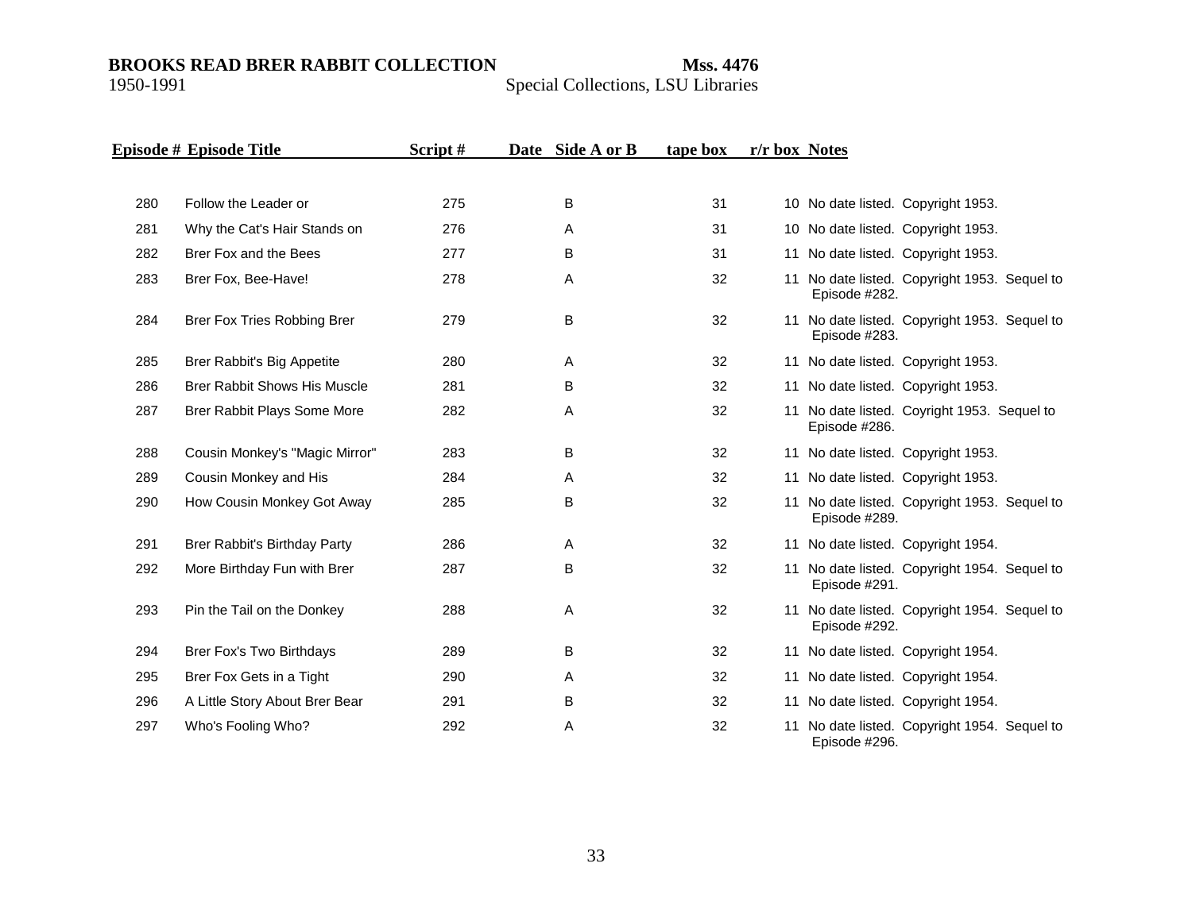**BROOKS READ BRER RABBIT COLLECTION** **Mss. 4476**
1950-1991 Special Collections, LSU Libraries

| Episode # | Episode Title | Script # | Date | Side A or B | tape box | r/r box | Notes |
|---|---|---|---|---|---|---|---|
| 280 | Follow the Leader or | 275 | | B | 31 | 10 | No date listed. Copyright 1953. |
| 281 | Why the Cat's Hair Stands on | 276 | | A | 31 | 10 | No date listed. Copyright 1953. |
| 282 | Brer Fox and the Bees | 277 | | B | 31 | 11 | No date listed. Copyright 1953. |
| 283 | Brer Fox, Bee-Have! | 278 | | A | 32 | 11 | No date listed. Copyright 1953. Sequel to Episode #282. |
| 284 | Brer Fox Tries Robbing Brer | 279 | | B | 32 | 11 | No date listed. Copyright 1953. Sequel to Episode #283. |
| 285 | Brer Rabbit's Big Appetite | 280 | | A | 32 | 11 | No date listed. Copyright 1953. |
| 286 | Brer Rabbit Shows His Muscle | 281 | | B | 32 | 11 | No date listed. Copyright 1953. |
| 287 | Brer Rabbit Plays Some More | 282 | | A | 32 | 11 | No date listed. Coyright 1953. Sequel to Episode #286. |
| 288 | Cousin Monkey's "Magic Mirror" | 283 | | B | 32 | 11 | No date listed. Copyright 1953. |
| 289 | Cousin Monkey and His | 284 | | A | 32 | 11 | No date listed. Copyright 1953. |
| 290 | How Cousin Monkey Got Away | 285 | | B | 32 | 11 | No date listed. Copyright 1953. Sequel to Episode #289. |
| 291 | Brer Rabbit's Birthday Party | 286 | | A | 32 | 11 | No date listed. Copyright 1954. |
| 292 | More Birthday Fun with Brer | 287 | | B | 32 | 11 | No date listed. Copyright 1954. Sequel to Episode #291. |
| 293 | Pin the Tail on the Donkey | 288 | | A | 32 | 11 | No date listed. Copyright 1954. Sequel to Episode #292. |
| 294 | Brer Fox's Two Birthdays | 289 | | B | 32 | 11 | No date listed. Copyright 1954. |
| 295 | Brer Fox Gets in a Tight | 290 | | A | 32 | 11 | No date listed. Copyright 1954. |
| 296 | A Little Story About Brer Bear | 291 | | B | 32 | 11 | No date listed. Copyright 1954. |
| 297 | Who's Fooling Who? | 292 | | A | 32 | 11 | No date listed. Copyright 1954. Sequel to Episode #296. |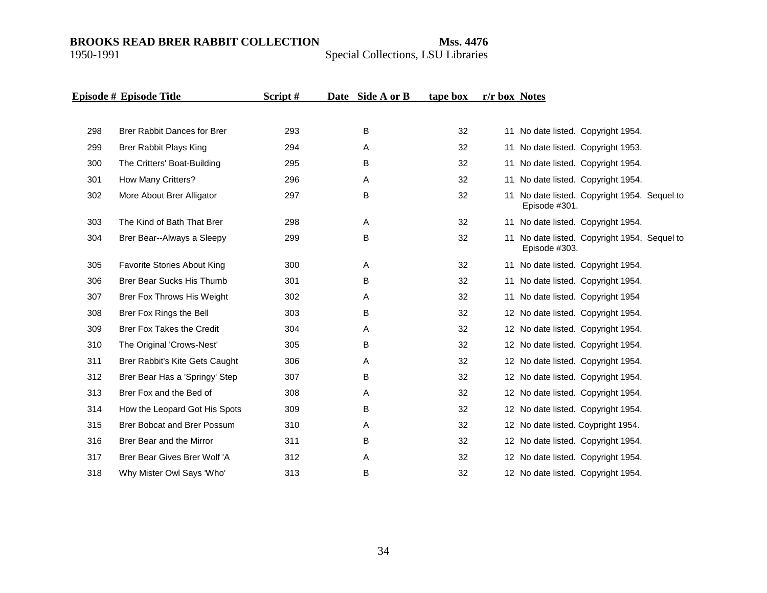| Episode # | Episode Title | Script # | Date | Side A or B | tape box | r/r box | Notes |
|---|---|---|---|---|---|---|---|
| 298 | Brer Rabbit Dances for Brer | 293 | | B | 32 | 11 | No date listed. Copyright 1954. |
| 299 | Brer Rabbit Plays King | 294 | | A | 32 | 11 | No date listed. Copyright 1953. |
| 300 | The Critters' Boat-Building | 295 | | B | 32 | 11 | No date listed. Copyright 1954. |
| 301 | How Many Critters? | 296 | | A | 32 | 11 | No date listed. Copyright 1954. |
| 302 | More About Brer Alligator | 297 | | B | 32 | 11 | No date listed. Copyright 1954. Sequel to Episode #301. |
| 303 | The Kind of Bath That Brer | 298 | | A | 32 | 11 | No date listed. Copyright 1954. |
| 304 | Brer Bear--Always a Sleepy | 299 | | B | 32 | 11 | No date listed. Copyright 1954. Sequel to Episode #303. |
| 305 | Favorite Stories About King | 300 | | A | 32 | 11 | No date listed. Copyright 1954. |
| 306 | Brer Bear Sucks His Thumb | 301 | | B | 32 | 11 | No date listed. Copyright 1954. |
| 307 | Brer Fox Throws His Weight | 302 | | A | 32 | 11 | No date listed. Copyright 1954 |
| 308 | Brer Fox Rings the Bell | 303 | | B | 32 | 12 | No date listed. Copyright 1954. |
| 309 | Brer Fox Takes the Credit | 304 | | A | 32 | 12 | No date listed. Copyright 1954. |
| 310 | The Original 'Crows-Nest' | 305 | | B | 32 | 12 | No date listed. Copyright 1954. |
| 311 | Brer Rabbit's Kite Gets Caught | 306 | | A | 32 | 12 | No date listed. Copyright 1954. |
| 312 | Brer Bear Has a 'Springy' Step | 307 | | B | 32 | 12 | No date listed. Copyright 1954. |
| 313 | Brer Fox and the Bed of | 308 | | A | 32 | 12 | No date listed. Copyright 1954. |
| 314 | How the Leopard Got His Spots | 309 | | B | 32 | 12 | No date listed. Copyright 1954. |
| 315 | Brer Bobcat and Brer Possum | 310 | | A | 32 | 12 | No date listed. Coypright 1954. |
| 316 | Brer Bear and the Mirror | 311 | | B | 32 | 12 | No date listed. Copyright 1954. |
| 317 | Brer Bear Gives Brer Wolf 'A | 312 | | A | 32 | 12 | No date listed. Copyright 1954. |
| 318 | Why Mister Owl Says 'Who' | 313 | | B | 32 | 12 | No date listed. Copyright 1954. |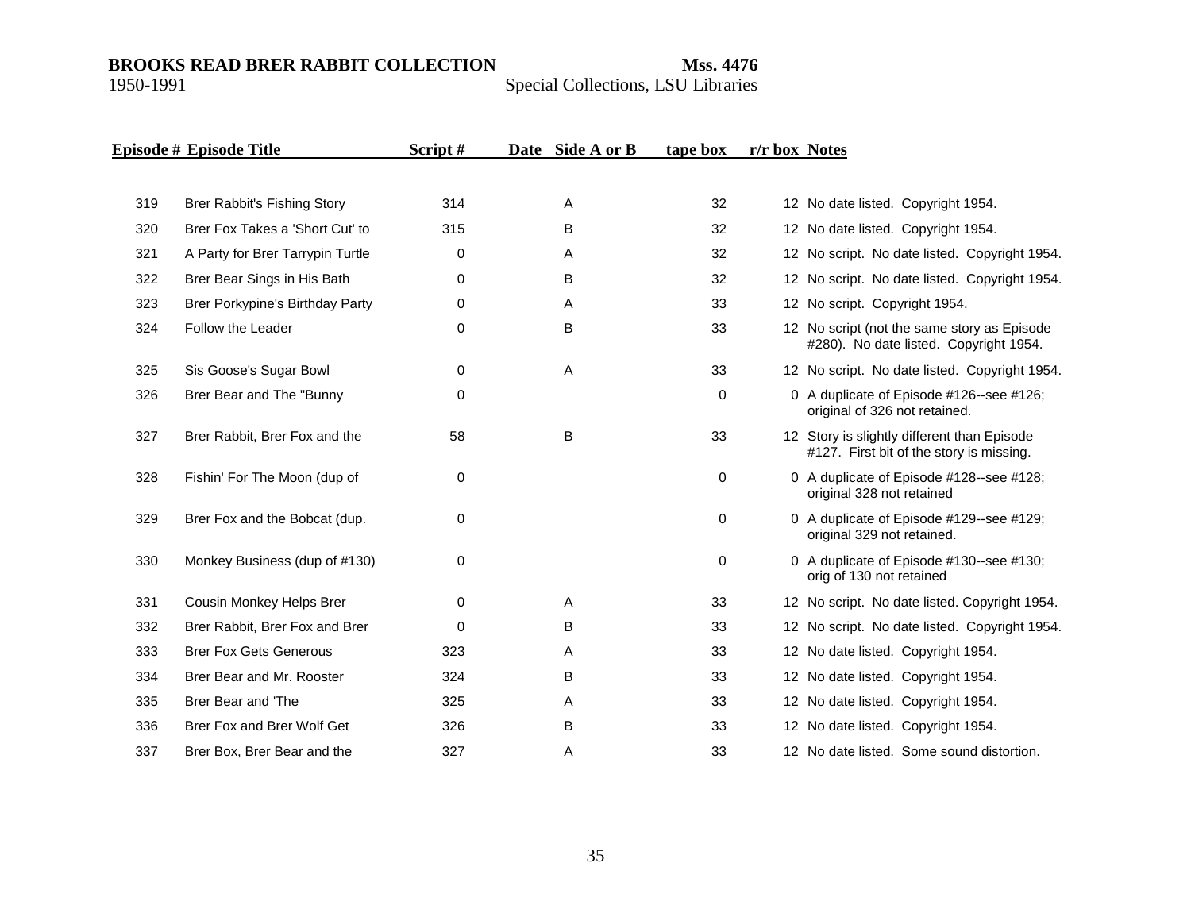| Episode # | Episode Title | Script # | Date | Side A or B | tape box | r/r box | Notes |
|---|---|---|---|---|---|---|---|
| 319 | Brer Rabbit's Fishing Story | 314 | | A | 32 | 12 | No date listed. Copyright 1954. |
| 320 | Brer Fox Takes a 'Short Cut' to | 315 | | B | 32 | 12 | No date listed. Copyright 1954. |
| 321 | A Party for Brer Tarrypin Turtle | 0 | | A | 32 | 12 | No script. No date listed. Copyright 1954. |
| 322 | Brer Bear Sings in His Bath | 0 | | B | 32 | 12 | No script. No date listed. Copyright 1954. |
| 323 | Brer Porkypine's Birthday Party | 0 | | A | 33 | 12 | No script. Copyright 1954. |
| 324 | Follow the Leader | 0 | | B | 33 | 12 | No script (not the same story as Episode #280). No date listed. Copyright 1954. |
| 325 | Sis Goose's Sugar Bowl | 0 | | A | 33 | 12 | No script. No date listed. Copyright 1954. |
| 326 | Brer Bear and The "Bunny | 0 | | | 0 | 0 | A duplicate of Episode #126--see #126; original of 326 not retained. |
| 327 | Brer Rabbit, Brer Fox and the | 58 | | B | 33 | 12 | Story is slightly different than Episode #127. First bit of the story is missing. |
| 328 | Fishin' For The Moon (dup of | 0 | | | 0 | 0 | A duplicate of Episode #128--see #128; original 328 not retained |
| 329 | Brer Fox and the Bobcat (dup. | 0 | | | 0 | 0 | A duplicate of Episode #129--see #129; original 329 not retained. |
| 330 | Monkey Business (dup of #130) | 0 | | | 0 | 0 | A duplicate of Episode #130--see #130; orig of 130 not retained |
| 331 | Cousin Monkey Helps Brer | 0 | | A | 33 | 12 | No script. No date listed. Copyright 1954. |
| 332 | Brer Rabbit, Brer Fox and Brer | 0 | | B | 33 | 12 | No script. No date listed. Copyright 1954. |
| 333 | Brer Fox Gets Generous | 323 | | A | 33 | 12 | No date listed. Copyright 1954. |
| 334 | Brer Bear and Mr. Rooster | 324 | | B | 33 | 12 | No date listed. Copyright 1954. |
| 335 | Brer Bear and 'The | 325 | | A | 33 | 12 | No date listed. Copyright 1954. |
| 336 | Brer Fox and Brer Wolf Get | 326 | | B | 33 | 12 | No date listed. Copyright 1954. |
| 337 | Brer Box, Brer Bear and the | 327 | | A | 33 | 12 | No date listed. Some sound distortion. |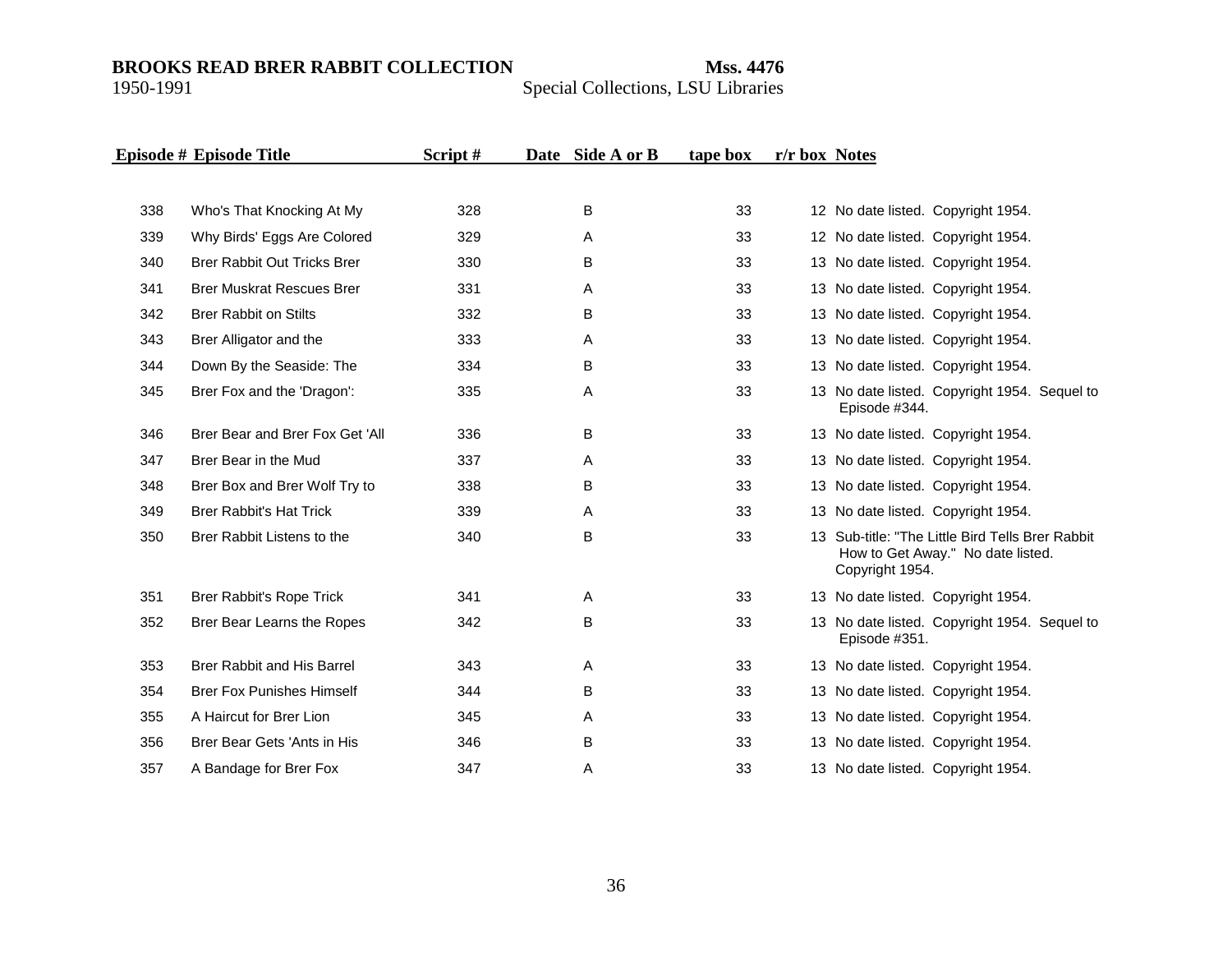| Episode # | Episode Title | Script # | Date | Side A or B | tape box | r/r box | Notes |
|---|---|---|---|---|---|---|---|
| 338 | Who's That Knocking At My | 328 | | B | 33 | 12 | No date listed. Copyright 1954. |
| 339 | Why Birds' Eggs Are Colored | 329 | | A | 33 | 12 | No date listed. Copyright 1954. |
| 340 | Brer Rabbit Out Tricks Brer | 330 | | B | 33 | 13 | No date listed. Copyright 1954. |
| 341 | Brer Muskrat Rescues Brer | 331 | | A | 33 | 13 | No date listed. Copyright 1954. |
| 342 | Brer Rabbit on Stilts | 332 | | B | 33 | 13 | No date listed. Copyright 1954. |
| 343 | Brer Alligator and the | 333 | | A | 33 | 13 | No date listed. Copyright 1954. |
| 344 | Down By the Seaside: The | 334 | | B | 33 | 13 | No date listed. Copyright 1954. |
| 345 | Brer Fox and the 'Dragon': | 335 | | A | 33 | 13 | No date listed. Copyright 1954. Sequel to Episode #344. |
| 346 | Brer Bear and Brer Fox Get 'All | 336 | | B | 33 | 13 | No date listed. Copyright 1954. |
| 347 | Brer Bear in the Mud | 337 | | A | 33 | 13 | No date listed. Copyright 1954. |
| 348 | Brer Box and Brer Wolf Try to | 338 | | B | 33 | 13 | No date listed. Copyright 1954. |
| 349 | Brer Rabbit's Hat Trick | 339 | | A | 33 | 13 | No date listed. Copyright 1954. |
| 350 | Brer Rabbit Listens to the | 340 | | B | 33 | 13 | Sub-title: "The Little Bird Tells Brer Rabbit How to Get Away." No date listed. Copyright 1954. |
| 351 | Brer Rabbit's Rope Trick | 341 | | A | 33 | 13 | No date listed. Copyright 1954. |
| 352 | Brer Bear Learns the Ropes | 342 | | B | 33 | 13 | No date listed. Copyright 1954. Sequel to Episode #351. |
| 353 | Brer Rabbit and His Barrel | 343 | | A | 33 | 13 | No date listed. Copyright 1954. |
| 354 | Brer Fox Punishes Himself | 344 | | B | 33 | 13 | No date listed. Copyright 1954. |
| 355 | A Haircut for Brer Lion | 345 | | A | 33 | 13 | No date listed. Copyright 1954. |
| 356 | Brer Bear Gets 'Ants in His | 346 | | B | 33 | 13 | No date listed. Copyright 1954. |
| 357 | A Bandage for Brer Fox | 347 | | A | 33 | 13 | No date listed. Copyright 1954. |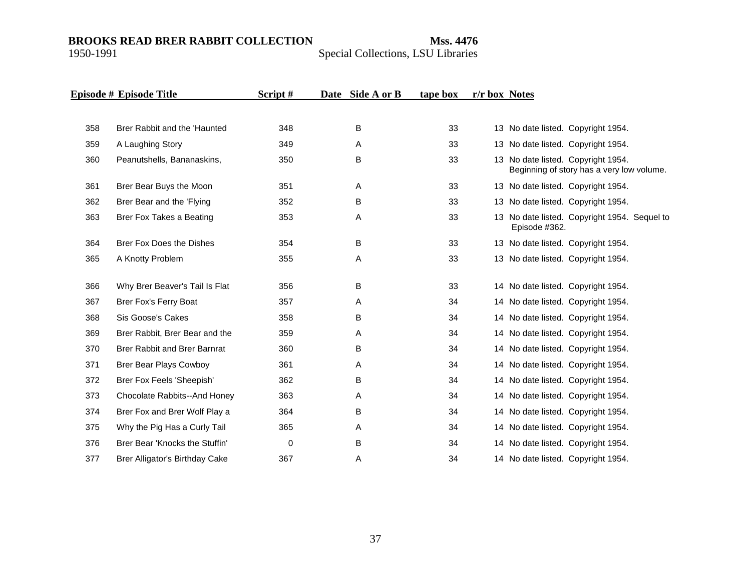**BROOKS READ BRER RABBIT COLLECTION** **Mss. 4476**
1950-1991 Special Collections, LSU Libraries

| Episode # | Episode Title | Script # | Date | Side A or B | tape box | r/r box | Notes |
|---|---|---|---|---|---|---|---|
| 358 | Brer Rabbit and the 'Haunted | 348 | | B | 33 | 13 | No date listed. Copyright 1954. |
| 359 | A Laughing Story | 349 | | A | 33 | 13 | No date listed. Copyright 1954. |
| 360 | Peanutshells, Bananaskins, | 350 | | B | 33 | 13 | No date listed. Copyright 1954. Beginning of story has a very low volume. |
| 361 | Brer Bear Buys the Moon | 351 | | A | 33 | 13 | No date listed. Copyright 1954. |
| 362 | Brer Bear and the 'Flying | 352 | | B | 33 | 13 | No date listed. Copyright 1954. |
| 363 | Brer Fox Takes a Beating | 353 | | A | 33 | 13 | No date listed. Copyright 1954. Sequel to Episode #362. |
| 364 | Brer Fox Does the Dishes | 354 | | B | 33 | 13 | No date listed. Copyright 1954. |
| 365 | A Knotty Problem | 355 | | A | 33 | 13 | No date listed. Copyright 1954. |
| 366 | Why Brer Beaver's Tail Is Flat | 356 | | B | 33 | 14 | No date listed. Copyright 1954. |
| 367 | Brer Fox's Ferry Boat | 357 | | A | 34 | 14 | No date listed. Copyright 1954. |
| 368 | Sis Goose's Cakes | 358 | | B | 34 | 14 | No date listed. Copyright 1954. |
| 369 | Brer Rabbit, Brer Bear and the | 359 | | A | 34 | 14 | No date listed. Copyright 1954. |
| 370 | Brer Rabbit and Brer Barnrat | 360 | | B | 34 | 14 | No date listed. Copyright 1954. |
| 371 | Brer Bear Plays Cowboy | 361 | | A | 34 | 14 | No date listed. Copyright 1954. |
| 372 | Brer Fox Feels 'Sheepish' | 362 | | B | 34 | 14 | No date listed. Copyright 1954. |
| 373 | Chocolate Rabbits--And Honey | 363 | | A | 34 | 14 | No date listed. Copyright 1954. |
| 374 | Brer Fox and Brer Wolf Play a | 364 | | B | 34 | 14 | No date listed. Copyright 1954. |
| 375 | Why the Pig Has a Curly Tail | 365 | | A | 34 | 14 | No date listed. Copyright 1954. |
| 376 | Brer Bear 'Knocks the Stuffin' | 0 | | B | 34 | 14 | No date listed. Copyright 1954. |
| 377 | Brer Alligator's Birthday Cake | 367 | | A | 34 | 14 | No date listed. Copyright 1954. |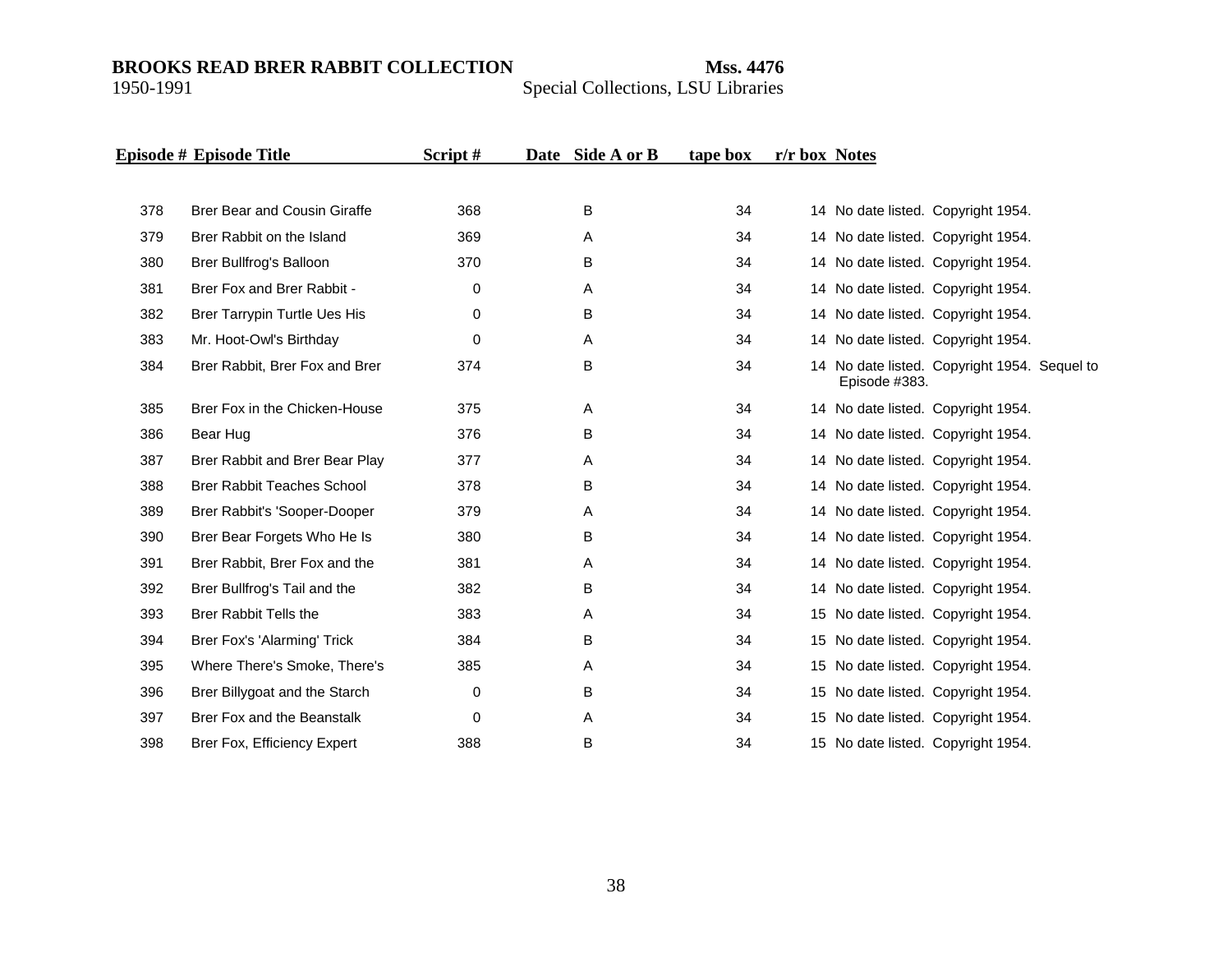| Episode # | Episode Title | Script # | Date | Side A or B | tape box | r/r box | Notes |
|---|---|---|---|---|---|---|---|
| 378 | Brer Bear and Cousin Giraffe | 368 | | B | 34 | 14 | No date listed. Copyright 1954. |
| 379 | Brer Rabbit on the Island | 369 | | A | 34 | 14 | No date listed. Copyright 1954. |
| 380 | Brer Bullfrog's Balloon | 370 | | B | 34 | 14 | No date listed. Copyright 1954. |
| 381 | Brer Fox and Brer Rabbit - | 0 | | A | 34 | 14 | No date listed. Copyright 1954. |
| 382 | Brer Tarrypin Turtle Ues His | 0 | | B | 34 | 14 | No date listed. Copyright 1954. |
| 383 | Mr. Hoot-Owl's Birthday | 0 | | A | 34 | 14 | No date listed. Copyright 1954. |
| 384 | Brer Rabbit, Brer Fox and Brer | 374 | | B | 34 | 14 | No date listed. Copyright 1954. Sequel to Episode #383. |
| 385 | Brer Fox in the Chicken-House | 375 | | A | 34 | 14 | No date listed. Copyright 1954. |
| 386 | Bear Hug | 376 | | B | 34 | 14 | No date listed. Copyright 1954. |
| 387 | Brer Rabbit and Brer Bear Play | 377 | | A | 34 | 14 | No date listed. Copyright 1954. |
| 388 | Brer Rabbit Teaches School | 378 | | B | 34 | 14 | No date listed. Copyright 1954. |
| 389 | Brer Rabbit's 'Sooper-Dooper | 379 | | A | 34 | 14 | No date listed. Copyright 1954. |
| 390 | Brer Bear Forgets Who He Is | 380 | | B | 34 | 14 | No date listed. Copyright 1954. |
| 391 | Brer Rabbit, Brer Fox and the | 381 | | A | 34 | 14 | No date listed. Copyright 1954. |
| 392 | Brer Bullfrog's Tail and the | 382 | | B | 34 | 14 | No date listed. Copyright 1954. |
| 393 | Brer Rabbit Tells the | 383 | | A | 34 | 15 | No date listed. Copyright 1954. |
| 394 | Brer Fox's 'Alarming' Trick | 384 | | B | 34 | 15 | No date listed. Copyright 1954. |
| 395 | Where There's Smoke, There's | 385 | | A | 34 | 15 | No date listed. Copyright 1954. |
| 396 | Brer Billygoat and the Starch | 0 | | B | 34 | 15 | No date listed. Copyright 1954. |
| 397 | Brer Fox and the Beanstalk | 0 | | A | 34 | 15 | No date listed. Copyright 1954. |
| 398 | Brer Fox, Efficiency Expert | 388 | | B | 34 | 15 | No date listed. Copyright 1954. |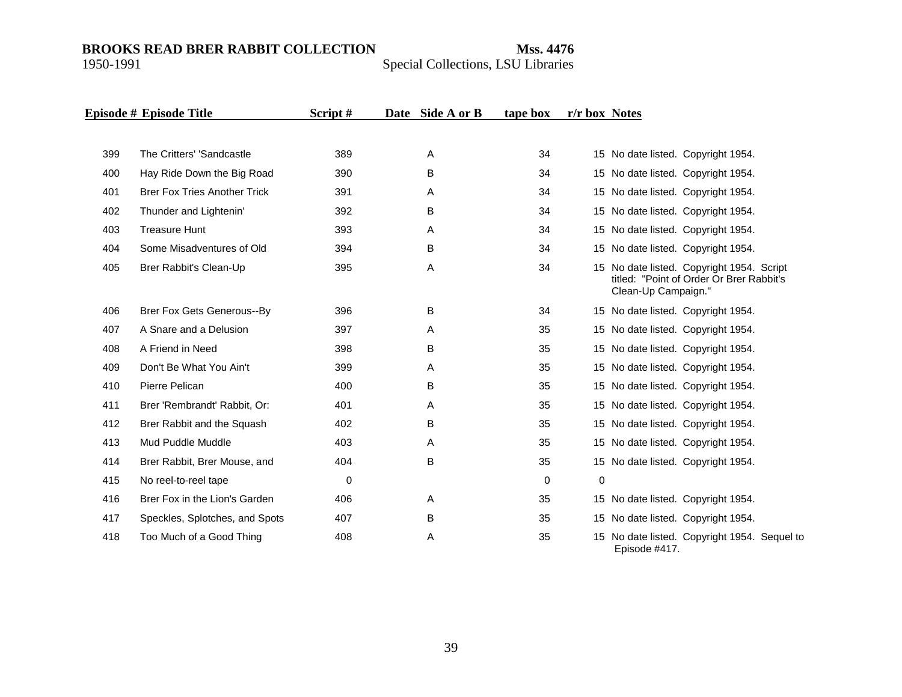| Episode # | Episode Title | Script # | Date | Side A or B | tape box | r/r box | Notes |
|---|---|---|---|---|---|---|---|
| 399 | The Critters' 'Sandcastle | 389 | | A | 34 | 15 | No date listed. Copyright 1954. |
| 400 | Hay Ride Down the Big Road | 390 | | B | 34 | 15 | No date listed. Copyright 1954. |
| 401 | Brer Fox Tries Another Trick | 391 | | A | 34 | 15 | No date listed. Copyright 1954. |
| 402 | Thunder and Lightenin' | 392 | | B | 34 | 15 | No date listed. Copyright 1954. |
| 403 | Treasure Hunt | 393 | | A | 34 | 15 | No date listed. Copyright 1954. |
| 404 | Some Misadventures of Old | 394 | | B | 34 | 15 | No date listed. Copyright 1954. |
| 405 | Brer Rabbit's Clean-Up | 395 | | A | 34 | 15 | No date listed. Copyright 1954. Script titled: "Point of Order Or Brer Rabbit's Clean-Up Campaign." |
| 406 | Brer Fox Gets Generous--By | 396 | | B | 34 | 15 | No date listed. Copyright 1954. |
| 407 | A Snare and a Delusion | 397 | | A | 35 | 15 | No date listed. Copyright 1954. |
| 408 | A Friend in Need | 398 | | B | 35 | 15 | No date listed. Copyright 1954. |
| 409 | Don't Be What You Ain't | 399 | | A | 35 | 15 | No date listed. Copyright 1954. |
| 410 | Pierre Pelican | 400 | | B | 35 | 15 | No date listed. Copyright 1954. |
| 411 | Brer 'Rembrandt' Rabbit, Or: | 401 | | A | 35 | 15 | No date listed. Copyright 1954. |
| 412 | Brer Rabbit and the Squash | 402 | | B | 35 | 15 | No date listed. Copyright 1954. |
| 413 | Mud Puddle Muddle | 403 | | A | 35 | 15 | No date listed. Copyright 1954. |
| 414 | Brer Rabbit, Brer Mouse, and | 404 | | B | 35 | 15 | No date listed. Copyright 1954. |
| 415 | No reel-to-reel tape | 0 | | | 0 | 0 | |
| 416 | Brer Fox in the Lion's Garden | 406 | | A | 35 | 15 | No date listed. Copyright 1954. |
| 417 | Speckles, Splotches, and Spots | 407 | | B | 35 | 15 | No date listed. Copyright 1954. |
| 418 | Too Much of a Good Thing | 408 | | A | 35 | 15 | No date listed. Copyright 1954. Sequel to Episode #417. |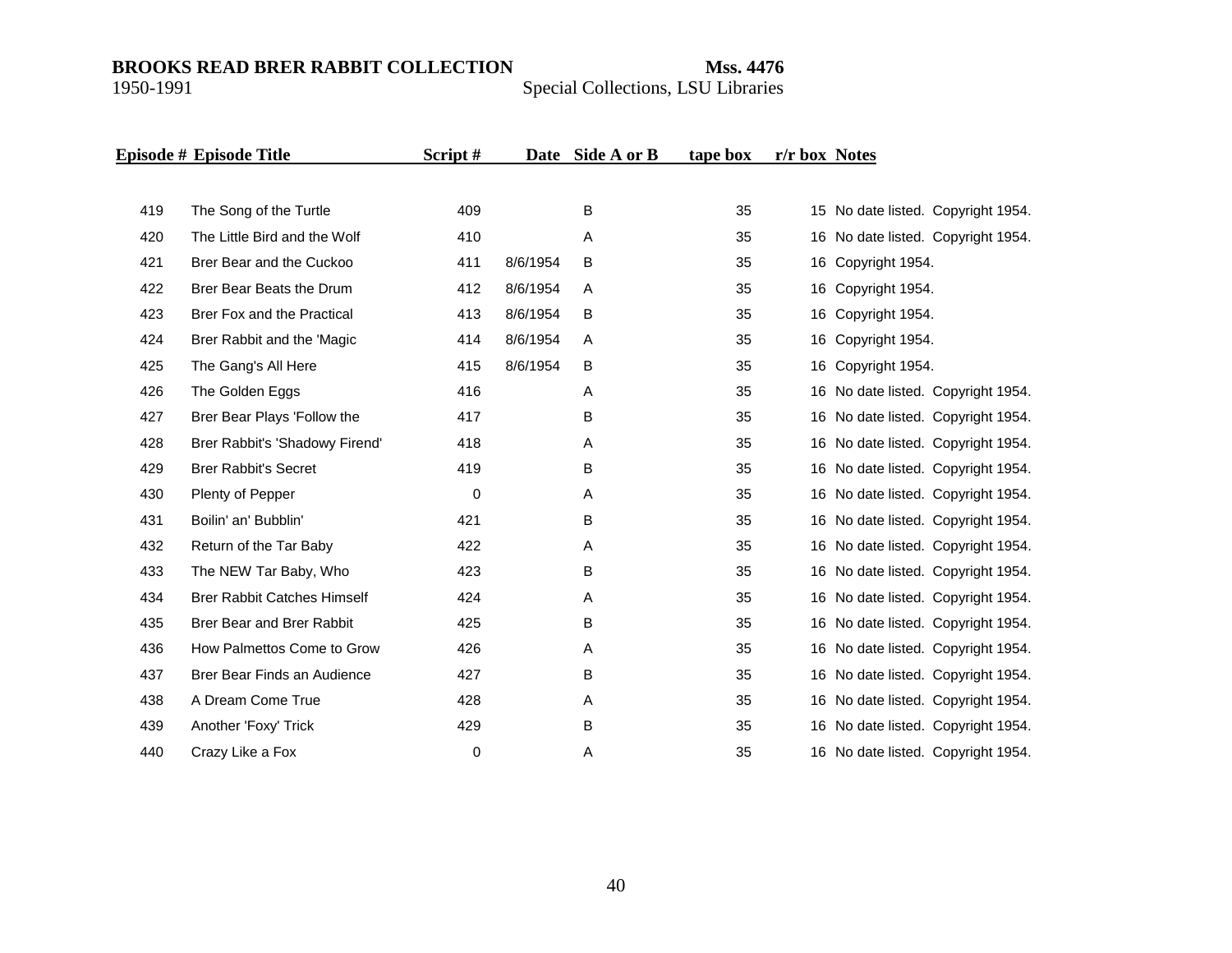| Episode # | Episode Title | Script # | Date | Side A or B | tape box | r/r box | Notes |
|---|---|---|---|---|---|---|---|
| 419 | The Song of the Turtle | 409 | | B | 35 | 15 | No date listed. Copyright 1954. |
| 420 | The Little Bird and the Wolf | 410 | | A | 35 | 16 | No date listed. Copyright 1954. |
| 421 | Brer Bear and the Cuckoo | 411 | 8/6/1954 | B | 35 | 16 | Copyright 1954. |
| 422 | Brer Bear Beats the Drum | 412 | 8/6/1954 | A | 35 | 16 | Copyright 1954. |
| 423 | Brer Fox and the Practical | 413 | 8/6/1954 | B | 35 | 16 | Copyright 1954. |
| 424 | Brer Rabbit and the 'Magic | 414 | 8/6/1954 | A | 35 | 16 | Copyright 1954. |
| 425 | The Gang's All Here | 415 | 8/6/1954 | B | 35 | 16 | Copyright 1954. |
| 426 | The Golden Eggs | 416 | | A | 35 | 16 | No date listed. Copyright 1954. |
| 427 | Brer Bear Plays 'Follow the | 417 | | B | 35 | 16 | No date listed. Copyright 1954. |
| 428 | Brer Rabbit's 'Shadowy Firend' | 418 | | A | 35 | 16 | No date listed. Copyright 1954. |
| 429 | Brer Rabbit's Secret | 419 | | B | 35 | 16 | No date listed. Copyright 1954. |
| 430 | Plenty of Pepper | 0 | | A | 35 | 16 | No date listed. Copyright 1954. |
| 431 | Boilin' an' Bubblin' | 421 | | B | 35 | 16 | No date listed. Copyright 1954. |
| 432 | Return of the Tar Baby | 422 | | A | 35 | 16 | No date listed. Copyright 1954. |
| 433 | The NEW Tar Baby, Who | 423 | | B | 35 | 16 | No date listed. Copyright 1954. |
| 434 | Brer Rabbit Catches Himself | 424 | | A | 35 | 16 | No date listed. Copyright 1954. |
| 435 | Brer Bear and Brer Rabbit | 425 | | B | 35 | 16 | No date listed. Copyright 1954. |
| 436 | How Palmettos Come to Grow | 426 | | A | 35 | 16 | No date listed. Copyright 1954. |
| 437 | Brer Bear Finds an Audience | 427 | | B | 35 | 16 | No date listed. Copyright 1954. |
| 438 | A Dream Come True | 428 | | A | 35 | 16 | No date listed. Copyright 1954. |
| 439 | Another 'Foxy' Trick | 429 | | B | 35 | 16 | No date listed. Copyright 1954. |
| 440 | Crazy Like a Fox | 0 | | A | 35 | 16 | No date listed. Copyright 1954. |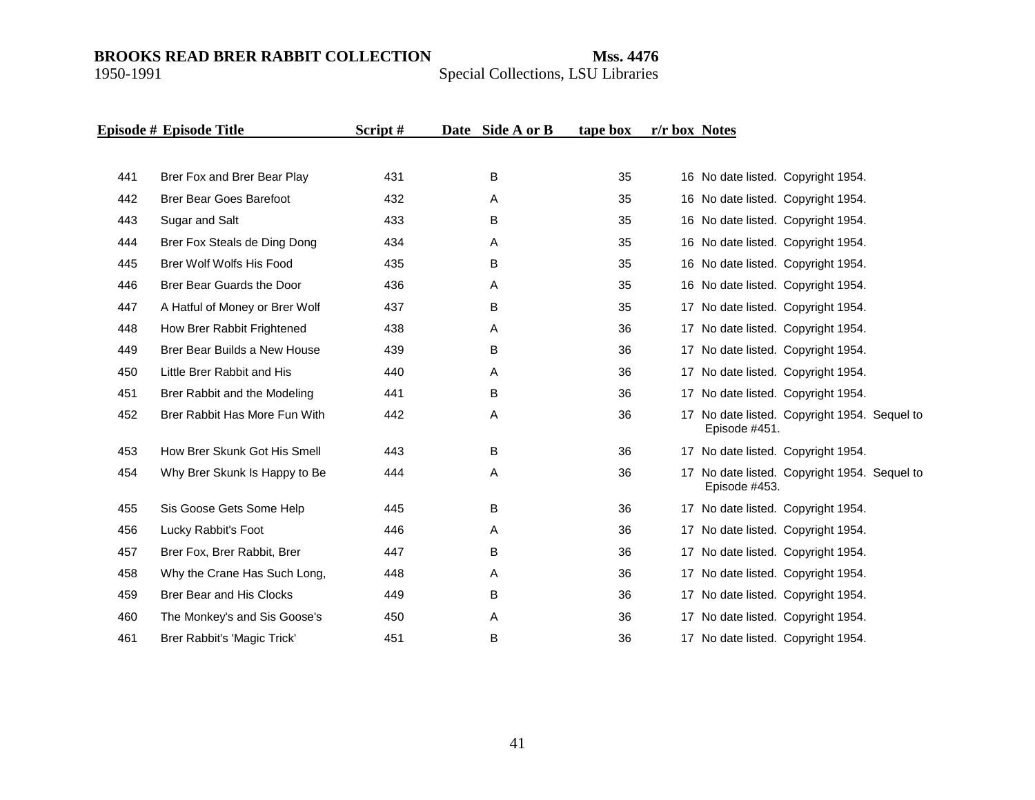| Episode # | Episode Title | Script # | Date | Side A or B | tape box | r/r box | Notes |
|---|---|---|---|---|---|---|---|
| 441 | Brer Fox and Brer Bear Play | 431 | | B | 35 | 16 | No date listed. Copyright 1954. |
| 442 | Brer Bear Goes Barefoot | 432 | | A | 35 | 16 | No date listed. Copyright 1954. |
| 443 | Sugar and Salt | 433 | | B | 35 | 16 | No date listed. Copyright 1954. |
| 444 | Brer Fox Steals de Ding Dong | 434 | | A | 35 | 16 | No date listed. Copyright 1954. |
| 445 | Brer Wolf Wolfs His Food | 435 | | B | 35 | 16 | No date listed. Copyright 1954. |
| 446 | Brer Bear Guards the Door | 436 | | A | 35 | 16 | No date listed. Copyright 1954. |
| 447 | A Hatful of Money or Brer Wolf | 437 | | B | 35 | 17 | No date listed. Copyright 1954. |
| 448 | How Brer Rabbit Frightened | 438 | | A | 36 | 17 | No date listed. Copyright 1954. |
| 449 | Brer Bear Builds a New House | 439 | | B | 36 | 17 | No date listed. Copyright 1954. |
| 450 | Little Brer Rabbit and His | 440 | | A | 36 | 17 | No date listed. Copyright 1954. |
| 451 | Brer Rabbit and the Modeling | 441 | | B | 36 | 17 | No date listed. Copyright 1954. |
| 452 | Brer Rabbit Has More Fun With | 442 | | A | 36 | 17 | No date listed. Copyright 1954. Sequel to Episode #451. |
| 453 | How Brer Skunk Got His Smell | 443 | | B | 36 | 17 | No date listed. Copyright 1954. |
| 454 | Why Brer Skunk Is Happy to Be | 444 | | A | 36 | 17 | No date listed. Copyright 1954. Sequel to Episode #453. |
| 455 | Sis Goose Gets Some Help | 445 | | B | 36 | 17 | No date listed. Copyright 1954. |
| 456 | Lucky Rabbit's Foot | 446 | | A | 36 | 17 | No date listed. Copyright 1954. |
| 457 | Brer Fox, Brer Rabbit, Brer | 447 | | B | 36 | 17 | No date listed. Copyright 1954. |
| 458 | Why the Crane Has Such Long, | 448 | | A | 36 | 17 | No date listed. Copyright 1954. |
| 459 | Brer Bear and His Clocks | 449 | | B | 36 | 17 | No date listed. Copyright 1954. |
| 460 | The Monkey's and Sis Goose's | 450 | | A | 36 | 17 | No date listed. Copyright 1954. |
| 461 | Brer Rabbit's 'Magic Trick' | 451 | | B | 36 | 17 | No date listed. Copyright 1954. |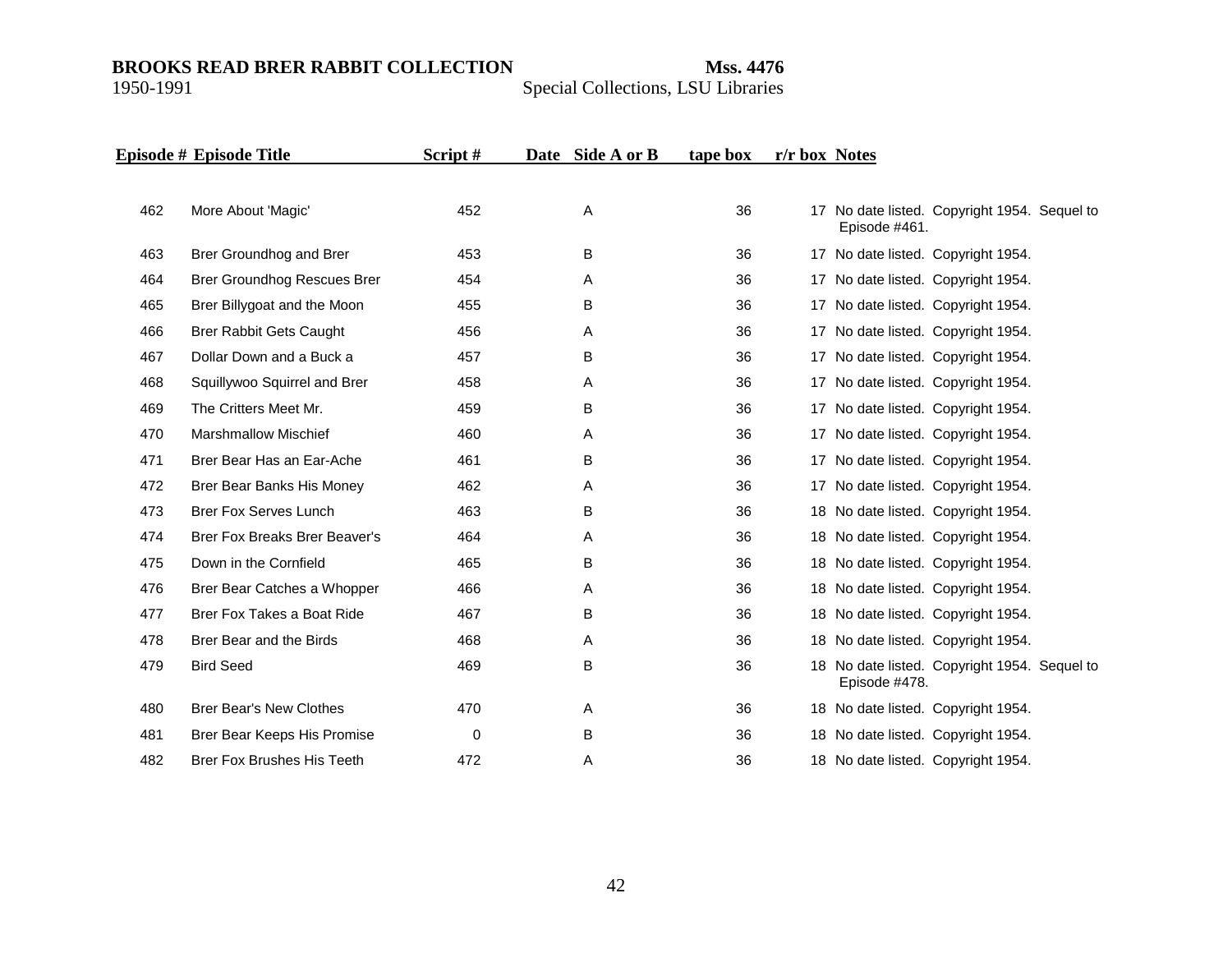**BROOKS READ BRER RABBIT COLLECTION** **Mss. 4476**
1950-1991 Special Collections, LSU Libraries

| Episode # | Episode Title | Script # | Date | Side A or B | tape box | r/r box | Notes |
|---|---|---|---|---|---|---|---|
| 462 | More About 'Magic' | 452 | | A | 36 | 17 | No date listed. Copyright 1954. Sequel to Episode #461. |
| 463 | Brer Groundhog and Brer | 453 | | B | 36 | 17 | No date listed. Copyright 1954. |
| 464 | Brer Groundhog Rescues Brer | 454 | | A | 36 | 17 | No date listed. Copyright 1954. |
| 465 | Brer Billygoat and the Moon | 455 | | B | 36 | 17 | No date listed. Copyright 1954. |
| 466 | Brer Rabbit Gets Caught | 456 | | A | 36 | 17 | No date listed. Copyright 1954. |
| 467 | Dollar Down and a Buck a | 457 | | B | 36 | 17 | No date listed. Copyright 1954. |
| 468 | Squillywoo Squirrel and Brer | 458 | | A | 36 | 17 | No date listed. Copyright 1954. |
| 469 | The Critters Meet Mr. | 459 | | B | 36 | 17 | No date listed. Copyright 1954. |
| 470 | Marshmallow Mischief | 460 | | A | 36 | 17 | No date listed. Copyright 1954. |
| 471 | Brer Bear Has an Ear-Ache | 461 | | B | 36 | 17 | No date listed. Copyright 1954. |
| 472 | Brer Bear Banks His Money | 462 | | A | 36 | 17 | No date listed. Copyright 1954. |
| 473 | Brer Fox Serves Lunch | 463 | | B | 36 | 18 | No date listed. Copyright 1954. |
| 474 | Brer Fox Breaks Brer Beaver's | 464 | | A | 36 | 18 | No date listed. Copyright 1954. |
| 475 | Down in the Cornfield | 465 | | B | 36 | 18 | No date listed. Copyright 1954. |
| 476 | Brer Bear Catches a Whopper | 466 | | A | 36 | 18 | No date listed. Copyright 1954. |
| 477 | Brer Fox Takes a Boat Ride | 467 | | B | 36 | 18 | No date listed. Copyright 1954. |
| 478 | Brer Bear and the Birds | 468 | | A | 36 | 18 | No date listed. Copyright 1954. |
| 479 | Bird Seed | 469 | | B | 36 | 18 | No date listed. Copyright 1954. Sequel to Episode #478. |
| 480 | Brer Bear's New Clothes | 470 | | A | 36 | 18 | No date listed. Copyright 1954. |
| 481 | Brer Bear Keeps His Promise | 0 | | B | 36 | 18 | No date listed. Copyright 1954. |
| 482 | Brer Fox Brushes His Teeth | 472 | | A | 36 | 18 | No date listed. Copyright 1954. |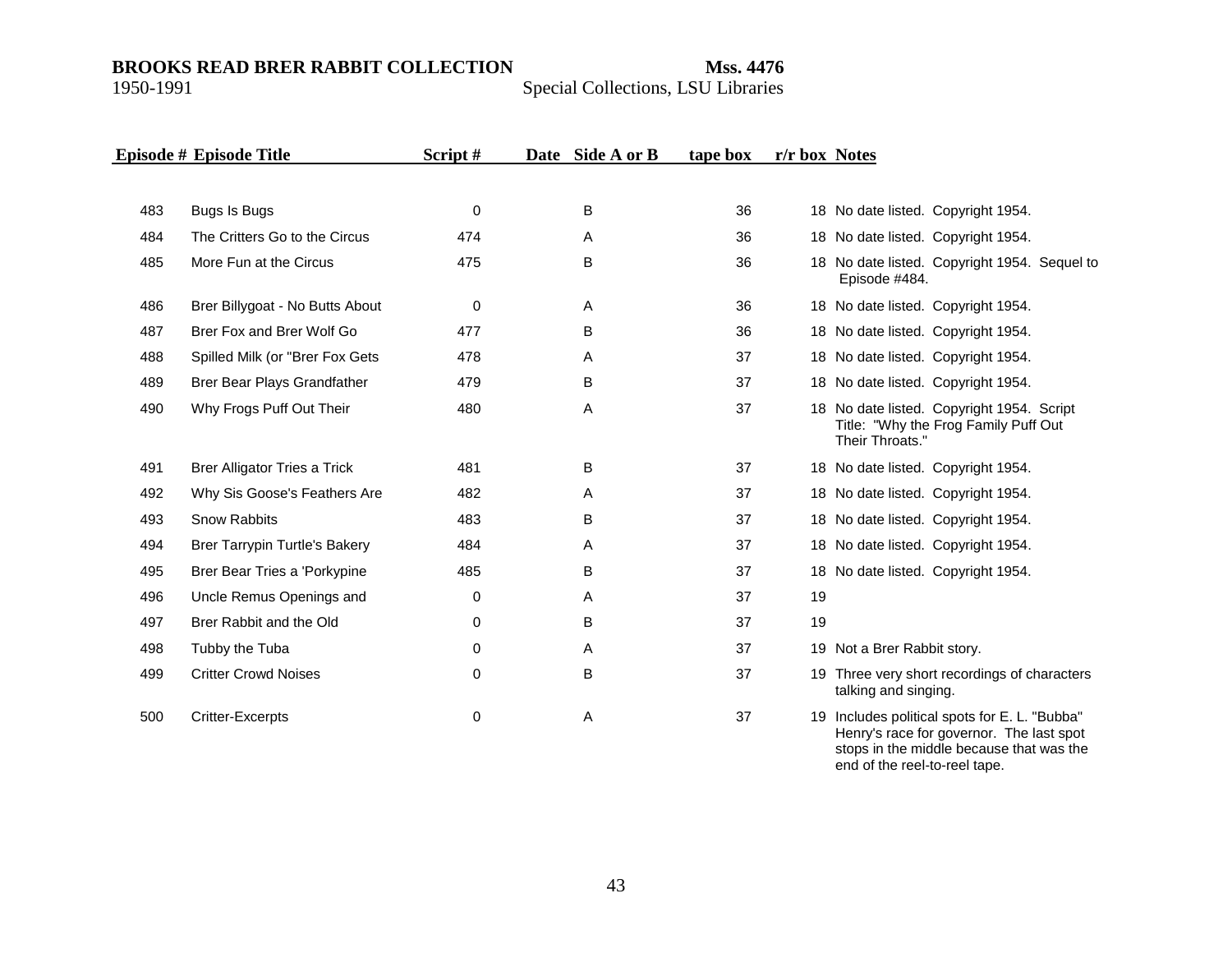| Episode # | Episode Title | Script # | Date | Side A or B | tape box | r/r box | Notes |
|---|---|---|---|---|---|---|---|
| 483 | Bugs Is Bugs | 0 | | B | 36 | 18 | No date listed. Copyright 1954. |
| 484 | The Critters Go to the Circus | 474 | | A | 36 | 18 | No date listed. Copyright 1954. |
| 485 | More Fun at the Circus | 475 | | B | 36 | 18 | No date listed. Copyright 1954. Sequel to Episode #484. |
| 486 | Brer Billygoat - No Butts About | 0 | | A | 36 | 18 | No date listed. Copyright 1954. |
| 487 | Brer Fox and Brer Wolf Go | 477 | | B | 36 | 18 | No date listed. Copyright 1954. |
| 488 | Spilled Milk (or "Brer Fox Gets | 478 | | A | 37 | 18 | No date listed. Copyright 1954. |
| 489 | Brer Bear Plays Grandfather | 479 | | B | 37 | 18 | No date listed. Copyright 1954. |
| 490 | Why Frogs Puff Out Their | 480 | | A | 37 | 18 | No date listed. Copyright 1954. Script Title: "Why the Frog Family Puff Out Their Throats." |
| 491 | Brer Alligator Tries a Trick | 481 | | B | 37 | 18 | No date listed. Copyright 1954. |
| 492 | Why Sis Goose's Feathers Are | 482 | | A | 37 | 18 | No date listed. Copyright 1954. |
| 493 | Snow Rabbits | 483 | | B | 37 | 18 | No date listed. Copyright 1954. |
| 494 | Brer Tarrypin Turtle's Bakery | 484 | | A | 37 | 18 | No date listed. Copyright 1954. |
| 495 | Brer Bear Tries a 'Porkypine | 485 | | B | 37 | 18 | No date listed. Copyright 1954. |
| 496 | Uncle Remus Openings and | 0 | | A | 37 | 19 | |
| 497 | Brer Rabbit and the Old | 0 | | B | 37 | 19 | |
| 498 | Tubby the Tuba | 0 | | A | 37 | 19 | Not a Brer Rabbit story. |
| 499 | Critter Crowd Noises | 0 | | B | 37 | 19 | Three very short recordings of characters talking and singing. |
| 500 | Critter-Excerpts | 0 | | A | 37 | 19 | Includes political spots for E. L. "Bubba" Henry's race for governor. The last spot stops in the middle because that was the end of the reel-to-reel tape. |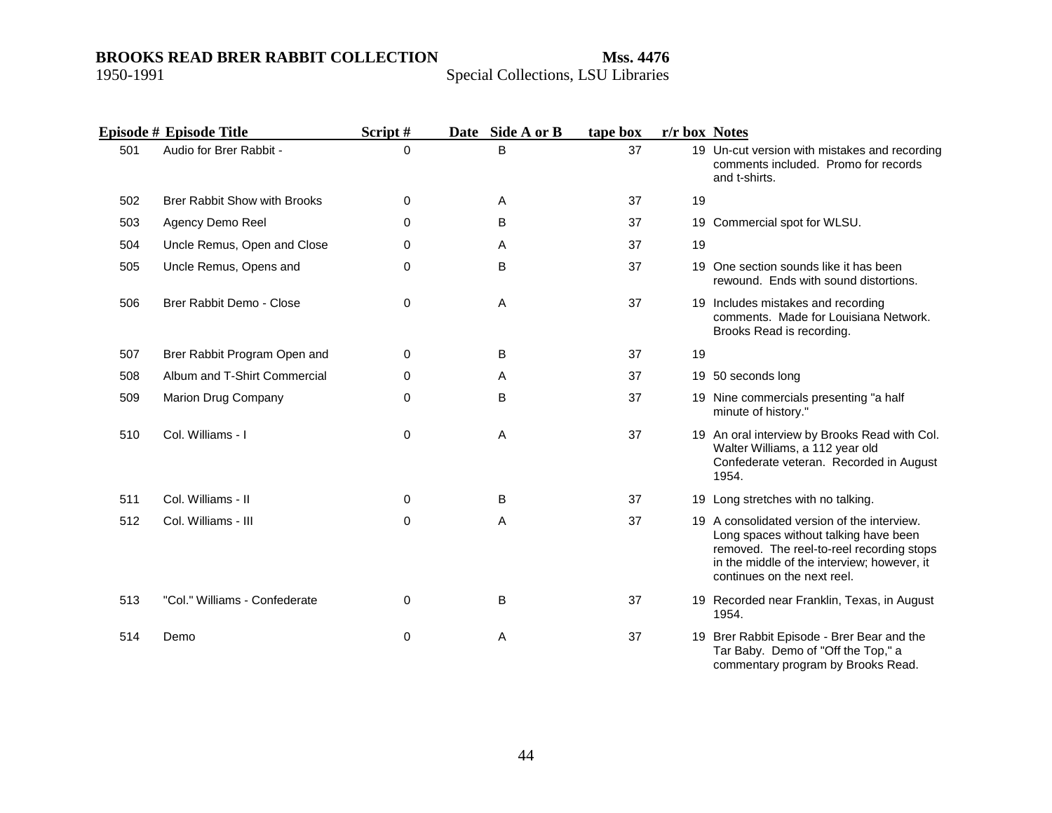| Episode # | Episode Title | Script # | Date | Side A or B | tape box | r/r box | Notes |
|---|---|---|---|---|---|---|---|
| 501 | Audio for Brer Rabbit - | 0 | | B | 37 | 19 | Un-cut version with mistakes and recording comments included. Promo for records and t-shirts. |
| 502 | Brer Rabbit Show with Brooks | 0 | | A | 37 | 19 | |
| 503 | Agency Demo Reel | 0 | | B | 37 | 19 | Commercial spot for WLSU. |
| 504 | Uncle Remus, Open and Close | 0 | | A | 37 | 19 | |
| 505 | Uncle Remus, Opens and | 0 | | B | 37 | 19 | One section sounds like it has been rewound. Ends with sound distortions. |
| 506 | Brer Rabbit Demo - Close | 0 | | A | 37 | 19 | Includes mistakes and recording comments. Made for Louisiana Network. Brooks Read is recording. |
| 507 | Brer Rabbit Program Open and | 0 | | B | 37 | 19 | |
| 508 | Album and T-Shirt Commercial | 0 | | A | 37 | 19 | 50 seconds long |
| 509 | Marion Drug Company | 0 | | B | 37 | 19 | Nine commercials presenting "a half minute of history." |
| 510 | Col. Williams - I | 0 | | A | 37 | 19 | An oral interview by Brooks Read with Col. Walter Williams, a 112 year old Confederate veteran. Recorded in August 1954. |
| 511 | Col. Williams - II | 0 | | B | 37 | 19 | Long stretches with no talking. |
| 512 | Col. Williams - III | 0 | | A | 37 | 19 | A consolidated version of the interview. Long spaces without talking have been removed. The reel-to-reel recording stops in the middle of the interview; however, it continues on the next reel. |
| 513 | "Col." Williams - Confederate | 0 | | B | 37 | 19 | Recorded near Franklin, Texas, in August 1954. |
| 514 | Demo | 0 | | A | 37 | 19 | Brer Rabbit Episode - Brer Bear and the Tar Baby. Demo of "Off the Top," a commentary program by Brooks Read. |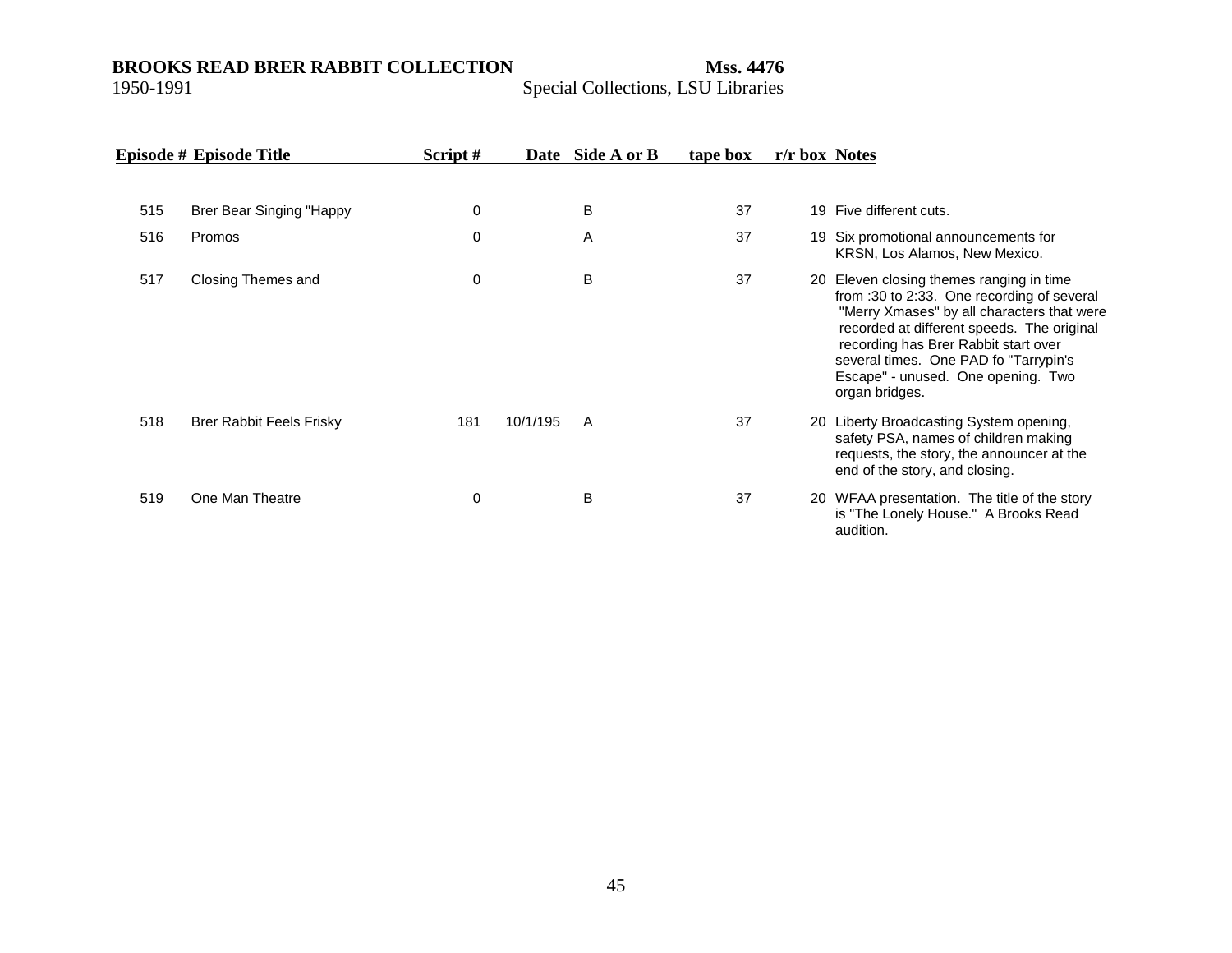| Episode # | Episode Title | Script # | Date | Side A or B | tape box | r/r box | Notes |
|---|---|---|---|---|---|---|---|
| 515 | Brer Bear Singing "Happy | 0 | | B | 37 | 19 | Five different cuts. |
| 516 | Promos | 0 | | A | 37 | 19 | Six promotional announcements for KRSN, Los Alamos, New Mexico. |
| 517 | Closing Themes and | 0 | | B | 37 | 20 | Eleven closing themes ranging in time from :30 to 2:33. One recording of several "Merry Xmases" by all characters that were recorded at different speeds. The original recording has Brer Rabbit start over several times. One PAD fo "Tarrypin's Escape" - unused. One opening. Two organ bridges. |
| 518 | Brer Rabbit Feels Frisky | 181 | 10/1/195 | A | 37 | 20 | Liberty Broadcasting System opening, safety PSA, names of children making requests, the story, the announcer at the end of the story, and closing. |
| 519 | One Man Theatre | 0 | | B | 37 | 20 | WFAA presentation. The title of the story is "The Lonely House." A Brooks Read audition. |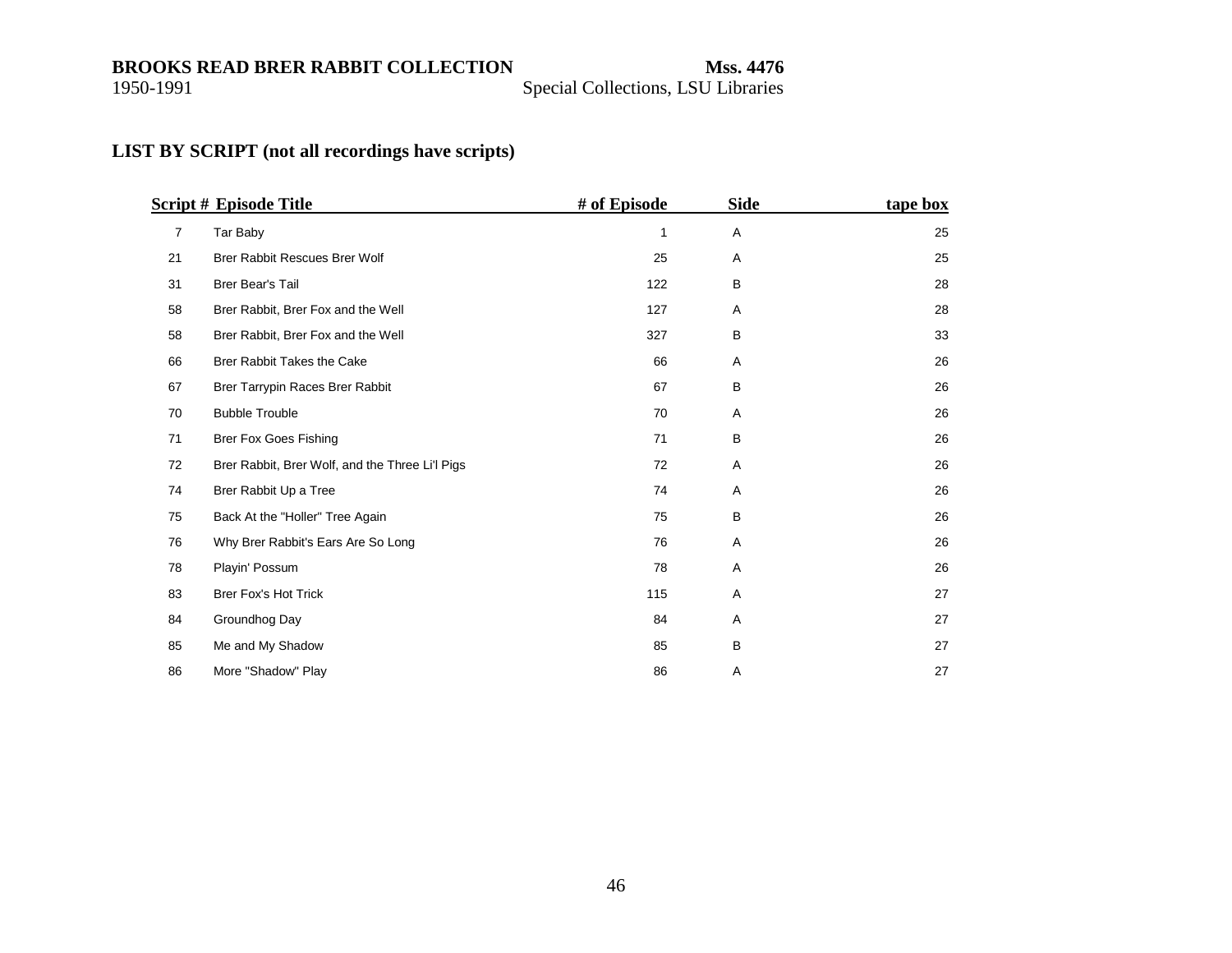## LIST BY SCRIPT (not all recordings have scripts)

| Script # | Episode Title | # of Episode | Side | tape box |
|---|---|---|---|---|
| 7 | Tar Baby | 1 | A | 25 |
| 21 | Brer Rabbit Rescues Brer Wolf | 25 | A | 25 |
| 31 | Brer Bear's Tail | 122 | B | 28 |
| 58 | Brer Rabbit, Brer Fox and the Well | 127 | A | 28 |
| 58 | Brer Rabbit, Brer Fox and the Well | 327 | B | 33 |
| 66 | Brer Rabbit Takes the Cake | 66 | A | 26 |
| 67 | Brer Tarrypin Races Brer Rabbit | 67 | B | 26 |
| 70 | Bubble Trouble | 70 | A | 26 |
| 71 | Brer Fox Goes Fishing | 71 | B | 26 |
| 72 | Brer Rabbit, Brer Wolf, and the Three Li'l Pigs | 72 | A | 26 |
| 74 | Brer Rabbit Up a Tree | 74 | A | 26 |
| 75 | Back At the "Holler" Tree Again | 75 | B | 26 |
| 76 | Why Brer Rabbit's Ears Are So Long | 76 | A | 26 |
| 78 | Playin' Possum | 78 | A | 26 |
| 83 | Brer Fox's Hot Trick | 115 | A | 27 |
| 84 | Groundhog Day | 84 | A | 27 |
| 85 | Me and My Shadow | 85 | B | 27 |
| 86 | More "Shadow" Play | 86 | A | 27 |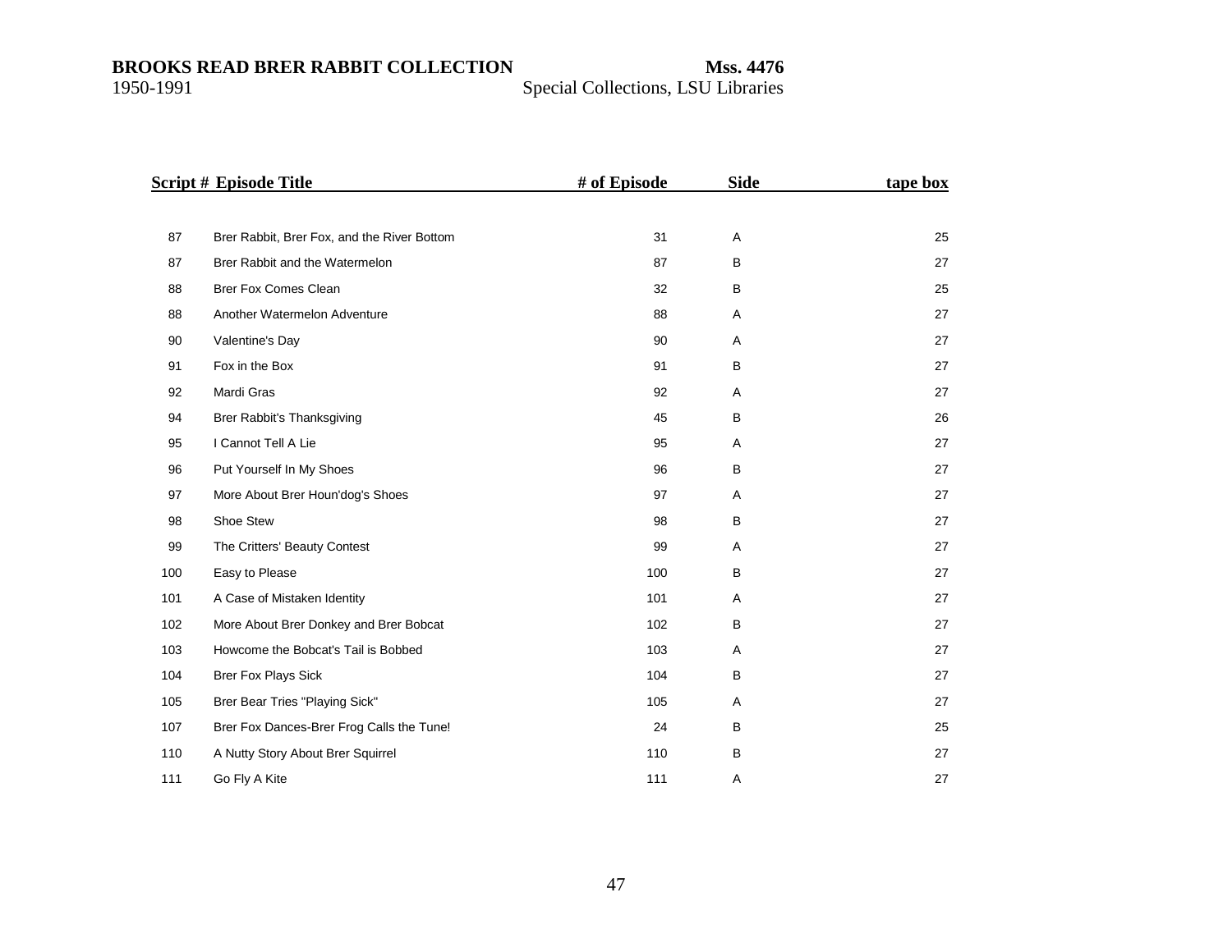| Script # | Episode Title | # of Episode | Side | tape box |
|---|---|---|---|---|
| 87 | Brer Rabbit, Brer Fox, and the River Bottom | 31 | A | 25 |
| 87 | Brer Rabbit and the Watermelon | 87 | B | 27 |
| 88 | Brer Fox Comes Clean | 32 | B | 25 |
| 88 | Another Watermelon Adventure | 88 | A | 27 |
| 90 | Valentine's Day | 90 | A | 27 |
| 91 | Fox in the Box | 91 | B | 27 |
| 92 | Mardi Gras | 92 | A | 27 |
| 94 | Brer Rabbit's Thanksgiving | 45 | B | 26 |
| 95 | I Cannot Tell A Lie | 95 | A | 27 |
| 96 | Put Yourself In My Shoes | 96 | B | 27 |
| 97 | More About Brer Houn'dog's Shoes | 97 | A | 27 |
| 98 | Shoe Stew | 98 | B | 27 |
| 99 | The Critters' Beauty Contest | 99 | A | 27 |
| 100 | Easy to Please | 100 | B | 27 |
| 101 | A Case of Mistaken Identity | 101 | A | 27 |
| 102 | More About Brer Donkey and Brer Bobcat | 102 | B | 27 |
| 103 | Howcome the Bobcat's Tail is Bobbed | 103 | A | 27 |
| 104 | Brer Fox Plays Sick | 104 | B | 27 |
| 105 | Brer Bear Tries "Playing Sick" | 105 | A | 27 |
| 107 | Brer Fox Dances-Brer Frog Calls the Tune! | 24 | B | 25 |
| 110 | A Nutty Story About Brer Squirrel | 110 | B | 27 |
| 111 | Go Fly A Kite | 111 | A | 27 |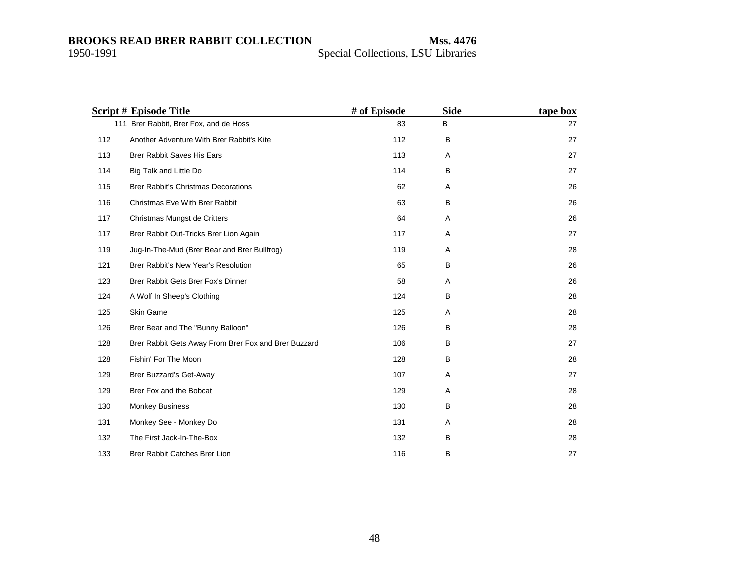| Script # | Episode Title | # of Episode | Side | tape box |
|---|---|---|---|---|
| 111 | Brer Rabbit, Brer Fox, and de Hoss | 83 | B | 27 |
| 112 | Another Adventure With Brer Rabbit's Kite | 112 | B | 27 |
| 113 | Brer Rabbit Saves His Ears | 113 | A | 27 |
| 114 | Big Talk and Little Do | 114 | B | 27 |
| 115 | Brer Rabbit's Christmas Decorations | 62 | A | 26 |
| 116 | Christmas Eve With Brer Rabbit | 63 | B | 26 |
| 117 | Christmas Mungst de Critters | 64 | A | 26 |
| 117 | Brer Rabbit Out-Tricks Brer Lion Again | 117 | A | 27 |
| 119 | Jug-In-The-Mud (Brer Bear and Brer Bullfrog) | 119 | A | 28 |
| 121 | Brer Rabbit's New Year's Resolution | 65 | B | 26 |
| 123 | Brer Rabbit Gets Brer Fox's Dinner | 58 | A | 26 |
| 124 | A Wolf In Sheep's Clothing | 124 | B | 28 |
| 125 | Skin Game | 125 | A | 28 |
| 126 | Brer Bear and The "Bunny Balloon" | 126 | B | 28 |
| 128 | Brer Rabbit Gets Away From Brer Fox and Brer Buzzard | 106 | B | 27 |
| 128 | Fishin' For The Moon | 128 | B | 28 |
| 129 | Brer Buzzard's Get-Away | 107 | A | 27 |
| 129 | Brer Fox and the Bobcat | 129 | A | 28 |
| 130 | Monkey Business | 130 | B | 28 |
| 131 | Monkey See - Monkey Do | 131 | A | 28 |
| 132 | The First Jack-In-The-Box | 132 | B | 28 |
| 133 | Brer Rabbit Catches Brer Lion | 116 | B | 27 |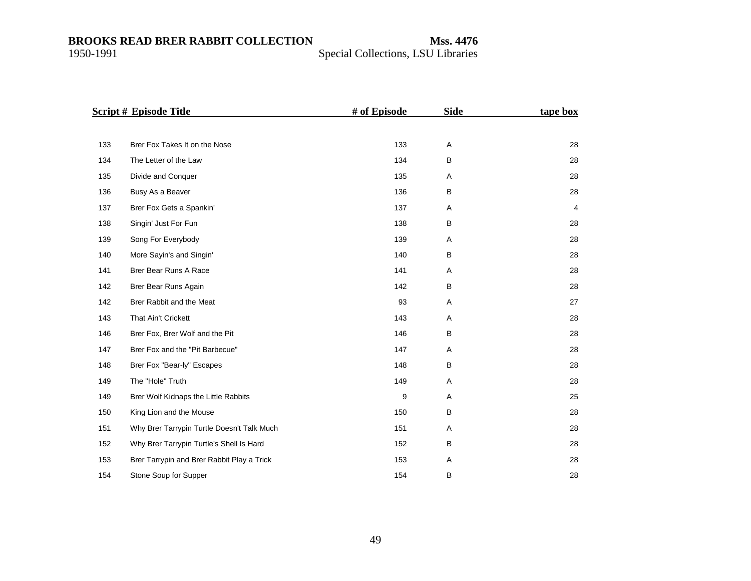| Script # | Episode Title | # of Episode | Side | tape box |
|---|---|---|---|---|
| 133 | Brer Fox Takes It on the Nose | 133 | A | 28 |
| 134 | The Letter of the Law | 134 | B | 28 |
| 135 | Divide and Conquer | 135 | A | 28 |
| 136 | Busy As a Beaver | 136 | B | 28 |
| 137 | Brer Fox Gets a Spankin' | 137 | A | 4 |
| 138 | Singin' Just For Fun | 138 | B | 28 |
| 139 | Song For Everybody | 139 | A | 28 |
| 140 | More Sayin's and Singin' | 140 | B | 28 |
| 141 | Brer Bear Runs A Race | 141 | A | 28 |
| 142 | Brer Bear Runs Again | 142 | B | 28 |
| 142 | Brer Rabbit and the Meat | 93 | A | 27 |
| 143 | That Ain't Crickett | 143 | A | 28 |
| 146 | Brer Fox, Brer Wolf and the Pit | 146 | B | 28 |
| 147 | Brer Fox and the "Pit Barbecue" | 147 | A | 28 |
| 148 | Brer Fox "Bear-ly" Escapes | 148 | B | 28 |
| 149 | The "Hole" Truth | 149 | A | 28 |
| 149 | Brer Wolf Kidnaps the Little Rabbits | 9 | A | 25 |
| 150 | King Lion and the Mouse | 150 | B | 28 |
| 151 | Why Brer Tarrypin Turtle Doesn't Talk Much | 151 | A | 28 |
| 152 | Why Brer Tarrypin Turtle's Shell Is Hard | 152 | B | 28 |
| 153 | Brer Tarrypin and Brer Rabbit Play a Trick | 153 | A | 28 |
| 154 | Stone Soup for Supper | 154 | B | 28 |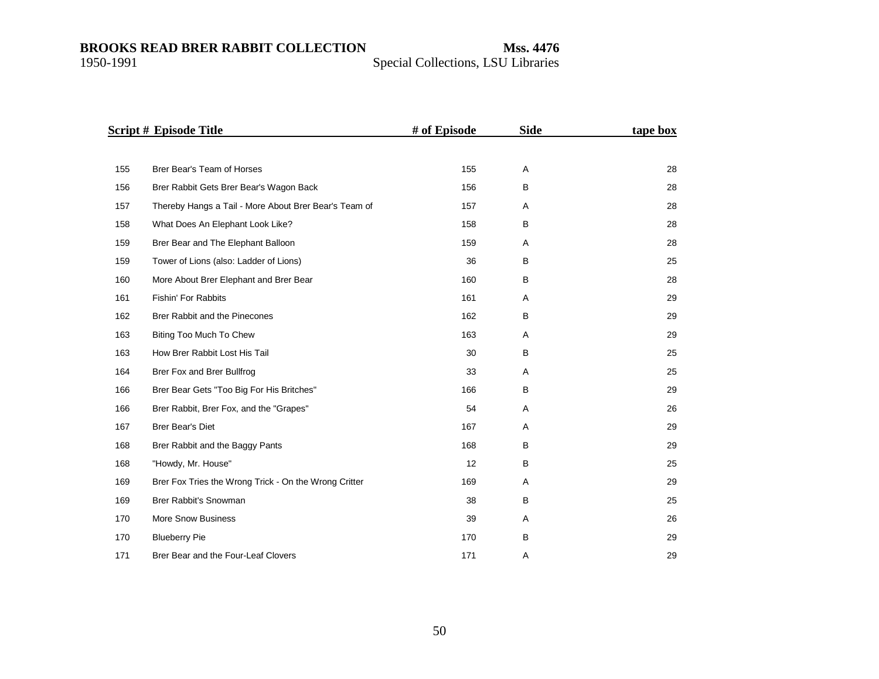| Script # | Episode Title | # of Episode | Side | tape box |
|---|---|---|---|---|
| 155 | Brer Bear's Team of Horses | 155 | A | 28 |
| 156 | Brer Rabbit Gets Brer Bear's Wagon Back | 156 | B | 28 |
| 157 | Thereby Hangs a Tail - More About Brer Bear's Team of | 157 | A | 28 |
| 158 | What Does An Elephant Look Like? | 158 | B | 28 |
| 159 | Brer Bear and The Elephant Balloon | 159 | A | 28 |
| 159 | Tower of Lions (also: Ladder of Lions) | 36 | B | 25 |
| 160 | More About Brer Elephant and Brer Bear | 160 | B | 28 |
| 161 | Fishin' For Rabbits | 161 | A | 29 |
| 162 | Brer Rabbit and the Pinecones | 162 | B | 29 |
| 163 | Biting Too Much To Chew | 163 | A | 29 |
| 163 | How Brer Rabbit Lost His Tail | 30 | B | 25 |
| 164 | Brer Fox and Brer Bullfrog | 33 | A | 25 |
| 166 | Brer Bear Gets "Too Big For His Britches" | 166 | B | 29 |
| 166 | Brer Rabbit, Brer Fox, and the "Grapes" | 54 | A | 26 |
| 167 | Brer Bear's Diet | 167 | A | 29 |
| 168 | Brer Rabbit and the Baggy Pants | 168 | B | 29 |
| 168 | "Howdy, Mr. House" | 12 | B | 25 |
| 169 | Brer Fox Tries the Wrong Trick - On the Wrong Critter | 169 | A | 29 |
| 169 | Brer Rabbit's Snowman | 38 | B | 25 |
| 170 | More Snow Business | 39 | A | 26 |
| 170 | Blueberry Pie | 170 | B | 29 |
| 171 | Brer Bear and the Four-Leaf Clovers | 171 | A | 29 |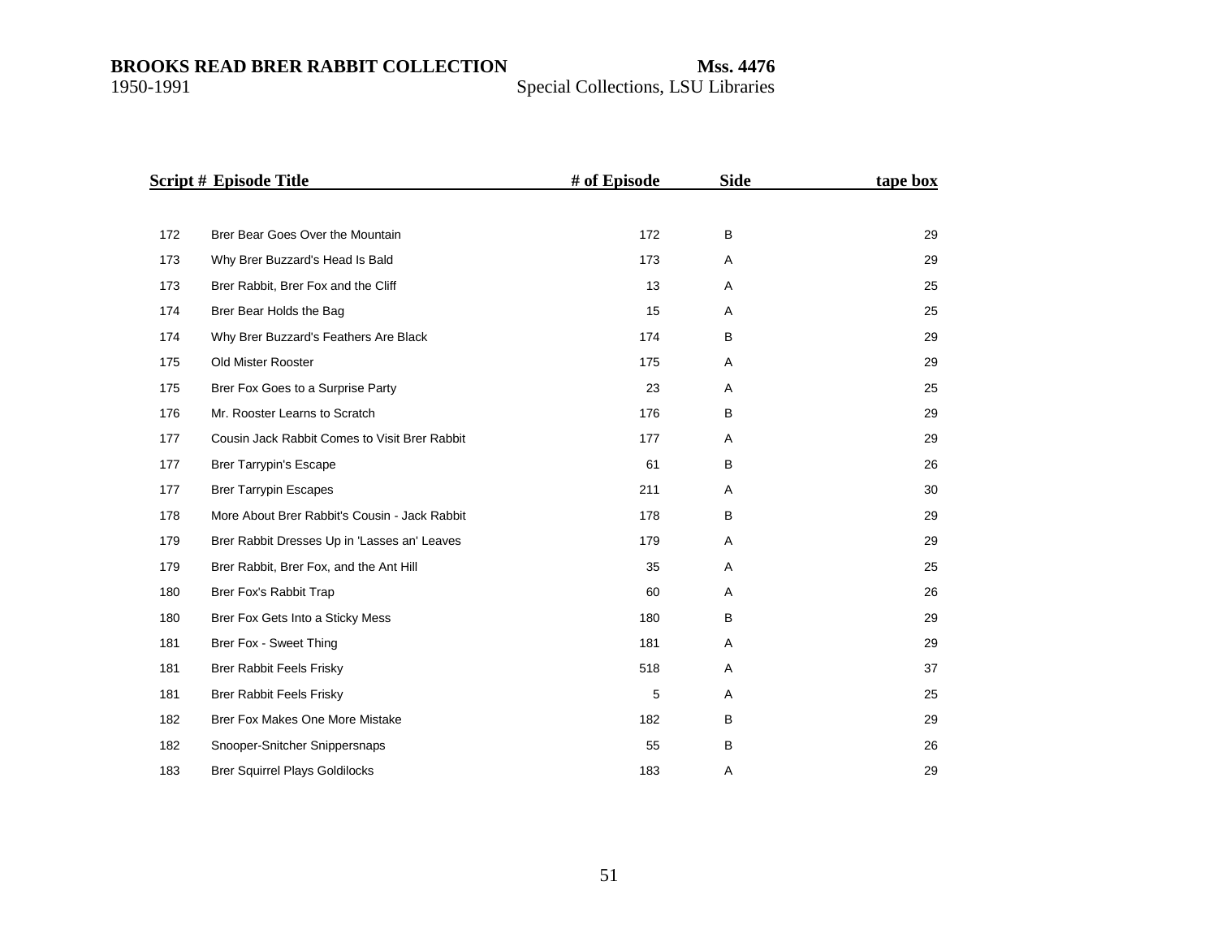| Script # | Episode Title | # of Episode | Side | tape box |
|---|---|---|---|---|
| 172 | Brer Bear Goes Over the Mountain | 172 | B | 29 |
| 173 | Why Brer Buzzard's Head Is Bald | 173 | A | 29 |
| 173 | Brer Rabbit, Brer Fox and the Cliff | 13 | A | 25 |
| 174 | Brer Bear Holds the Bag | 15 | A | 25 |
| 174 | Why Brer Buzzard's Feathers Are Black | 174 | B | 29 |
| 175 | Old Mister Rooster | 175 | A | 29 |
| 175 | Brer Fox Goes to a Surprise Party | 23 | A | 25 |
| 176 | Mr. Rooster Learns to Scratch | 176 | B | 29 |
| 177 | Cousin Jack Rabbit Comes to Visit Brer Rabbit | 177 | A | 29 |
| 177 | Brer Tarrypin's Escape | 61 | B | 26 |
| 177 | Brer Tarrypin Escapes | 211 | A | 30 |
| 178 | More About Brer Rabbit's Cousin - Jack Rabbit | 178 | B | 29 |
| 179 | Brer Rabbit Dresses Up in 'Lasses an' Leaves | 179 | A | 29 |
| 179 | Brer Rabbit, Brer Fox, and the Ant Hill | 35 | A | 25 |
| 180 | Brer Fox's Rabbit Trap | 60 | A | 26 |
| 180 | Brer Fox Gets Into a Sticky Mess | 180 | B | 29 |
| 181 | Brer Fox - Sweet Thing | 181 | A | 29 |
| 181 | Brer Rabbit Feels Frisky | 518 | A | 37 |
| 181 | Brer Rabbit Feels Frisky | 5 | A | 25 |
| 182 | Brer Fox Makes One More Mistake | 182 | B | 29 |
| 182 | Snooper-Snitcher Snippersnaps | 55 | B | 26 |
| 183 | Brer Squirrel Plays Goldilocks | 183 | A | 29 |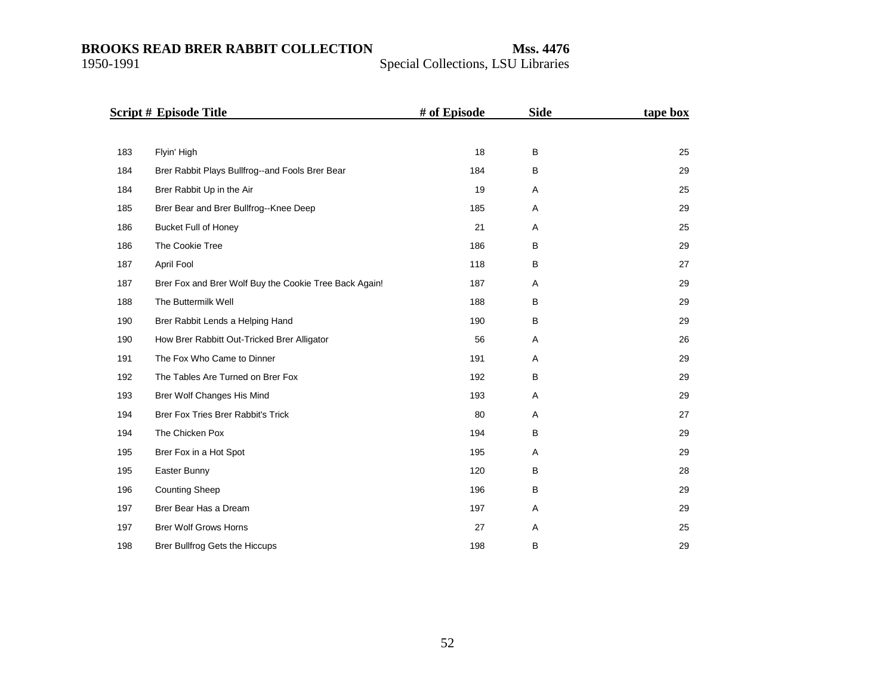| Script # | Episode Title | # of Episode | Side | tape box |
|---|---|---|---|---|
| 183 | Flyin' High | 18 | B | 25 |
| 184 | Brer Rabbit Plays Bullfrog--and Fools Brer Bear | 184 | B | 29 |
| 184 | Brer Rabbit Up in the Air | 19 | A | 25 |
| 185 | Brer Bear and Brer Bullfrog--Knee Deep | 185 | A | 29 |
| 186 | Bucket Full of Honey | 21 | A | 25 |
| 186 | The Cookie Tree | 186 | B | 29 |
| 187 | April Fool | 118 | B | 27 |
| 187 | Brer Fox and Brer Wolf Buy the Cookie Tree Back Again! | 187 | A | 29 |
| 188 | The Buttermilk Well | 188 | B | 29 |
| 190 | Brer Rabbit Lends a Helping Hand | 190 | B | 29 |
| 190 | How Brer Rabbitt Out-Tricked Brer Alligator | 56 | A | 26 |
| 191 | The Fox Who Came to Dinner | 191 | A | 29 |
| 192 | The Tables Are Turned on Brer Fox | 192 | B | 29 |
| 193 | Brer Wolf Changes His Mind | 193 | A | 29 |
| 194 | Brer Fox Tries Brer Rabbit's Trick | 80 | A | 27 |
| 194 | The Chicken Pox | 194 | B | 29 |
| 195 | Brer Fox in a Hot Spot | 195 | A | 29 |
| 195 | Easter Bunny | 120 | B | 28 |
| 196 | Counting Sheep | 196 | B | 29 |
| 197 | Brer Bear Has a Dream | 197 | A | 29 |
| 197 | Brer Wolf Grows Horns | 27 | A | 25 |
| 198 | Brer Bullfrog Gets the Hiccups | 198 | B | 29 |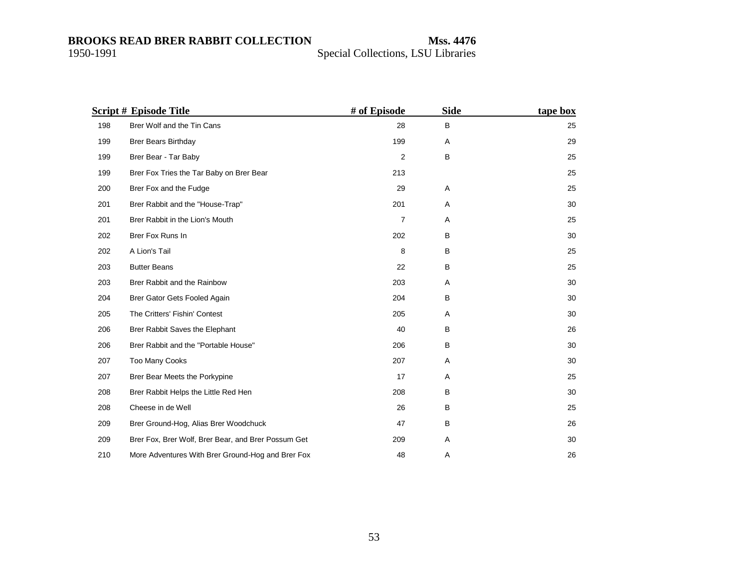| Script # | Episode Title | # of Episode | Side | tape box |
|---|---|---|---|---|
| 198 | Brer Wolf and the Tin Cans | 28 | B | 25 |
| 199 | Brer Bears Birthday | 199 | A | 29 |
| 199 | Brer Bear - Tar Baby | 2 | B | 25 |
| 199 | Brer Fox Tries the Tar Baby on Brer Bear | 213 | | 25 |
| 200 | Brer Fox and the Fudge | 29 | A | 25 |
| 201 | Brer Rabbit and the "House-Trap" | 201 | A | 30 |
| 201 | Brer Rabbit in the Lion's Mouth | 7 | A | 25 |
| 202 | Brer Fox Runs In | 202 | B | 30 |
| 202 | A Lion's Tail | 8 | B | 25 |
| 203 | Butter Beans | 22 | B | 25 |
| 203 | Brer Rabbit and the Rainbow | 203 | A | 30 |
| 204 | Brer Gator Gets Fooled Again | 204 | B | 30 |
| 205 | The Critters' Fishin' Contest | 205 | A | 30 |
| 206 | Brer Rabbit Saves the Elephant | 40 | B | 26 |
| 206 | Brer Rabbit and the "Portable House" | 206 | B | 30 |
| 207 | Too Many Cooks | 207 | A | 30 |
| 207 | Brer Bear Meets the Porkypine | 17 | A | 25 |
| 208 | Brer Rabbit Helps the Little Red Hen | 208 | B | 30 |
| 208 | Cheese in de Well | 26 | B | 25 |
| 209 | Brer Ground-Hog, Alias Brer Woodchuck | 47 | B | 26 |
| 209 | Brer Fox, Brer Wolf, Brer Bear, and Brer Possum Get | 209 | A | 30 |
| 210 | More Adventures With Brer Ground-Hog and Brer Fox | 48 | A | 26 |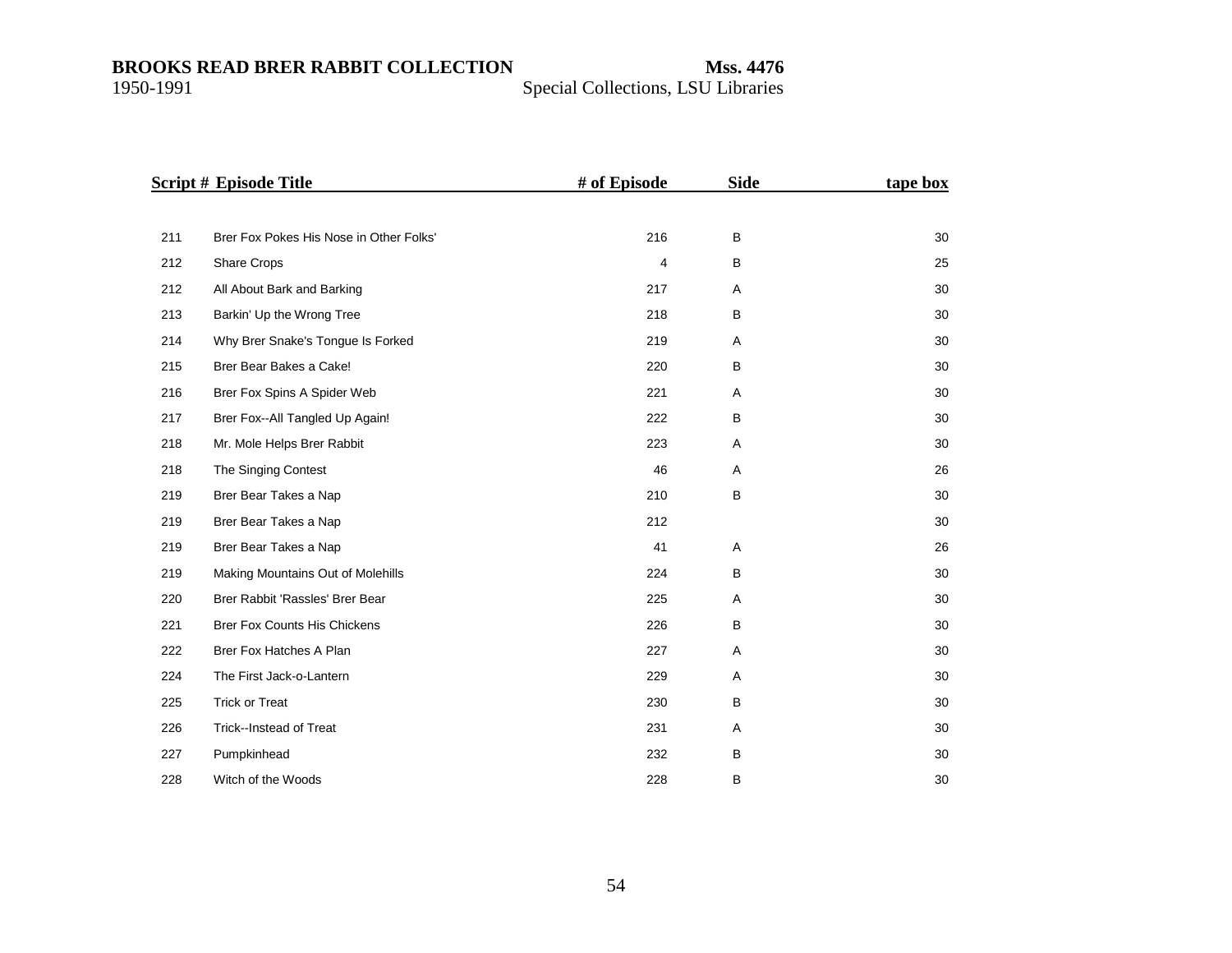| Script # | Episode Title | # of Episode | Side | tape box |
|---|---|---|---|---|
| 211 | Brer Fox Pokes His Nose in Other Folks' | 216 | B | 30 |
| 212 | Share Crops | 4 | B | 25 |
| 212 | All About Bark and Barking | 217 | A | 30 |
| 213 | Barkin' Up the Wrong Tree | 218 | B | 30 |
| 214 | Why Brer Snake's Tongue Is Forked | 219 | A | 30 |
| 215 | Brer Bear Bakes a Cake! | 220 | B | 30 |
| 216 | Brer Fox Spins A Spider Web | 221 | A | 30 |
| 217 | Brer Fox--All Tangled Up Again! | 222 | B | 30 |
| 218 | Mr. Mole Helps Brer Rabbit | 223 | A | 30 |
| 218 | The Singing Contest | 46 | A | 26 |
| 219 | Brer Bear Takes a Nap | 210 | B | 30 |
| 219 | Brer Bear Takes a Nap | 212 | | 30 |
| 219 | Brer Bear Takes a Nap | 41 | A | 26 |
| 219 | Making Mountains Out of Molehills | 224 | B | 30 |
| 220 | Brer Rabbit 'Rassles' Brer Bear | 225 | A | 30 |
| 221 | Brer Fox Counts His Chickens | 226 | B | 30 |
| 222 | Brer Fox Hatches A Plan | 227 | A | 30 |
| 224 | The First Jack-o-Lantern | 229 | A | 30 |
| 225 | Trick or Treat | 230 | B | 30 |
| 226 | Trick--Instead of Treat | 231 | A | 30 |
| 227 | Pumpkinhead | 232 | B | 30 |
| 228 | Witch of the Woods | 228 | B | 30 |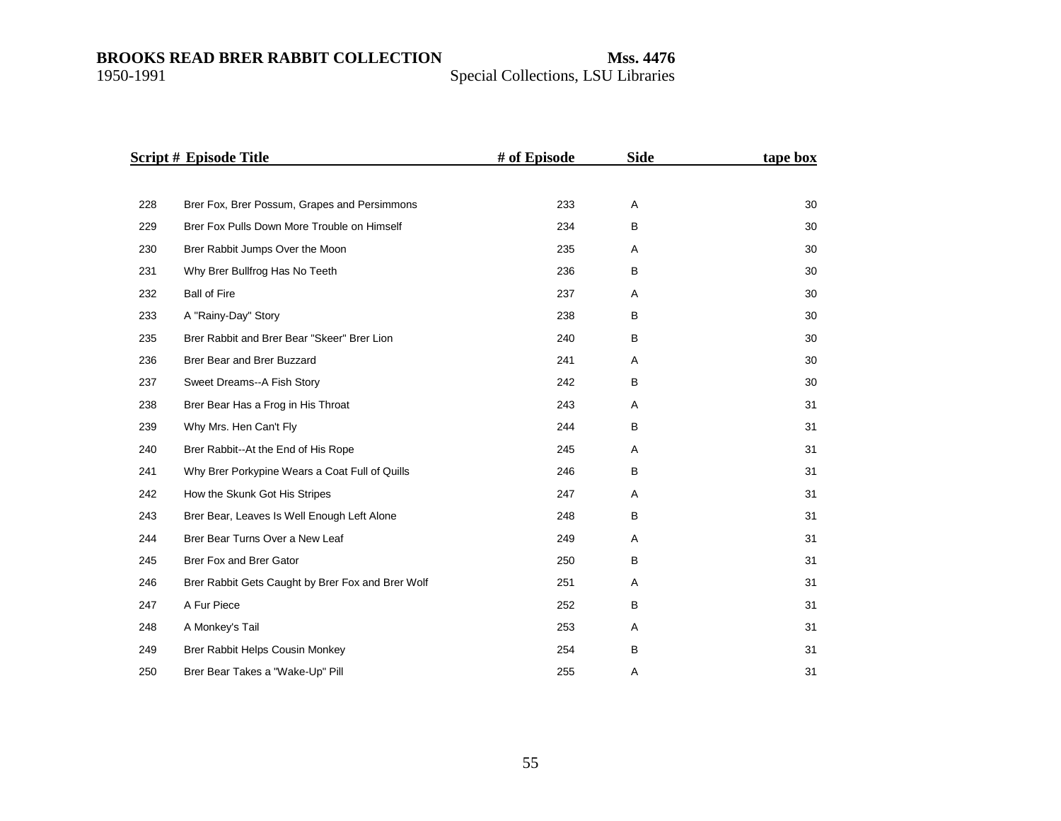| Script # | Episode Title | # of Episode | Side | tape box |
|---|---|---|---|---|
| 228 | Brer Fox, Brer Possum, Grapes and Persimmons | 233 | A | 30 |
| 229 | Brer Fox Pulls Down More Trouble on Himself | 234 | B | 30 |
| 230 | Brer Rabbit Jumps Over the Moon | 235 | A | 30 |
| 231 | Why Brer Bullfrog Has No Teeth | 236 | B | 30 |
| 232 | Ball of Fire | 237 | A | 30 |
| 233 | A "Rainy-Day" Story | 238 | B | 30 |
| 235 | Brer Rabbit and Brer Bear "Skeer" Brer Lion | 240 | B | 30 |
| 236 | Brer Bear and Brer Buzzard | 241 | A | 30 |
| 237 | Sweet Dreams--A Fish Story | 242 | B | 30 |
| 238 | Brer Bear Has a Frog in His Throat | 243 | A | 31 |
| 239 | Why Mrs. Hen Can't Fly | 244 | B | 31 |
| 240 | Brer Rabbit--At the End of His Rope | 245 | A | 31 |
| 241 | Why Brer Porkypine Wears a Coat Full of Quills | 246 | B | 31 |
| 242 | How the Skunk Got His Stripes | 247 | A | 31 |
| 243 | Brer Bear, Leaves Is Well Enough Left Alone | 248 | B | 31 |
| 244 | Brer Bear Turns Over a New Leaf | 249 | A | 31 |
| 245 | Brer Fox and Brer Gator | 250 | B | 31 |
| 246 | Brer Rabbit Gets Caught by Brer Fox and Brer Wolf | 251 | A | 31 |
| 247 | A Fur Piece | 252 | B | 31 |
| 248 | A Monkey's Tail | 253 | A | 31 |
| 249 | Brer Rabbit Helps Cousin Monkey | 254 | B | 31 |
| 250 | Brer Bear Takes a "Wake-Up" Pill | 255 | A | 31 |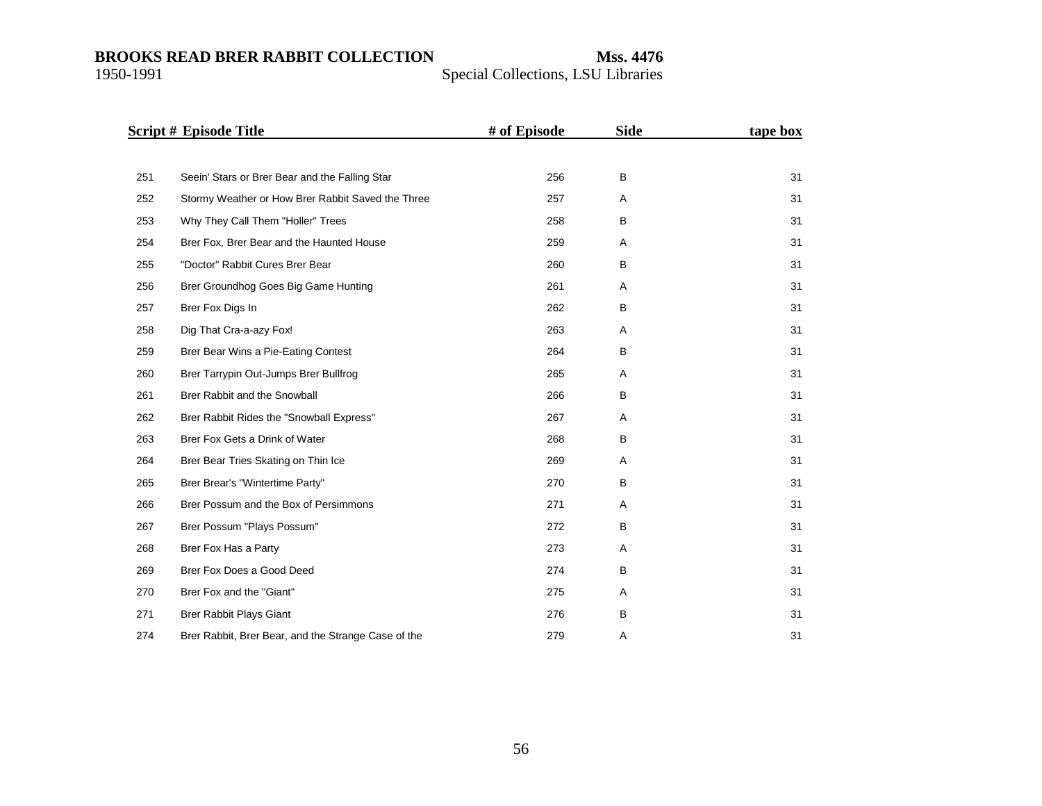| Script # | Episode Title | # of Episode | Side | tape box |
|---|---|---|---|---|
| 251 | Seein' Stars or Brer Bear and the Falling Star | 256 | B | 31 |
| 252 | Stormy Weather or How Brer Rabbit Saved the Three | 257 | A | 31 |
| 253 | Why They Call Them "Holler" Trees | 258 | B | 31 |
| 254 | Brer Fox, Brer Bear and the Haunted House | 259 | A | 31 |
| 255 | "Doctor" Rabbit Cures Brer Bear | 260 | B | 31 |
| 256 | Brer Groundhog Goes Big Game Hunting | 261 | A | 31 |
| 257 | Brer Fox Digs In | 262 | B | 31 |
| 258 | Dig That Cra-a-azy Fox! | 263 | A | 31 |
| 259 | Brer Bear Wins a Pie-Eating Contest | 264 | B | 31 |
| 260 | Brer Tarrypin Out-Jumps Brer Bullfrog | 265 | A | 31 |
| 261 | Brer Rabbit and the Snowball | 266 | B | 31 |
| 262 | Brer Rabbit Rides the "Snowball Express" | 267 | A | 31 |
| 263 | Brer Fox Gets a Drink of Water | 268 | B | 31 |
| 264 | Brer Bear Tries Skating on Thin Ice | 269 | A | 31 |
| 265 | Brer Brear's "Wintertime Party" | 270 | B | 31 |
| 266 | Brer Possum and the Box of Persimmons | 271 | A | 31 |
| 267 | Brer Possum "Plays Possum" | 272 | B | 31 |
| 268 | Brer Fox Has a Party | 273 | A | 31 |
| 269 | Brer Fox Does a Good Deed | 274 | B | 31 |
| 270 | Brer Fox and the "Giant" | 275 | A | 31 |
| 271 | Brer Rabbit Plays Giant | 276 | B | 31 |
| 274 | Brer Rabbit, Brer Bear, and the Strange Case of the | 279 | A | 31 |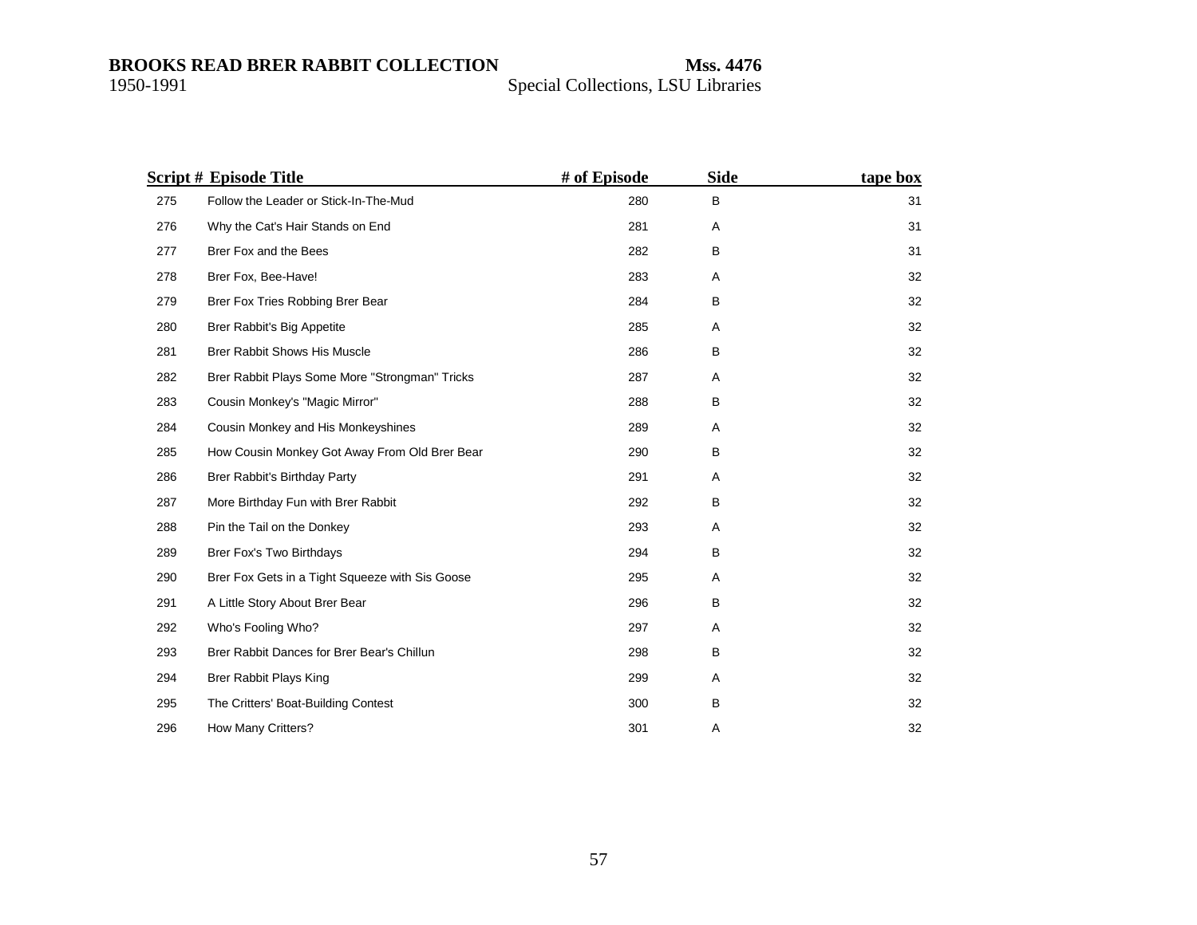| Script # | Episode Title | # of Episode | Side | tape box |
|---|---|---|---|---|
| 275 | Follow the Leader or Stick-In-The-Mud | 280 | B | 31 |
| 276 | Why the Cat's Hair Stands on End | 281 | A | 31 |
| 277 | Brer Fox and the Bees | 282 | B | 31 |
| 278 | Brer Fox, Bee-Have! | 283 | A | 32 |
| 279 | Brer Fox Tries Robbing Brer Bear | 284 | B | 32 |
| 280 | Brer Rabbit's Big Appetite | 285 | A | 32 |
| 281 | Brer Rabbit Shows His Muscle | 286 | B | 32 |
| 282 | Brer Rabbit Plays Some More "Strongman" Tricks | 287 | A | 32 |
| 283 | Cousin Monkey's "Magic Mirror" | 288 | B | 32 |
| 284 | Cousin Monkey and His Monkeyshines | 289 | A | 32 |
| 285 | How Cousin Monkey Got Away From Old Brer Bear | 290 | B | 32 |
| 286 | Brer Rabbit's Birthday Party | 291 | A | 32 |
| 287 | More Birthday Fun with Brer Rabbit | 292 | B | 32 |
| 288 | Pin the Tail on the Donkey | 293 | A | 32 |
| 289 | Brer Fox's Two Birthdays | 294 | B | 32 |
| 290 | Brer Fox Gets in a Tight Squeeze with Sis Goose | 295 | A | 32 |
| 291 | A Little Story About Brer Bear | 296 | B | 32 |
| 292 | Who's Fooling Who? | 297 | A | 32 |
| 293 | Brer Rabbit Dances for Brer Bear's Chillun | 298 | B | 32 |
| 294 | Brer Rabbit Plays King | 299 | A | 32 |
| 295 | The Critters' Boat-Building Contest | 300 | B | 32 |
| 296 | How Many Critters? | 301 | A | 32 |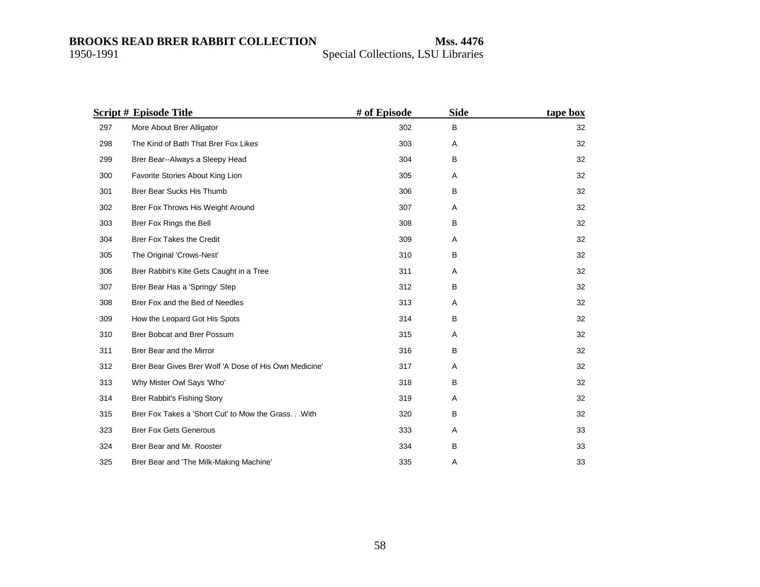| Script # | Episode Title | # of Episode | Side | tape box |
|---|---|---|---|---|
| 297 | More About Brer Alligator | 302 | B | 32 |
| 298 | The Kind of Bath That Brer Fox Likes | 303 | A | 32 |
| 299 | Brer Bear--Always a Sleepy Head | 304 | B | 32 |
| 300 | Favorite Stories About King Lion | 305 | A | 32 |
| 301 | Brer Bear Sucks His Thumb | 306 | B | 32 |
| 302 | Brer Fox Throws His Weight Around | 307 | A | 32 |
| 303 | Brer Fox Rings the Bell | 308 | B | 32 |
| 304 | Brer Fox Takes the Credit | 309 | A | 32 |
| 305 | The Original 'Crows-Nest' | 310 | B | 32 |
| 306 | Brer Rabbit's Kite Gets Caught in a Tree | 311 | A | 32 |
| 307 | Brer Bear Has a 'Springy' Step | 312 | B | 32 |
| 308 | Brer Fox and the Bed of Needles | 313 | A | 32 |
| 309 | How the Leopard Got His Spots | 314 | B | 32 |
| 310 | Brer Bobcat and Brer Possum | 315 | A | 32 |
| 311 | Brer Bear and the Mirror | 316 | B | 32 |
| 312 | Brer Bear Gives Brer Wolf 'A Dose of His Own Medicine' | 317 | A | 32 |
| 313 | Why Mister Owl Says 'Who' | 318 | B | 32 |
| 314 | Brer Rabbit's Fishing Story | 319 | A | 32 |
| 315 | Brer Fox Takes a 'Short Cut' to Mow the Grass. . .With | 320 | B | 32 |
| 323 | Brer Fox Gets Generous | 333 | A | 33 |
| 324 | Brer Bear and Mr. Rooster | 334 | B | 33 |
| 325 | Brer Bear and 'The Milk-Making Machine' | 335 | A | 33 |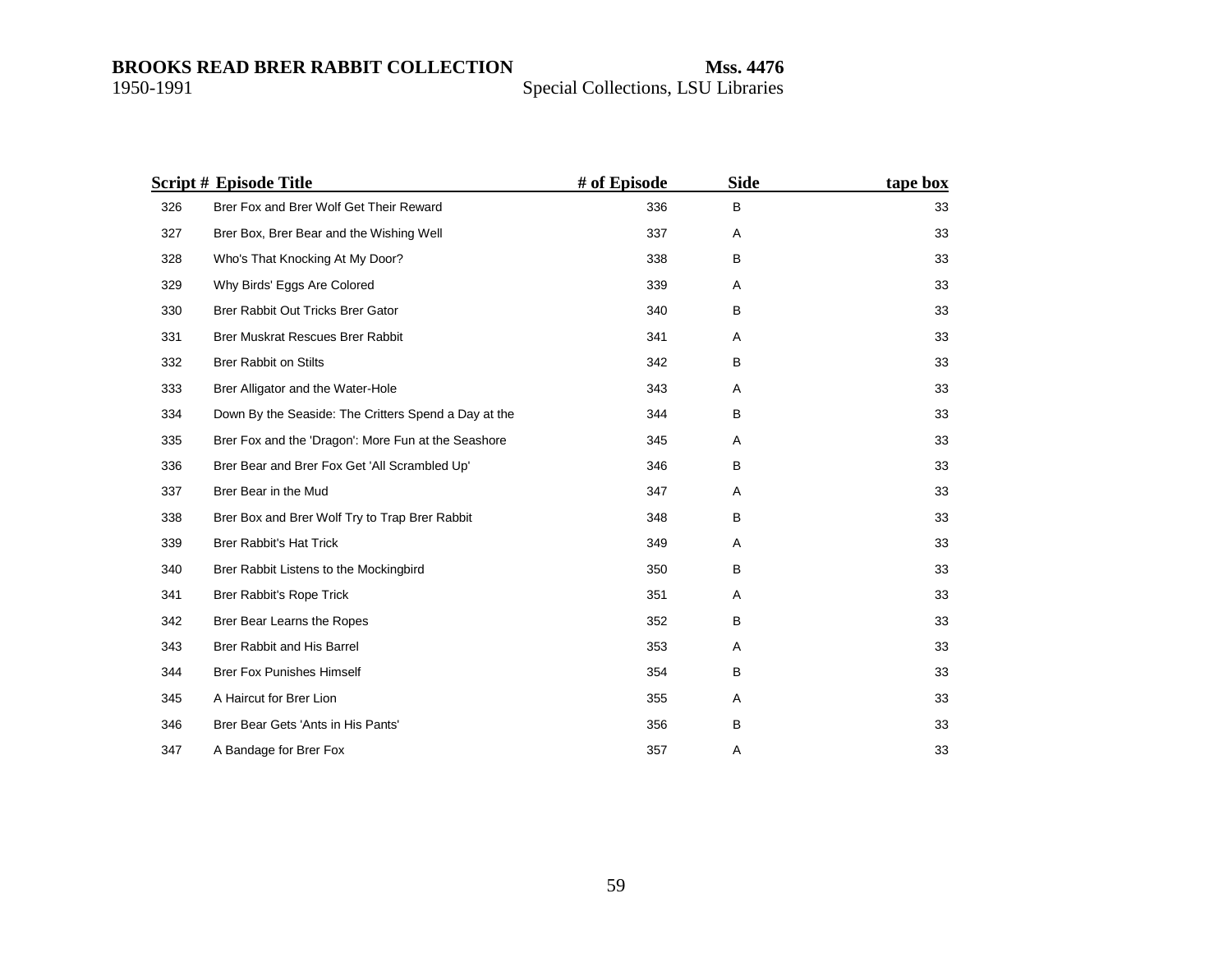| Script # | Episode Title | # of Episode | Side | tape box |
|---|---|---|---|---|
| 326 | Brer Fox and Brer Wolf Get Their Reward | 336 | B | 33 |
| 327 | Brer Box, Brer Bear and the Wishing Well | 337 | A | 33 |
| 328 | Who's That Knocking At My Door? | 338 | B | 33 |
| 329 | Why Birds' Eggs Are Colored | 339 | A | 33 |
| 330 | Brer Rabbit Out Tricks Brer Gator | 340 | B | 33 |
| 331 | Brer Muskrat Rescues Brer Rabbit | 341 | A | 33 |
| 332 | Brer Rabbit on Stilts | 342 | B | 33 |
| 333 | Brer Alligator and the Water-Hole | 343 | A | 33 |
| 334 | Down By the Seaside: The Critters Spend a Day at the | 344 | B | 33 |
| 335 | Brer Fox and the 'Dragon': More Fun at the Seashore | 345 | A | 33 |
| 336 | Brer Bear and Brer Fox Get 'All Scrambled Up' | 346 | B | 33 |
| 337 | Brer Bear in the Mud | 347 | A | 33 |
| 338 | Brer Box and Brer Wolf Try to Trap Brer Rabbit | 348 | B | 33 |
| 339 | Brer Rabbit's Hat Trick | 349 | A | 33 |
| 340 | Brer Rabbit Listens to the Mockingbird | 350 | B | 33 |
| 341 | Brer Rabbit's Rope Trick | 351 | A | 33 |
| 342 | Brer Bear Learns the Ropes | 352 | B | 33 |
| 343 | Brer Rabbit and His Barrel | 353 | A | 33 |
| 344 | Brer Fox Punishes Himself | 354 | B | 33 |
| 345 | A Haircut for Brer Lion | 355 | A | 33 |
| 346 | Brer Bear Gets 'Ants in His Pants' | 356 | B | 33 |
| 347 | A Bandage for Brer Fox | 357 | A | 33 |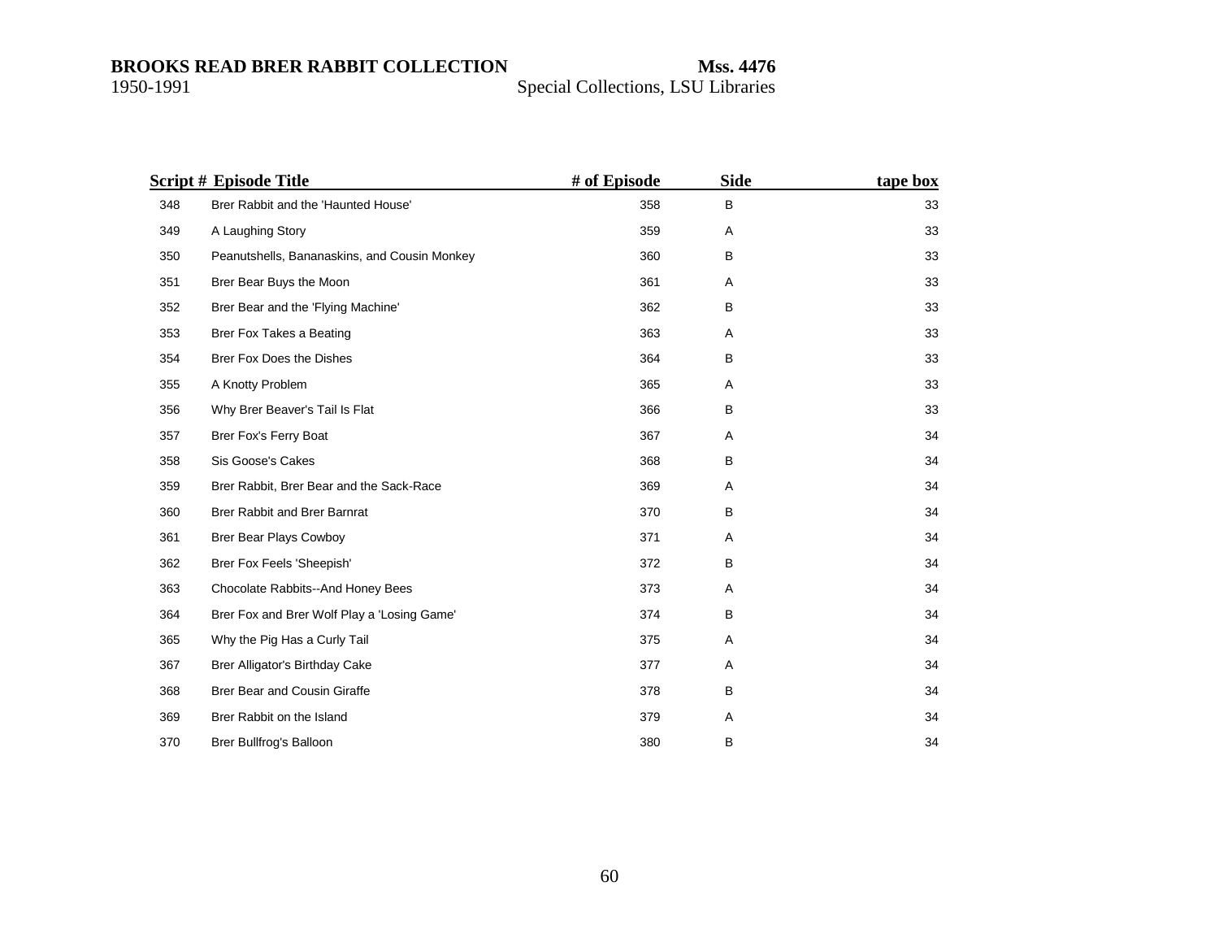| Script # | Episode Title | # of Episode | Side | tape box |
|---|---|---|---|---|
| 348 | Brer Rabbit and the 'Haunted House' | 358 | B | 33 |
| 349 | A Laughing Story | 359 | A | 33 |
| 350 | Peanutshells, Bananaskins, and Cousin Monkey | 360 | B | 33 |
| 351 | Brer Bear Buys the Moon | 361 | A | 33 |
| 352 | Brer Bear and the 'Flying Machine' | 362 | B | 33 |
| 353 | Brer Fox Takes a Beating | 363 | A | 33 |
| 354 | Brer Fox Does the Dishes | 364 | B | 33 |
| 355 | A Knotty Problem | 365 | A | 33 |
| 356 | Why Brer Beaver's Tail Is Flat | 366 | B | 33 |
| 357 | Brer Fox's Ferry Boat | 367 | A | 34 |
| 358 | Sis Goose's Cakes | 368 | B | 34 |
| 359 | Brer Rabbit, Brer Bear and the Sack-Race | 369 | A | 34 |
| 360 | Brer Rabbit and Brer Barnrat | 370 | B | 34 |
| 361 | Brer Bear Plays Cowboy | 371 | A | 34 |
| 362 | Brer Fox Feels 'Sheepish' | 372 | B | 34 |
| 363 | Chocolate Rabbits--And Honey Bees | 373 | A | 34 |
| 364 | Brer Fox and Brer Wolf Play a 'Losing Game' | 374 | B | 34 |
| 365 | Why the Pig Has a Curly Tail | 375 | A | 34 |
| 367 | Brer Alligator's Birthday Cake | 377 | A | 34 |
| 368 | Brer Bear and Cousin Giraffe | 378 | B | 34 |
| 369 | Brer Rabbit on the Island | 379 | A | 34 |
| 370 | Brer Bullfrog's Balloon | 380 | B | 34 |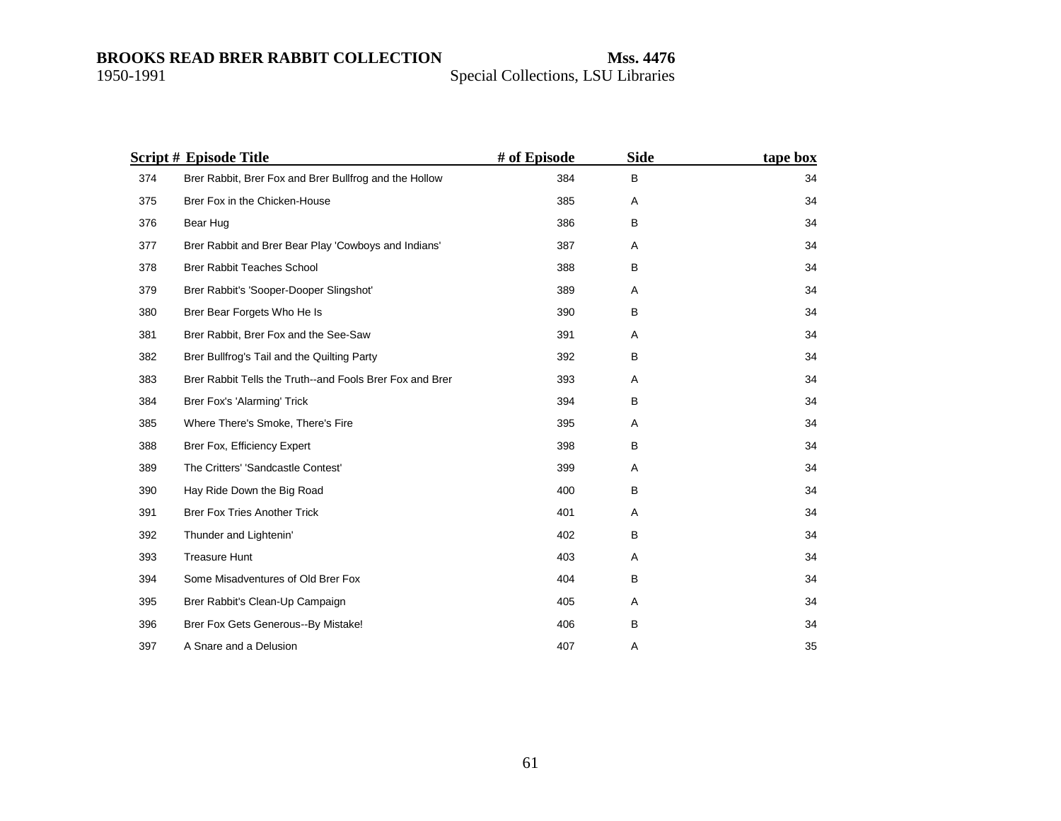| Script # | Episode Title | # of Episode | Side | tape box |
|---|---|---|---|---|
| 374 | Brer Rabbit, Brer Fox and Brer Bullfrog and the Hollow | 384 | B | 34 |
| 375 | Brer Fox in the Chicken-House | 385 | A | 34 |
| 376 | Bear Hug | 386 | B | 34 |
| 377 | Brer Rabbit and Brer Bear Play 'Cowboys and Indians' | 387 | A | 34 |
| 378 | Brer Rabbit Teaches School | 388 | B | 34 |
| 379 | Brer Rabbit's 'Sooper-Dooper Slingshot' | 389 | A | 34 |
| 380 | Brer Bear Forgets Who He Is | 390 | B | 34 |
| 381 | Brer Rabbit, Brer Fox and the See-Saw | 391 | A | 34 |
| 382 | Brer Bullfrog's Tail and the Quilting Party | 392 | B | 34 |
| 383 | Brer Rabbit Tells the Truth--and Fools Brer Fox and Brer | 393 | A | 34 |
| 384 | Brer Fox's 'Alarming' Trick | 394 | B | 34 |
| 385 | Where There's Smoke, There's Fire | 395 | A | 34 |
| 388 | Brer Fox, Efficiency Expert | 398 | B | 34 |
| 389 | The Critters' 'Sandcastle Contest' | 399 | A | 34 |
| 390 | Hay Ride Down the Big Road | 400 | B | 34 |
| 391 | Brer Fox Tries Another Trick | 401 | A | 34 |
| 392 | Thunder and Lightenin' | 402 | B | 34 |
| 393 | Treasure Hunt | 403 | A | 34 |
| 394 | Some Misadventures of Old Brer Fox | 404 | B | 34 |
| 395 | Brer Rabbit's Clean-Up Campaign | 405 | A | 34 |
| 396 | Brer Fox Gets Generous--By Mistake! | 406 | B | 34 |
| 397 | A Snare and a Delusion | 407 | A | 35 |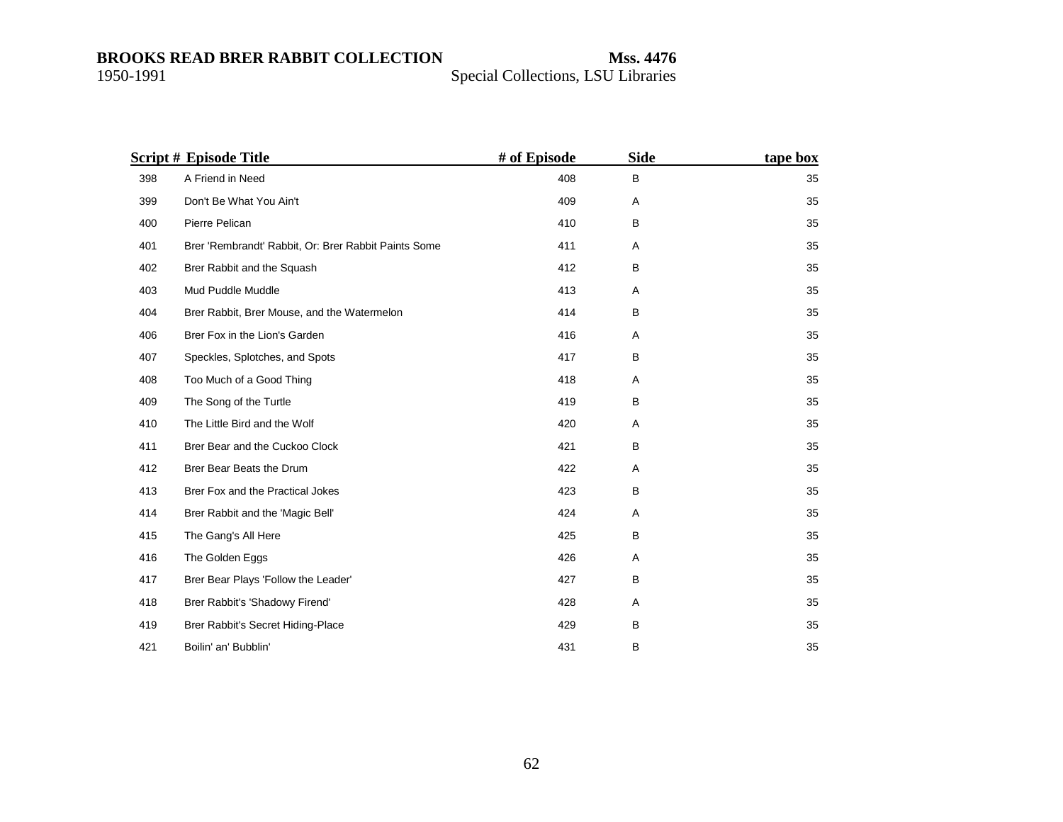| Script # | Episode Title | # of Episode | Side | tape box |
|---|---|---|---|---|
| 398 | A Friend in Need | 408 | B | 35 |
| 399 | Don't Be What You Ain't | 409 | A | 35 |
| 400 | Pierre Pelican | 410 | B | 35 |
| 401 | Brer 'Rembrandt' Rabbit, Or: Brer Rabbit Paints Some | 411 | A | 35 |
| 402 | Brer Rabbit and the Squash | 412 | B | 35 |
| 403 | Mud Puddle Muddle | 413 | A | 35 |
| 404 | Brer Rabbit, Brer Mouse, and the Watermelon | 414 | B | 35 |
| 406 | Brer Fox in the Lion's Garden | 416 | A | 35 |
| 407 | Speckles, Splotches, and Spots | 417 | B | 35 |
| 408 | Too Much of a Good Thing | 418 | A | 35 |
| 409 | The Song of the Turtle | 419 | B | 35 |
| 410 | The Little Bird and the Wolf | 420 | A | 35 |
| 411 | Brer Bear and the Cuckoo Clock | 421 | B | 35 |
| 412 | Brer Bear Beats the Drum | 422 | A | 35 |
| 413 | Brer Fox and the Practical Jokes | 423 | B | 35 |
| 414 | Brer Rabbit and the 'Magic Bell' | 424 | A | 35 |
| 415 | The Gang's All Here | 425 | B | 35 |
| 416 | The Golden Eggs | 426 | A | 35 |
| 417 | Brer Bear Plays 'Follow the Leader' | 427 | B | 35 |
| 418 | Brer Rabbit's 'Shadowy Firend' | 428 | A | 35 |
| 419 | Brer Rabbit's Secret Hiding-Place | 429 | B | 35 |
| 421 | Boilin' an' Bubblin' | 431 | B | 35 |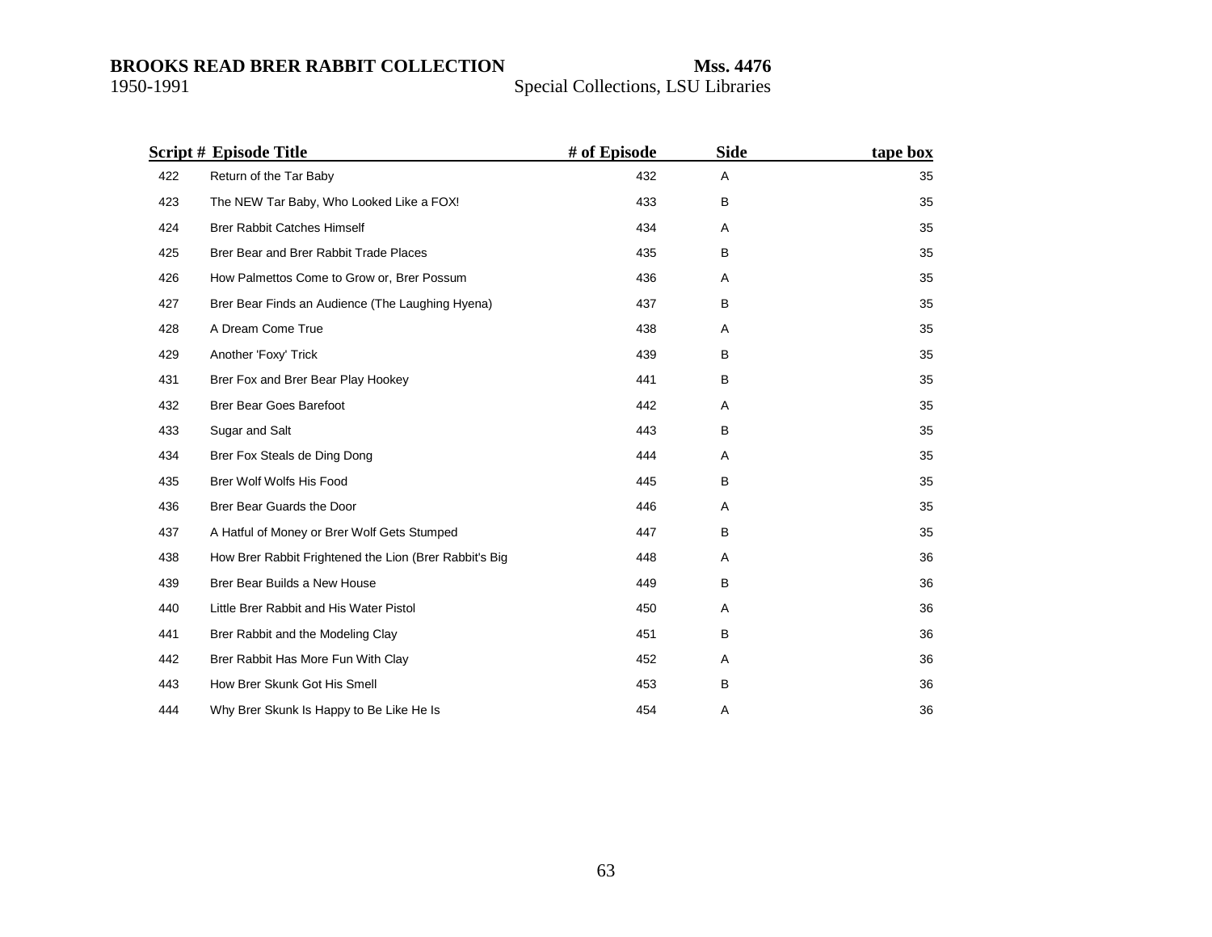| Script # | Episode Title | # of Episode | Side | tape box |
|---|---|---|---|---|
| 422 | Return of the Tar Baby | 432 | A | 35 |
| 423 | The NEW Tar Baby, Who Looked Like a FOX! | 433 | B | 35 |
| 424 | Brer Rabbit Catches Himself | 434 | A | 35 |
| 425 | Brer Bear and Brer Rabbit Trade Places | 435 | B | 35 |
| 426 | How Palmettos Come to Grow or, Brer Possum | 436 | A | 35 |
| 427 | Brer Bear Finds an Audience (The Laughing Hyena) | 437 | B | 35 |
| 428 | A Dream Come True | 438 | A | 35 |
| 429 | Another 'Foxy' Trick | 439 | B | 35 |
| 431 | Brer Fox and Brer Bear Play Hookey | 441 | B | 35 |
| 432 | Brer Bear Goes Barefoot | 442 | A | 35 |
| 433 | Sugar and Salt | 443 | B | 35 |
| 434 | Brer Fox Steals de Ding Dong | 444 | A | 35 |
| 435 | Brer Wolf Wolfs His Food | 445 | B | 35 |
| 436 | Brer Bear Guards the Door | 446 | A | 35 |
| 437 | A Hatful of Money or Brer Wolf Gets Stumped | 447 | B | 35 |
| 438 | How Brer Rabbit Frightened the Lion (Brer Rabbit's Big | 448 | A | 36 |
| 439 | Brer Bear Builds a New House | 449 | B | 36 |
| 440 | Little Brer Rabbit and His Water Pistol | 450 | A | 36 |
| 441 | Brer Rabbit and the Modeling Clay | 451 | B | 36 |
| 442 | Brer Rabbit Has More Fun With Clay | 452 | A | 36 |
| 443 | How Brer Skunk Got His Smell | 453 | B | 36 |
| 444 | Why Brer Skunk Is Happy to Be Like He Is | 454 | A | 36 |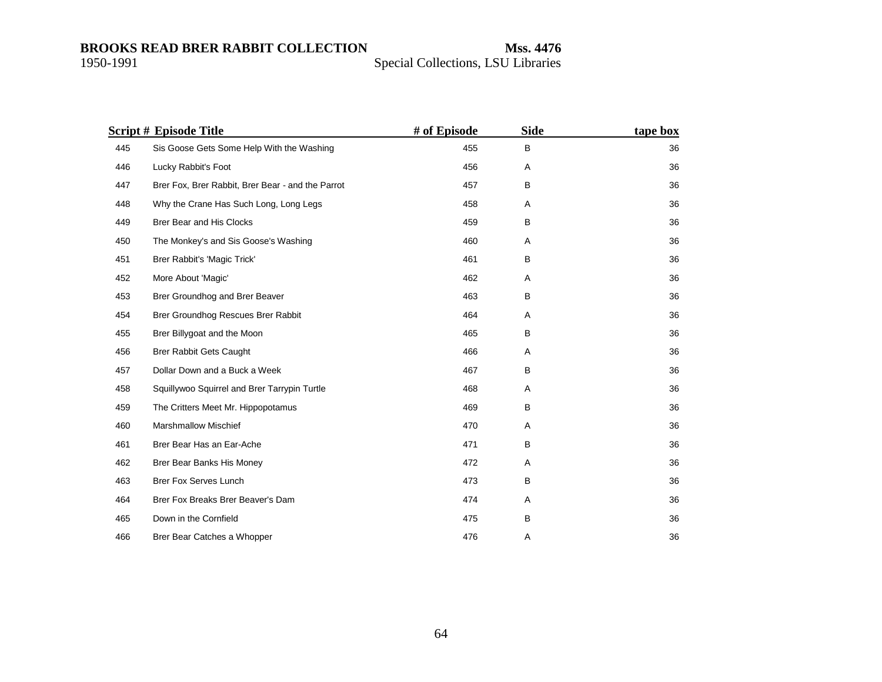| Script # | Episode Title | # of Episode | Side | tape box |
|---|---|---|---|---|
| 445 | Sis Goose Gets Some Help With the Washing | 455 | B | 36 |
| 446 | Lucky Rabbit's Foot | 456 | A | 36 |
| 447 | Brer Fox, Brer Rabbit, Brer Bear - and the Parrot | 457 | B | 36 |
| 448 | Why the Crane Has Such Long, Long Legs | 458 | A | 36 |
| 449 | Brer Bear and His Clocks | 459 | B | 36 |
| 450 | The Monkey's and Sis Goose's Washing | 460 | A | 36 |
| 451 | Brer Rabbit's 'Magic Trick' | 461 | B | 36 |
| 452 | More About 'Magic' | 462 | A | 36 |
| 453 | Brer Groundhog and Brer Beaver | 463 | B | 36 |
| 454 | Brer Groundhog Rescues Brer Rabbit | 464 | A | 36 |
| 455 | Brer Billygoat and the Moon | 465 | B | 36 |
| 456 | Brer Rabbit Gets Caught | 466 | A | 36 |
| 457 | Dollar Down and a Buck a Week | 467 | B | 36 |
| 458 | Squillywoo Squirrel and Brer Tarrypin Turtle | 468 | A | 36 |
| 459 | The Critters Meet Mr. Hippopotamus | 469 | B | 36 |
| 460 | Marshmallow Mischief | 470 | A | 36 |
| 461 | Brer Bear Has an Ear-Ache | 471 | B | 36 |
| 462 | Brer Bear Banks His Money | 472 | A | 36 |
| 463 | Brer Fox Serves Lunch | 473 | B | 36 |
| 464 | Brer Fox Breaks Brer Beaver's Dam | 474 | A | 36 |
| 465 | Down in the Cornfield | 475 | B | 36 |
| 466 | Brer Bear Catches a Whopper | 476 | A | 36 |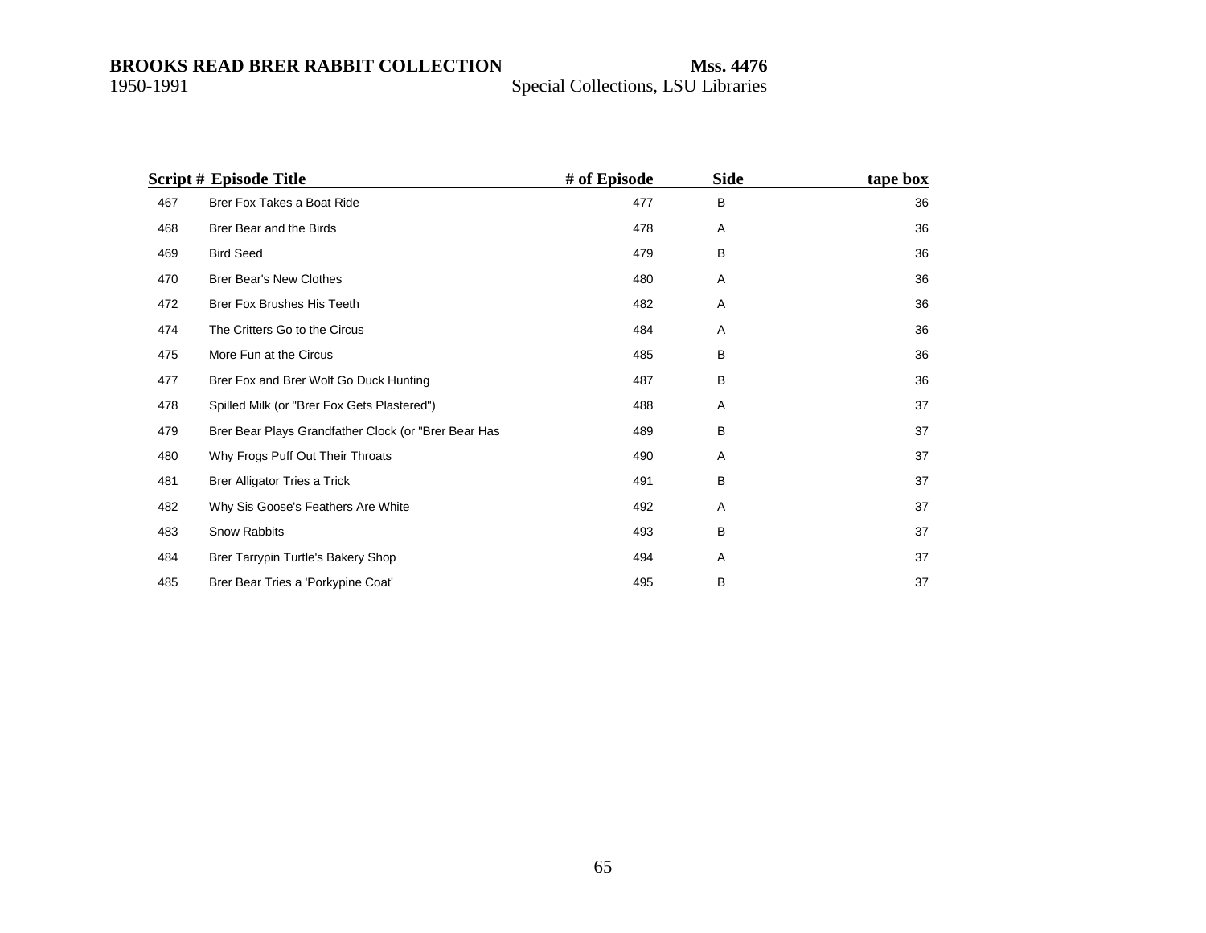| Script # | Episode Title | # of Episode | Side | tape box |
|---|---|---|---|---|
| 467 | Brer Fox Takes a Boat Ride | 477 | B | 36 |
| 468 | Brer Bear and the Birds | 478 | A | 36 |
| 469 | Bird Seed | 479 | B | 36 |
| 470 | Brer Bear's New Clothes | 480 | A | 36 |
| 472 | Brer Fox Brushes His Teeth | 482 | A | 36 |
| 474 | The Critters Go to the Circus | 484 | A | 36 |
| 475 | More Fun at the Circus | 485 | B | 36 |
| 477 | Brer Fox and Brer Wolf Go Duck Hunting | 487 | B | 36 |
| 478 | Spilled Milk (or "Brer Fox Gets Plastered") | 488 | A | 37 |
| 479 | Brer Bear Plays Grandfather Clock (or "Brer Bear Has | 489 | B | 37 |
| 480 | Why Frogs Puff Out Their Throats | 490 | A | 37 |
| 481 | Brer Alligator Tries a Trick | 491 | B | 37 |
| 482 | Why Sis Goose's Feathers Are White | 492 | A | 37 |
| 483 | Snow Rabbits | 493 | B | 37 |
| 484 | Brer Tarrypin Turtle's Bakery Shop | 494 | A | 37 |
| 485 | Brer Bear Tries a 'Porkypine Coat' | 495 | B | 37 |